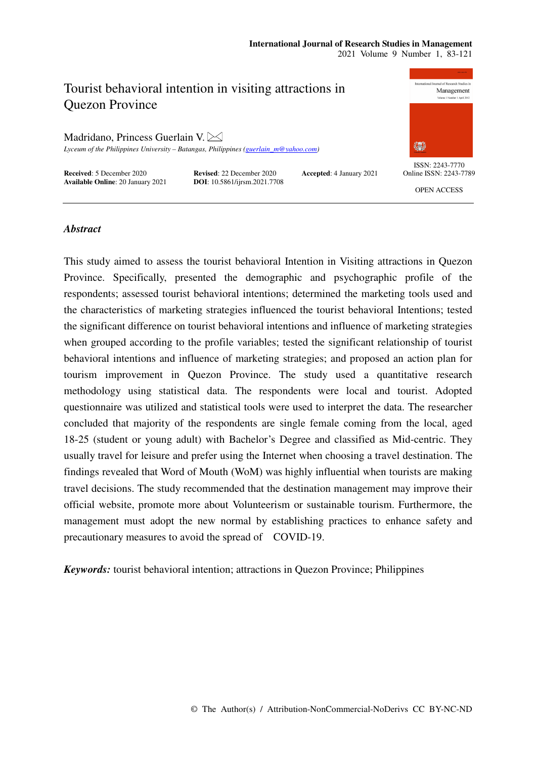# Tourist behavioral intention in visiting attractions in Quezon Province

Madridano, Princess Guerlain V.

*Lyceum of the Philippines University – Batangas, Philippines (guerlain_m@yahoo.com)*

**Received**: 5 December 2020 **Revised**: 22 December 2020 **Accepted**: 4 January 2021
**Available Online**: 20 January 2021 **DOI**: 10.5861/ijrsm.2021.7708

ISSN: 2243-7770
Online ISSN: 2243-7789

OPEN ACCESS

## *Abstract*

This study aimed to assess the tourist behavioral Intention in Visiting attractions in Quezon Province. Specifically, presented the demographic and psychographic profile of the respondents; assessed tourist behavioral intentions; determined the marketing tools used and the characteristics of marketing strategies influenced the tourist behavioral Intentions; tested the significant difference on tourist behavioral intentions and influence of marketing strategies when grouped according to the profile variables; tested the significant relationship of tourist behavioral intentions and influence of marketing strategies; and proposed an action plan for tourism improvement in Quezon Province. The study used a quantitative research methodology using statistical data. The respondents were local and tourist. Adopted questionnaire was utilized and statistical tools were used to interpret the data. The researcher concluded that majority of the respondents are single female coming from the local, aged 18-25 (student or young adult) with Bachelor's Degree and classified as Mid-centric. They usually travel for leisure and prefer using the Internet when choosing a travel destination. The findings revealed that Word of Mouth (WoM) was highly influential when tourists are making travel decisions. The study recommended that the destination management may improve their official website, promote more about Volunteerism or sustainable tourism. Furthermore, the management must adopt the new normal by establishing practices to enhance safety and precautionary measures to avoid the spread of COVID-19.

***Keywords:*** tourist behavioral intention; attractions in Quezon Province; Philippines

© The Author(s) / Attribution-NonCommercial-NoDerivs CC BY-NC-ND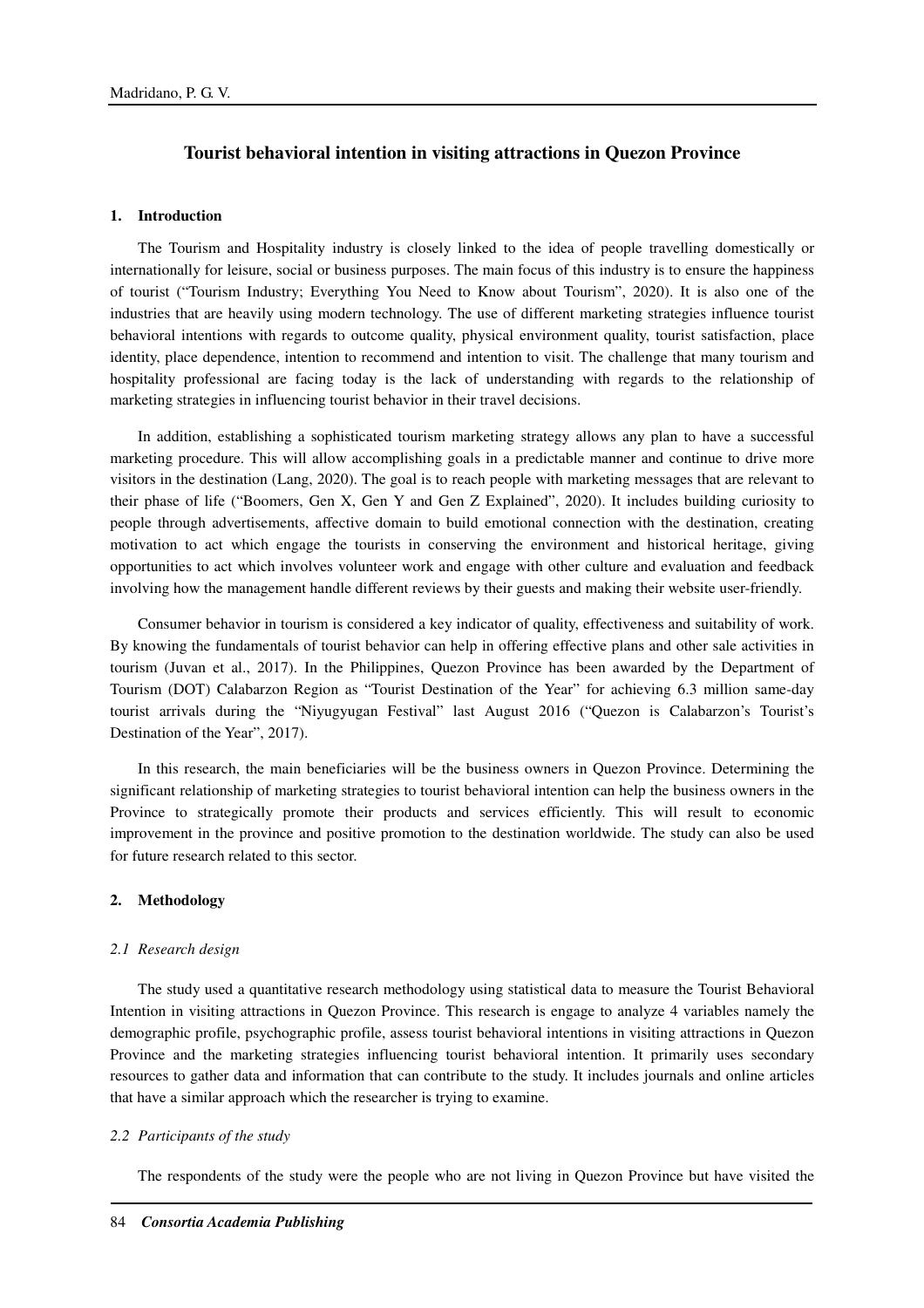# Tourist behavioral intention in visiting attractions in Quezon Province

## 1. Introduction

The Tourism and Hospitality industry is closely linked to the idea of people travelling domestically or internationally for leisure, social or business purposes. The main focus of this industry is to ensure the happiness of tourist ("Tourism Industry; Everything You Need to Know about Tourism", 2020). It is also one of the industries that are heavily using modern technology. The use of different marketing strategies influence tourist behavioral intentions with regards to outcome quality, physical environment quality, tourist satisfaction, place identity, place dependence, intention to recommend and intention to visit. The challenge that many tourism and hospitality professional are facing today is the lack of understanding with regards to the relationship of marketing strategies in influencing tourist behavior in their travel decisions.

In addition, establishing a sophisticated tourism marketing strategy allows any plan to have a successful marketing procedure. This will allow accomplishing goals in a predictable manner and continue to drive more visitors in the destination (Lang, 2020). The goal is to reach people with marketing messages that are relevant to their phase of life ("Boomers, Gen X, Gen Y and Gen Z Explained", 2020). It includes building curiosity to people through advertisements, affective domain to build emotional connection with the destination, creating motivation to act which engage the tourists in conserving the environment and historical heritage, giving opportunities to act which involves volunteer work and engage with other culture and evaluation and feedback involving how the management handle different reviews by their guests and making their website user-friendly.

Consumer behavior in tourism is considered a key indicator of quality, effectiveness and suitability of work. By knowing the fundamentals of tourist behavior can help in offering effective plans and other sale activities in tourism (Juvan et al., 2017). In the Philippines, Quezon Province has been awarded by the Department of Tourism (DOT) Calabarzon Region as "Tourist Destination of the Year" for achieving 6.3 million same-day tourist arrivals during the "Niyugyugan Festival" last August 2016 ("Quezon is Calabarzon's Tourist's Destination of the Year", 2017).

In this research, the main beneficiaries will be the business owners in Quezon Province. Determining the significant relationship of marketing strategies to tourist behavioral intention can help the business owners in the Province to strategically promote their products and services efficiently. This will result to economic improvement in the province and positive promotion to the destination worldwide. The study can also be used for future research related to this sector.

## 2. Methodology

### 2.1 Research design

The study used a quantitative research methodology using statistical data to measure the Tourist Behavioral Intention in visiting attractions in Quezon Province. This research is engage to analyze 4 variables namely the demographic profile, psychographic profile, assess tourist behavioral intentions in visiting attractions in Quezon Province and the marketing strategies influencing tourist behavioral intention. It primarily uses secondary resources to gather data and information that can contribute to the study. It includes journals and online articles that have a similar approach which the researcher is trying to examine.

### 2.2 Participants of the study

The respondents of the study were the people who are not living in Quezon Province but have visited the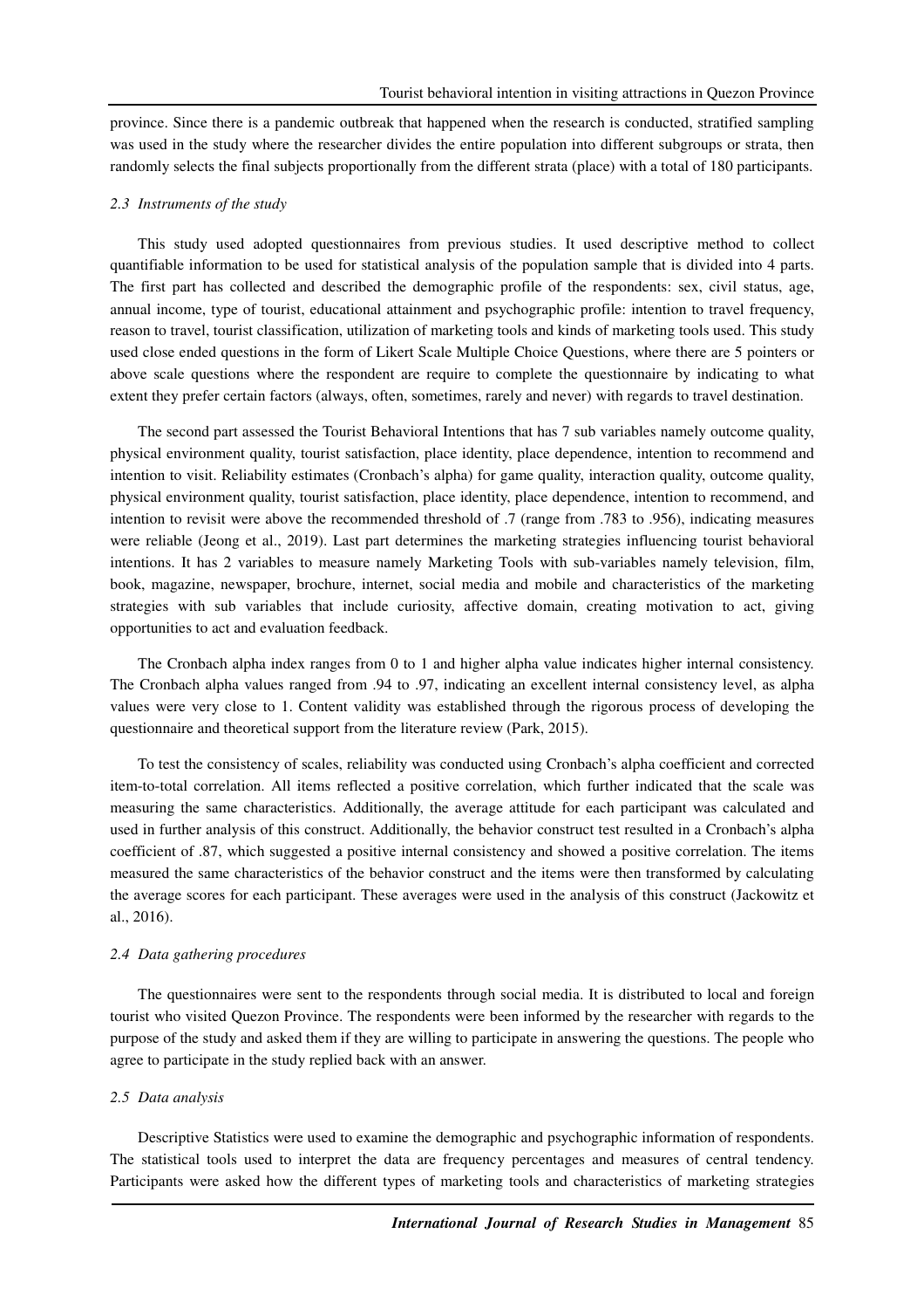province. Since there is a pandemic outbreak that happened when the research is conducted, stratified sampling was used in the study where the researcher divides the entire population into different subgroups or strata, then randomly selects the final subjects proportionally from the different strata (place) with a total of 180 participants.

### 2.3 Instruments of the study

This study used adopted questionnaires from previous studies. It used descriptive method to collect quantifiable information to be used for statistical analysis of the population sample that is divided into 4 parts. The first part has collected and described the demographic profile of the respondents: sex, civil status, age, annual income, type of tourist, educational attainment and psychographic profile: intention to travel frequency, reason to travel, tourist classification, utilization of marketing tools and kinds of marketing tools used. This study used close ended questions in the form of Likert Scale Multiple Choice Questions, where there are 5 pointers or above scale questions where the respondent are require to complete the questionnaire by indicating to what extent they prefer certain factors (always, often, sometimes, rarely and never) with regards to travel destination.

The second part assessed the Tourist Behavioral Intentions that has 7 sub variables namely outcome quality, physical environment quality, tourist satisfaction, place identity, place dependence, intention to recommend and intention to visit. Reliability estimates (Cronbach's alpha) for game quality, interaction quality, outcome quality, physical environment quality, tourist satisfaction, place identity, place dependence, intention to recommend, and intention to revisit were above the recommended threshold of .7 (range from .783 to .956), indicating measures were reliable (Jeong et al., 2019). Last part determines the marketing strategies influencing tourist behavioral intentions. It has 2 variables to measure namely Marketing Tools with sub-variables namely television, film, book, magazine, newspaper, brochure, internet, social media and mobile and characteristics of the marketing strategies with sub variables that include curiosity, affective domain, creating motivation to act, giving opportunities to act and evaluation feedback.

The Cronbach alpha index ranges from 0 to 1 and higher alpha value indicates higher internal consistency. The Cronbach alpha values ranged from .94 to .97, indicating an excellent internal consistency level, as alpha values were very close to 1. Content validity was established through the rigorous process of developing the questionnaire and theoretical support from the literature review (Park, 2015).

To test the consistency of scales, reliability was conducted using Cronbach's alpha coefficient and corrected item-to-total correlation. All items reflected a positive correlation, which further indicated that the scale was measuring the same characteristics. Additionally, the average attitude for each participant was calculated and used in further analysis of this construct. Additionally, the behavior construct test resulted in a Cronbach's alpha coefficient of .87, which suggested a positive internal consistency and showed a positive correlation. The items measured the same characteristics of the behavior construct and the items were then transformed by calculating the average scores for each participant. These averages were used in the analysis of this construct (Jackowitz et al., 2016).

### 2.4 Data gathering procedures

The questionnaires were sent to the respondents through social media. It is distributed to local and foreign tourist who visited Quezon Province. The respondents were been informed by the researcher with regards to the purpose of the study and asked them if they are willing to participate in answering the questions. The people who agree to participate in the study replied back with an answer.

### 2.5 Data analysis

Descriptive Statistics were used to examine the demographic and psychographic information of respondents. The statistical tools used to interpret the data are frequency percentages and measures of central tendency. Participants were asked how the different types of marketing tools and characteristics of marketing strategies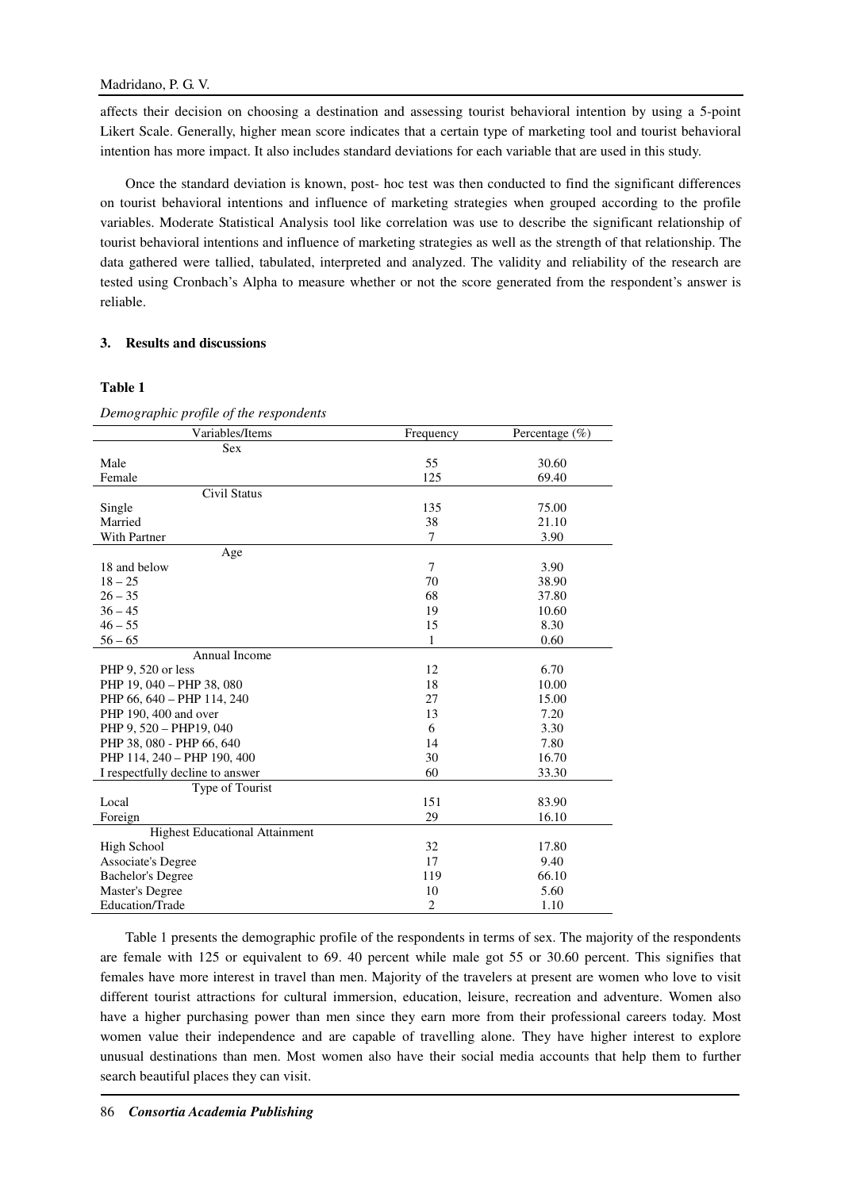affects their decision on choosing a destination and assessing tourist behavioral intention by using a 5-point Likert Scale. Generally, higher mean score indicates that a certain type of marketing tool and tourist behavioral intention has more impact. It also includes standard deviations for each variable that are used in this study.

Once the standard deviation is known, post- hoc test was then conducted to find the significant differences on tourist behavioral intentions and influence of marketing strategies when grouped according to the profile variables. Moderate Statistical Analysis tool like correlation was use to describe the significant relationship of tourist behavioral intentions and influence of marketing strategies as well as the strength of that relationship. The data gathered were tallied, tabulated, interpreted and analyzed. The validity and reliability of the research are tested using Cronbach's Alpha to measure whether or not the score generated from the respondent's answer is reliable.

### 3. Results and discussions

**Table 1**

*Demographic profile of the respondents*

| Variables/Items | Frequency | Percentage (%) |
|---|---|---|
| Sex | | |
| Male | 55 | 30.60 |
| Female | 125 | 69.40 |
| Civil Status | | |
| Single | 135 | 75.00 |
| Married | 38 | 21.10 |
| With Partner | 7 | 3.90 |
| Age | | |
| 18 and below | 7 | 3.90 |
| 18 – 25 | 70 | 38.90 |
| 26 – 35 | 68 | 37.80 |
| 36 – 45 | 19 | 10.60 |
| 46 – 55 | 15 | 8.30 |
| 56 – 65 | 1 | 0.60 |
| Annual Income | | |
| PHP 9, 520 or less | 12 | 6.70 |
| PHP 19, 040 – PHP 38, 080 | 18 | 10.00 |
| PHP 66, 640 – PHP 114, 240 | 27 | 15.00 |
| PHP 190, 400 and over | 13 | 7.20 |
| PHP 9, 520 – PHP19, 040 | 6 | 3.30 |
| PHP 38, 080 - PHP 66, 640 | 14 | 7.80 |
| PHP 114, 240 – PHP 190, 400 | 30 | 16.70 |
| I respectfully decline to answer | 60 | 33.30 |
| Type of Tourist | | |
| Local | 151 | 83.90 |
| Foreign | 29 | 16.10 |
| Highest Educational Attainment | | |
| High School | 32 | 17.80 |
| Associate's Degree | 17 | 9.40 |
| Bachelor's Degree | 119 | 66.10 |
| Master's Degree | 10 | 5.60 |
| Education/Trade | 2 | 1.10 |

Table 1 presents the demographic profile of the respondents in terms of sex. The majority of the respondents are female with 125 or equivalent to 69. 40 percent while male got 55 or 30.60 percent. This signifies that females have more interest in travel than men. Majority of the travelers at present are women who love to visit different tourist attractions for cultural immersion, education, leisure, recreation and adventure. Women also have a higher purchasing power than men since they earn more from their professional careers today. Most women value their independence and are capable of travelling alone. They have higher interest to explore unusual destinations than men. Most women also have their social media accounts that help them to further search beautiful places they can visit.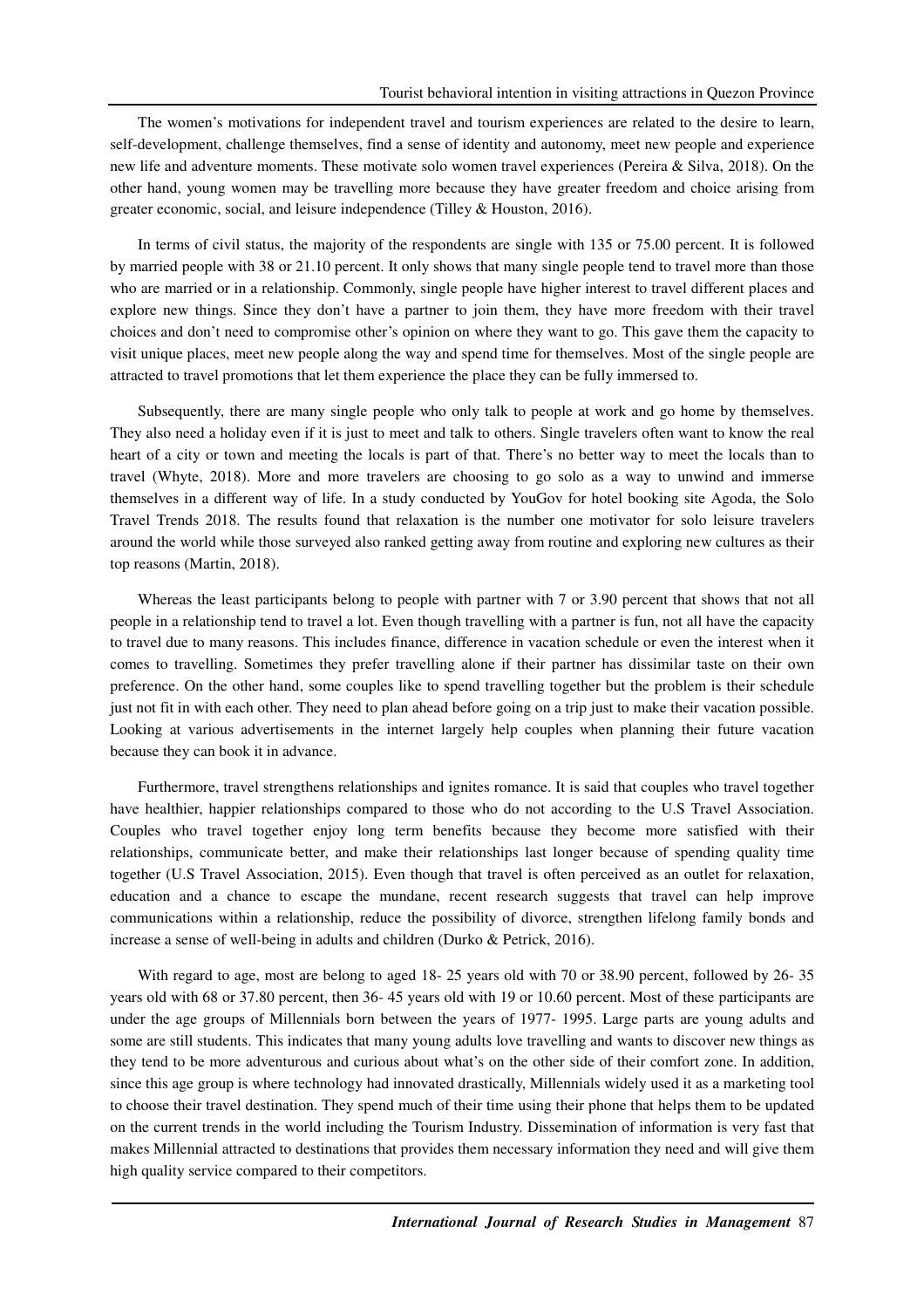The women's motivations for independent travel and tourism experiences are related to the desire to learn, self-development, challenge themselves, find a sense of identity and autonomy, meet new people and experience new life and adventure moments. These motivate solo women travel experiences (Pereira & Silva, 2018). On the other hand, young women may be travelling more because they have greater freedom and choice arising from greater economic, social, and leisure independence (Tilley & Houston, 2016).

In terms of civil status, the majority of the respondents are single with 135 or 75.00 percent. It is followed by married people with 38 or 21.10 percent. It only shows that many single people tend to travel more than those who are married or in a relationship. Commonly, single people have higher interest to travel different places and explore new things. Since they don't have a partner to join them, they have more freedom with their travel choices and don't need to compromise other's opinion on where they want to go. This gave them the capacity to visit unique places, meet new people along the way and spend time for themselves. Most of the single people are attracted to travel promotions that let them experience the place they can be fully immersed to.

Subsequently, there are many single people who only talk to people at work and go home by themselves. They also need a holiday even if it is just to meet and talk to others. Single travelers often want to know the real heart of a city or town and meeting the locals is part of that. There's no better way to meet the locals than to travel (Whyte, 2018). More and more travelers are choosing to go solo as a way to unwind and immerse themselves in a different way of life. In a study conducted by YouGov for hotel booking site Agoda, the Solo Travel Trends 2018. The results found that relaxation is the number one motivator for solo leisure travelers around the world while those surveyed also ranked getting away from routine and exploring new cultures as their top reasons (Martin, 2018).

Whereas the least participants belong to people with partner with 7 or 3.90 percent that shows that not all people in a relationship tend to travel a lot. Even though travelling with a partner is fun, not all have the capacity to travel due to many reasons. This includes finance, difference in vacation schedule or even the interest when it comes to travelling. Sometimes they prefer travelling alone if their partner has dissimilar taste on their own preference. On the other hand, some couples like to spend travelling together but the problem is their schedule just not fit in with each other. They need to plan ahead before going on a trip just to make their vacation possible. Looking at various advertisements in the internet largely help couples when planning their future vacation because they can book it in advance.

Furthermore, travel strengthens relationships and ignites romance. It is said that couples who travel together have healthier, happier relationships compared to those who do not according to the U.S Travel Association. Couples who travel together enjoy long term benefits because they become more satisfied with their relationships, communicate better, and make their relationships last longer because of spending quality time together (U.S Travel Association, 2015). Even though that travel is often perceived as an outlet for relaxation, education and a chance to escape the mundane, recent research suggests that travel can help improve communications within a relationship, reduce the possibility of divorce, strengthen lifelong family bonds and increase a sense of well-being in adults and children (Durko & Petrick, 2016).

With regard to age, most are belong to aged 18- 25 years old with 70 or 38.90 percent, followed by 26- 35 years old with 68 or 37.80 percent, then 36- 45 years old with 19 or 10.60 percent. Most of these participants are under the age groups of Millennials born between the years of 1977- 1995. Large parts are young adults and some are still students. This indicates that many young adults love travelling and wants to discover new things as they tend to be more adventurous and curious about what's on the other side of their comfort zone. In addition, since this age group is where technology had innovated drastically, Millennials widely used it as a marketing tool to choose their travel destination. They spend much of their time using their phone that helps them to be updated on the current trends in the world including the Tourism Industry. Dissemination of information is very fast that makes Millennial attracted to destinations that provides them necessary information they need and will give them high quality service compared to their competitors.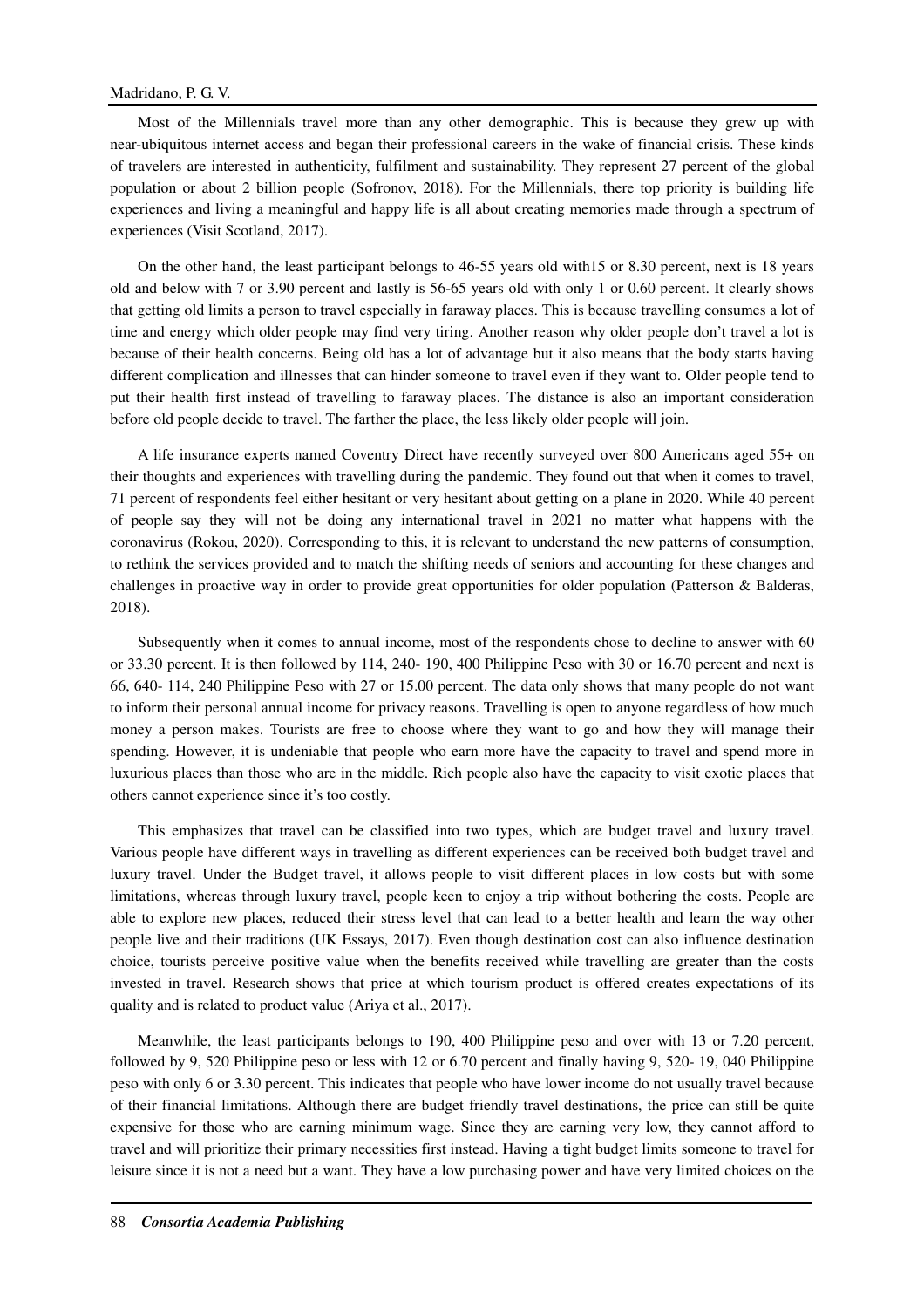Most of the Millennials travel more than any other demographic. This is because they grew up with near-ubiquitous internet access and began their professional careers in the wake of financial crisis. These kinds of travelers are interested in authenticity, fulfilment and sustainability. They represent 27 percent of the global population or about 2 billion people (Sofronov, 2018). For the Millennials, there top priority is building life experiences and living a meaningful and happy life is all about creating memories made through a spectrum of experiences (Visit Scotland, 2017).

On the other hand, the least participant belongs to 46-55 years old with15 or 8.30 percent, next is 18 years old and below with 7 or 3.90 percent and lastly is 56-65 years old with only 1 or 0.60 percent. It clearly shows that getting old limits a person to travel especially in faraway places. This is because travelling consumes a lot of time and energy which older people may find very tiring. Another reason why older people don't travel a lot is because of their health concerns. Being old has a lot of advantage but it also means that the body starts having different complication and illnesses that can hinder someone to travel even if they want to. Older people tend to put their health first instead of travelling to faraway places. The distance is also an important consideration before old people decide to travel. The farther the place, the less likely older people will join.

A life insurance experts named Coventry Direct have recently surveyed over 800 Americans aged 55+ on their thoughts and experiences with travelling during the pandemic. They found out that when it comes to travel, 71 percent of respondents feel either hesitant or very hesitant about getting on a plane in 2020. While 40 percent of people say they will not be doing any international travel in 2021 no matter what happens with the coronavirus (Rokou, 2020). Corresponding to this, it is relevant to understand the new patterns of consumption, to rethink the services provided and to match the shifting needs of seniors and accounting for these changes and challenges in proactive way in order to provide great opportunities for older population (Patterson & Balderas, 2018).

Subsequently when it comes to annual income, most of the respondents chose to decline to answer with 60 or 33.30 percent. It is then followed by 114, 240- 190, 400 Philippine Peso with 30 or 16.70 percent and next is 66, 640- 114, 240 Philippine Peso with 27 or 15.00 percent. The data only shows that many people do not want to inform their personal annual income for privacy reasons. Travelling is open to anyone regardless of how much money a person makes. Tourists are free to choose where they want to go and how they will manage their spending. However, it is undeniable that people who earn more have the capacity to travel and spend more in luxurious places than those who are in the middle. Rich people also have the capacity to visit exotic places that others cannot experience since it's too costly.

This emphasizes that travel can be classified into two types, which are budget travel and luxury travel. Various people have different ways in travelling as different experiences can be received both budget travel and luxury travel. Under the Budget travel, it allows people to visit different places in low costs but with some limitations, whereas through luxury travel, people keen to enjoy a trip without bothering the costs. People are able to explore new places, reduced their stress level that can lead to a better health and learn the way other people live and their traditions (UK Essays, 2017). Even though destination cost can also influence destination choice, tourists perceive positive value when the benefits received while travelling are greater than the costs invested in travel. Research shows that price at which tourism product is offered creates expectations of its quality and is related to product value (Ariya et al., 2017).

Meanwhile, the least participants belongs to 190, 400 Philippine peso and over with 13 or 7.20 percent, followed by 9, 520 Philippine peso or less with 12 or 6.70 percent and finally having 9, 520- 19, 040 Philippine peso with only 6 or 3.30 percent. This indicates that people who have lower income do not usually travel because of their financial limitations. Although there are budget friendly travel destinations, the price can still be quite expensive for those who are earning minimum wage. Since they are earning very low, they cannot afford to travel and will prioritize their primary necessities first instead. Having a tight budget limits someone to travel for leisure since it is not a need but a want. They have a low purchasing power and have very limited choices on the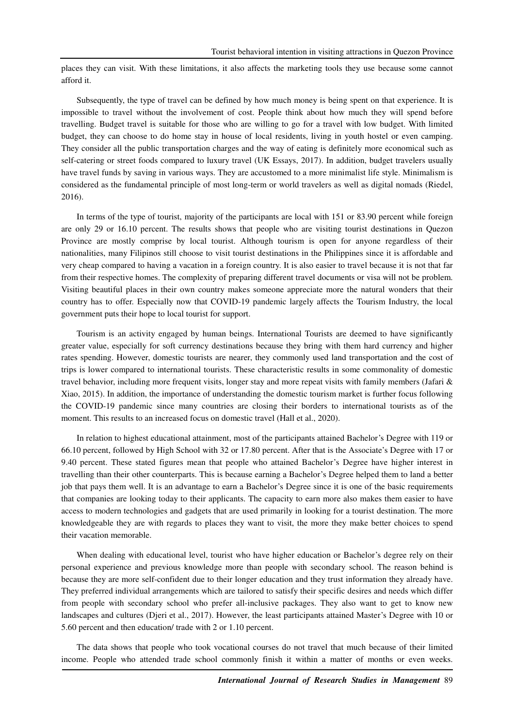places they can visit. With these limitations, it also affects the marketing tools they use because some cannot afford it.

Subsequently, the type of travel can be defined by how much money is being spent on that experience. It is impossible to travel without the involvement of cost. People think about how much they will spend before travelling. Budget travel is suitable for those who are willing to go for a travel with low budget. With limited budget, they can choose to do home stay in house of local residents, living in youth hostel or even camping. They consider all the public transportation charges and the way of eating is definitely more economical such as self-catering or street foods compared to luxury travel (UK Essays, 2017). In addition, budget travelers usually have travel funds by saving in various ways. They are accustomed to a more minimalist life style. Minimalism is considered as the fundamental principle of most long-term or world travelers as well as digital nomads (Riedel, 2016).

In terms of the type of tourist, majority of the participants are local with 151 or 83.90 percent while foreign are only 29 or 16.10 percent. The results shows that people who are visiting tourist destinations in Quezon Province are mostly comprise by local tourist. Although tourism is open for anyone regardless of their nationalities, many Filipinos still choose to visit tourist destinations in the Philippines since it is affordable and very cheap compared to having a vacation in a foreign country. It is also easier to travel because it is not that far from their respective homes. The complexity of preparing different travel documents or visa will not be problem. Visiting beautiful places in their own country makes someone appreciate more the natural wonders that their country has to offer. Especially now that COVID-19 pandemic largely affects the Tourism Industry, the local government puts their hope to local tourist for support.

Tourism is an activity engaged by human beings. International Tourists are deemed to have significantly greater value, especially for soft currency destinations because they bring with them hard currency and higher rates spending. However, domestic tourists are nearer, they commonly used land transportation and the cost of trips is lower compared to international tourists. These characteristic results in some commonality of domestic travel behavior, including more frequent visits, longer stay and more repeat visits with family members (Jafari & Xiao, 2015). In addition, the importance of understanding the domestic tourism market is further focus following the COVID-19 pandemic since many countries are closing their borders to international tourists as of the moment. This results to an increased focus on domestic travel (Hall et al., 2020).

In relation to highest educational attainment, most of the participants attained Bachelor's Degree with 119 or 66.10 percent, followed by High School with 32 or 17.80 percent. After that is the Associate's Degree with 17 or 9.40 percent. These stated figures mean that people who attained Bachelor's Degree have higher interest in travelling than their other counterparts. This is because earning a Bachelor's Degree helped them to land a better job that pays them well. It is an advantage to earn a Bachelor's Degree since it is one of the basic requirements that companies are looking today to their applicants. The capacity to earn more also makes them easier to have access to modern technologies and gadgets that are used primarily in looking for a tourist destination. The more knowledgeable they are with regards to places they want to visit, the more they make better choices to spend their vacation memorable.

When dealing with educational level, tourist who have higher education or Bachelor's degree rely on their personal experience and previous knowledge more than people with secondary school. The reason behind is because they are more self-confident due to their longer education and they trust information they already have. They preferred individual arrangements which are tailored to satisfy their specific desires and needs which differ from people with secondary school who prefer all-inclusive packages. They also want to get to know new landscapes and cultures (Djeri et al., 2017). However, the least participants attained Master's Degree with 10 or 5.60 percent and then education/ trade with 2 or 1.10 percent.

The data shows that people who took vocational courses do not travel that much because of their limited income. People who attended trade school commonly finish it within a matter of months or even weeks.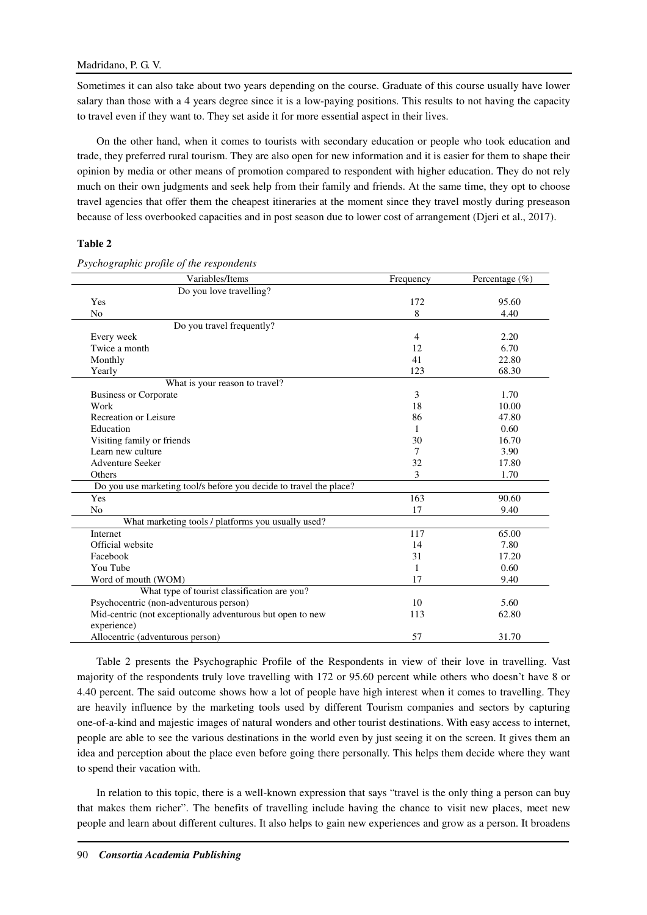Sometimes it can also take about two years depending on the course. Graduate of this course usually have lower salary than those with a 4 years degree since it is a low-paying positions. This results to not having the capacity to travel even if they want to. They set aside it for more essential aspect in their lives.

On the other hand, when it comes to tourists with secondary education or people who took education and trade, they preferred rural tourism. They are also open for new information and it is easier for them to shape their opinion by media or other means of promotion compared to respondent with higher education. They do not rely much on their own judgments and seek help from their family and friends. At the same time, they opt to choose travel agencies that offer them the cheapest itineraries at the moment since they travel mostly during preseason because of less overbooked capacities and in post season due to lower cost of arrangement (Djeri et al., 2017).

**Table 2**

*Psychographic profile of the respondents*

| Variables/Items | Frequency | Percentage (%) |
|---|---|---|
| Do you love travelling? | | |
| Yes | 172 | 95.60 |
| No | 8 | 4.40 |
| Do you travel frequently? | | |
| Every week | 4 | 2.20 |
| Twice a month | 12 | 6.70 |
| Monthly | 41 | 22.80 |
| Yearly | 123 | 68.30 |
| What is your reason to travel? | | |
| Business or Corporate | 3 | 1.70 |
| Work | 18 | 10.00 |
| Recreation or Leisure | 86 | 47.80 |
| Education | 1 | 0.60 |
| Visiting family or friends | 30 | 16.70 |
| Learn new culture | 7 | 3.90 |
| Adventure Seeker | 32 | 17.80 |
| Others | 3 | 1.70 |
| Do you use marketing tool/s before you decide to travel the place? | | |
| Yes | 163 | 90.60 |
| No | 17 | 9.40 |
| What marketing tools / platforms you usually used? | | |
| Internet | 117 | 65.00 |
| Official website | 14 | 7.80 |
| Facebook | 31 | 17.20 |
| You Tube | 1 | 0.60 |
| Word of mouth (WOM) | 17 | 9.40 |
| What type of tourist classification are you? | | |
| Psychocentric (non-adventurous person) | 10 | 5.60 |
| Mid-centric (not exceptionally adventurous but open to new experience) | 113 | 62.80 |
| Allocentric (adventurous person) | 57 | 31.70 |

Table 2 presents the Psychographic Profile of the Respondents in view of their love in travelling. Vast majority of the respondents truly love travelling with 172 or 95.60 percent while others who doesn't have 8 or 4.40 percent. The said outcome shows how a lot of people have high interest when it comes to travelling. They are heavily influence by the marketing tools used by different Tourism companies and sectors by capturing one-of-a-kind and majestic images of natural wonders and other tourist destinations. With easy access to internet, people are able to see the various destinations in the world even by just seeing it on the screen. It gives them an idea and perception about the place even before going there personally. This helps them decide where they want to spend their vacation with.

In relation to this topic, there is a well-known expression that says "travel is the only thing a person can buy that makes them richer". The benefits of travelling include having the chance to visit new places, meet new people and learn about different cultures. It also helps to gain new experiences and grow as a person. It broadens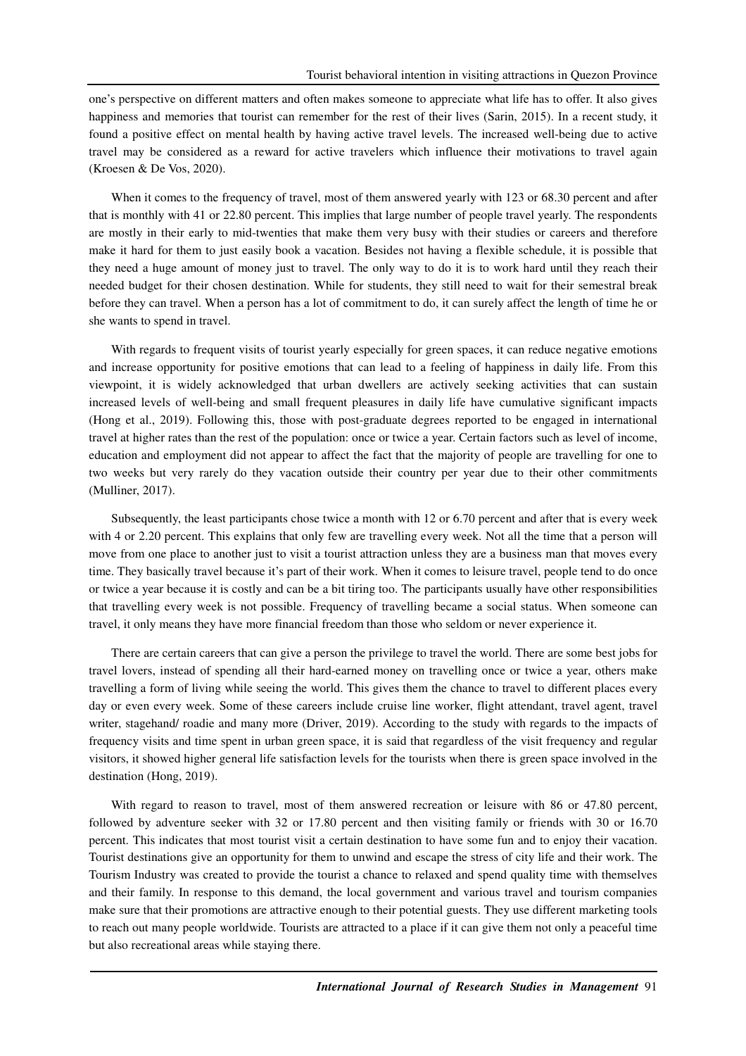one's perspective on different matters and often makes someone to appreciate what life has to offer. It also gives happiness and memories that tourist can remember for the rest of their lives (Sarin, 2015). In a recent study, it found a positive effect on mental health by having active travel levels. The increased well-being due to active travel may be considered as a reward for active travelers which influence their motivations to travel again (Kroesen & De Vos, 2020).

When it comes to the frequency of travel, most of them answered yearly with 123 or 68.30 percent and after that is monthly with 41 or 22.80 percent. This implies that large number of people travel yearly. The respondents are mostly in their early to mid-twenties that make them very busy with their studies or careers and therefore make it hard for them to just easily book a vacation. Besides not having a flexible schedule, it is possible that they need a huge amount of money just to travel. The only way to do it is to work hard until they reach their needed budget for their chosen destination. While for students, they still need to wait for their semestral break before they can travel. When a person has a lot of commitment to do, it can surely affect the length of time he or she wants to spend in travel.

With regards to frequent visits of tourist yearly especially for green spaces, it can reduce negative emotions and increase opportunity for positive emotions that can lead to a feeling of happiness in daily life. From this viewpoint, it is widely acknowledged that urban dwellers are actively seeking activities that can sustain increased levels of well-being and small frequent pleasures in daily life have cumulative significant impacts (Hong et al., 2019). Following this, those with post-graduate degrees reported to be engaged in international travel at higher rates than the rest of the population: once or twice a year. Certain factors such as level of income, education and employment did not appear to affect the fact that the majority of people are travelling for one to two weeks but very rarely do they vacation outside their country per year due to their other commitments (Mulliner, 2017).

Subsequently, the least participants chose twice a month with 12 or 6.70 percent and after that is every week with 4 or 2.20 percent. This explains that only few are travelling every week. Not all the time that a person will move from one place to another just to visit a tourist attraction unless they are a business man that moves every time. They basically travel because it's part of their work. When it comes to leisure travel, people tend to do once or twice a year because it is costly and can be a bit tiring too. The participants usually have other responsibilities that travelling every week is not possible. Frequency of travelling became a social status. When someone can travel, it only means they have more financial freedom than those who seldom or never experience it.

There are certain careers that can give a person the privilege to travel the world. There are some best jobs for travel lovers, instead of spending all their hard-earned money on travelling once or twice a year, others make travelling a form of living while seeing the world. This gives them the chance to travel to different places every day or even every week. Some of these careers include cruise line worker, flight attendant, travel agent, travel writer, stagehand/ roadie and many more (Driver, 2019). According to the study with regards to the impacts of frequency visits and time spent in urban green space, it is said that regardless of the visit frequency and regular visitors, it showed higher general life satisfaction levels for the tourists when there is green space involved in the destination (Hong, 2019).

With regard to reason to travel, most of them answered recreation or leisure with 86 or 47.80 percent, followed by adventure seeker with 32 or 17.80 percent and then visiting family or friends with 30 or 16.70 percent. This indicates that most tourist visit a certain destination to have some fun and to enjoy their vacation. Tourist destinations give an opportunity for them to unwind and escape the stress of city life and their work. The Tourism Industry was created to provide the tourist a chance to relaxed and spend quality time with themselves and their family. In response to this demand, the local government and various travel and tourism companies make sure that their promotions are attractive enough to their potential guests. They use different marketing tools to reach out many people worldwide. Tourists are attracted to a place if it can give them not only a peaceful time but also recreational areas while staying there.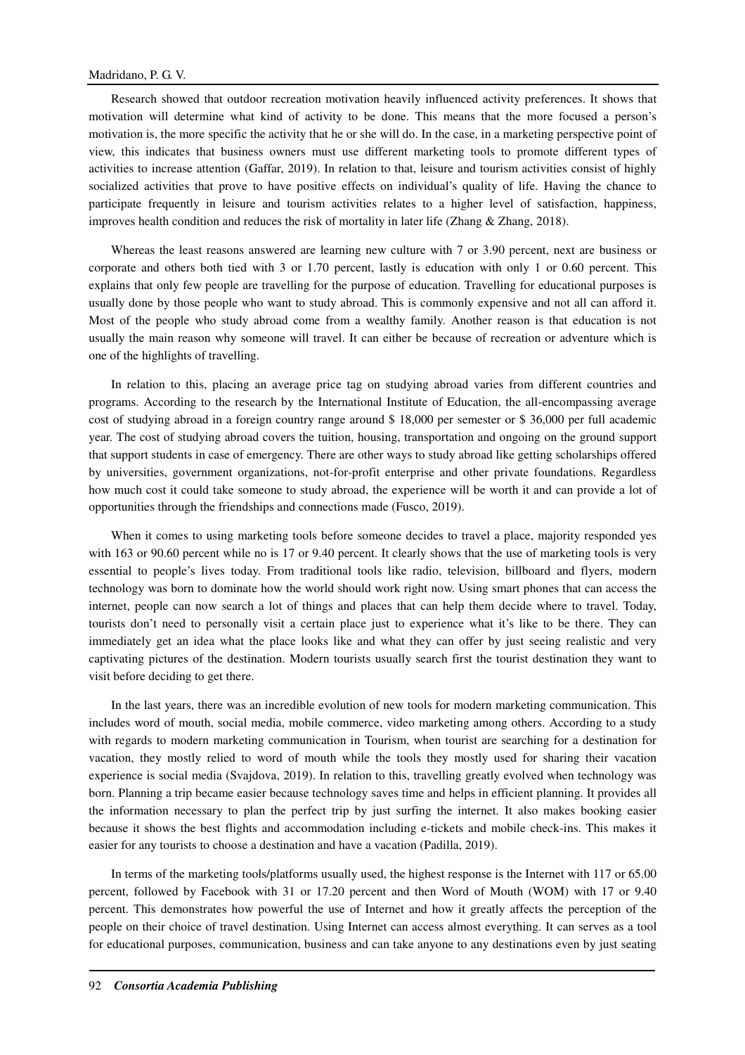Research showed that outdoor recreation motivation heavily influenced activity preferences. It shows that motivation will determine what kind of activity to be done. This means that the more focused a person's motivation is, the more specific the activity that he or she will do. In the case, in a marketing perspective point of view, this indicates that business owners must use different marketing tools to promote different types of activities to increase attention (Gaffar, 2019). In relation to that, leisure and tourism activities consist of highly socialized activities that prove to have positive effects on individual's quality of life. Having the chance to participate frequently in leisure and tourism activities relates to a higher level of satisfaction, happiness, improves health condition and reduces the risk of mortality in later life (Zhang & Zhang, 2018).

Whereas the least reasons answered are learning new culture with 7 or 3.90 percent, next are business or corporate and others both tied with 3 or 1.70 percent, lastly is education with only 1 or 0.60 percent. This explains that only few people are travelling for the purpose of education. Travelling for educational purposes is usually done by those people who want to study abroad. This is commonly expensive and not all can afford it. Most of the people who study abroad come from a wealthy family. Another reason is that education is not usually the main reason why someone will travel. It can either be because of recreation or adventure which is one of the highlights of travelling.

In relation to this, placing an average price tag on studying abroad varies from different countries and programs. According to the research by the International Institute of Education, the all-encompassing average cost of studying abroad in a foreign country range around $ 18,000 per semester or $ 36,000 per full academic year. The cost of studying abroad covers the tuition, housing, transportation and ongoing on the ground support that support students in case of emergency. There are other ways to study abroad like getting scholarships offered by universities, government organizations, not-for-profit enterprise and other private foundations. Regardless how much cost it could take someone to study abroad, the experience will be worth it and can provide a lot of opportunities through the friendships and connections made (Fusco, 2019).

When it comes to using marketing tools before someone decides to travel a place, majority responded yes with 163 or 90.60 percent while no is 17 or 9.40 percent. It clearly shows that the use of marketing tools is very essential to people's lives today. From traditional tools like radio, television, billboard and flyers, modern technology was born to dominate how the world should work right now. Using smart phones that can access the internet, people can now search a lot of things and places that can help them decide where to travel. Today, tourists don't need to personally visit a certain place just to experience what it's like to be there. They can immediately get an idea what the place looks like and what they can offer by just seeing realistic and very captivating pictures of the destination. Modern tourists usually search first the tourist destination they want to visit before deciding to get there.

In the last years, there was an incredible evolution of new tools for modern marketing communication. This includes word of mouth, social media, mobile commerce, video marketing among others. According to a study with regards to modern marketing communication in Tourism, when tourist are searching for a destination for vacation, they mostly relied to word of mouth while the tools they mostly used for sharing their vacation experience is social media (Svajdova, 2019). In relation to this, travelling greatly evolved when technology was born. Planning a trip became easier because technology saves time and helps in efficient planning. It provides all the information necessary to plan the perfect trip by just surfing the internet. It also makes booking easier because it shows the best flights and accommodation including e-tickets and mobile check-ins. This makes it easier for any tourists to choose a destination and have a vacation (Padilla, 2019).

In terms of the marketing tools/platforms usually used, the highest response is the Internet with 117 or 65.00 percent, followed by Facebook with 31 or 17.20 percent and then Word of Mouth (WOM) with 17 or 9.40 percent. This demonstrates how powerful the use of Internet and how it greatly affects the perception of the people on their choice of travel destination. Using Internet can access almost everything. It can serves as a tool for educational purposes, communication, business and can take anyone to any destinations even by just seating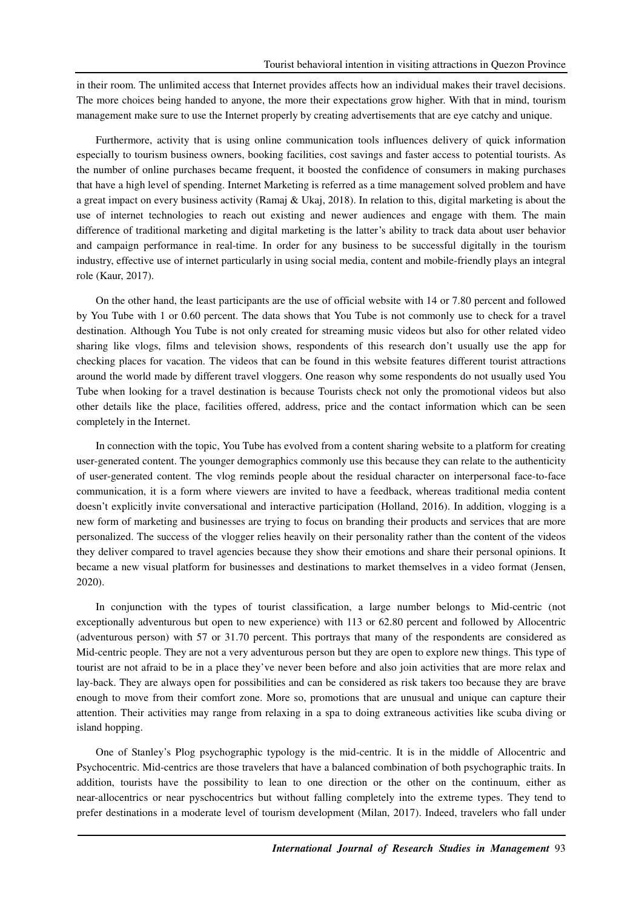in their room. The unlimited access that Internet provides affects how an individual makes their travel decisions. The more choices being handed to anyone, the more their expectations grow higher. With that in mind, tourism management make sure to use the Internet properly by creating advertisements that are eye catchy and unique.

Furthermore, activity that is using online communication tools influences delivery of quick information especially to tourism business owners, booking facilities, cost savings and faster access to potential tourists. As the number of online purchases became frequent, it boosted the confidence of consumers in making purchases that have a high level of spending. Internet Marketing is referred as a time management solved problem and have a great impact on every business activity (Ramaj & Ukaj, 2018). In relation to this, digital marketing is about the use of internet technologies to reach out existing and newer audiences and engage with them. The main difference of traditional marketing and digital marketing is the latter's ability to track data about user behavior and campaign performance in real-time. In order for any business to be successful digitally in the tourism industry, effective use of internet particularly in using social media, content and mobile-friendly plays an integral role (Kaur, 2017).

On the other hand, the least participants are the use of official website with 14 or 7.80 percent and followed by You Tube with 1 or 0.60 percent. The data shows that You Tube is not commonly use to check for a travel destination. Although You Tube is not only created for streaming music videos but also for other related video sharing like vlogs, films and television shows, respondents of this research don't usually use the app for checking places for vacation. The videos that can be found in this website features different tourist attractions around the world made by different travel vloggers. One reason why some respondents do not usually used You Tube when looking for a travel destination is because Tourists check not only the promotional videos but also other details like the place, facilities offered, address, price and the contact information which can be seen completely in the Internet.

In connection with the topic, You Tube has evolved from a content sharing website to a platform for creating user-generated content. The younger demographics commonly use this because they can relate to the authenticity of user-generated content. The vlog reminds people about the residual character on interpersonal face-to-face communication, it is a form where viewers are invited to have a feedback, whereas traditional media content doesn't explicitly invite conversational and interactive participation (Holland, 2016). In addition, vlogging is a new form of marketing and businesses are trying to focus on branding their products and services that are more personalized. The success of the vlogger relies heavily on their personality rather than the content of the videos they deliver compared to travel agencies because they show their emotions and share their personal opinions. It became a new visual platform for businesses and destinations to market themselves in a video format (Jensen, 2020).

In conjunction with the types of tourist classification, a large number belongs to Mid-centric (not exceptionally adventurous but open to new experience) with 113 or 62.80 percent and followed by Allocentric (adventurous person) with 57 or 31.70 percent. This portrays that many of the respondents are considered as Mid-centric people. They are not a very adventurous person but they are open to explore new things. This type of tourist are not afraid to be in a place they've never been before and also join activities that are more relax and lay-back. They are always open for possibilities and can be considered as risk takers too because they are brave enough to move from their comfort zone. More so, promotions that are unusual and unique can capture their attention. Their activities may range from relaxing in a spa to doing extraneous activities like scuba diving or island hopping.

One of Stanley's Plog psychographic typology is the mid-centric. It is in the middle of Allocentric and Psychocentric. Mid-centrics are those travelers that have a balanced combination of both psychographic traits. In addition, tourists have the possibility to lean to one direction or the other on the continuum, either as near-allocentrics or near pyschocentrics but without falling completely into the extreme types. They tend to prefer destinations in a moderate level of tourism development (Milan, 2017). Indeed, travelers who fall under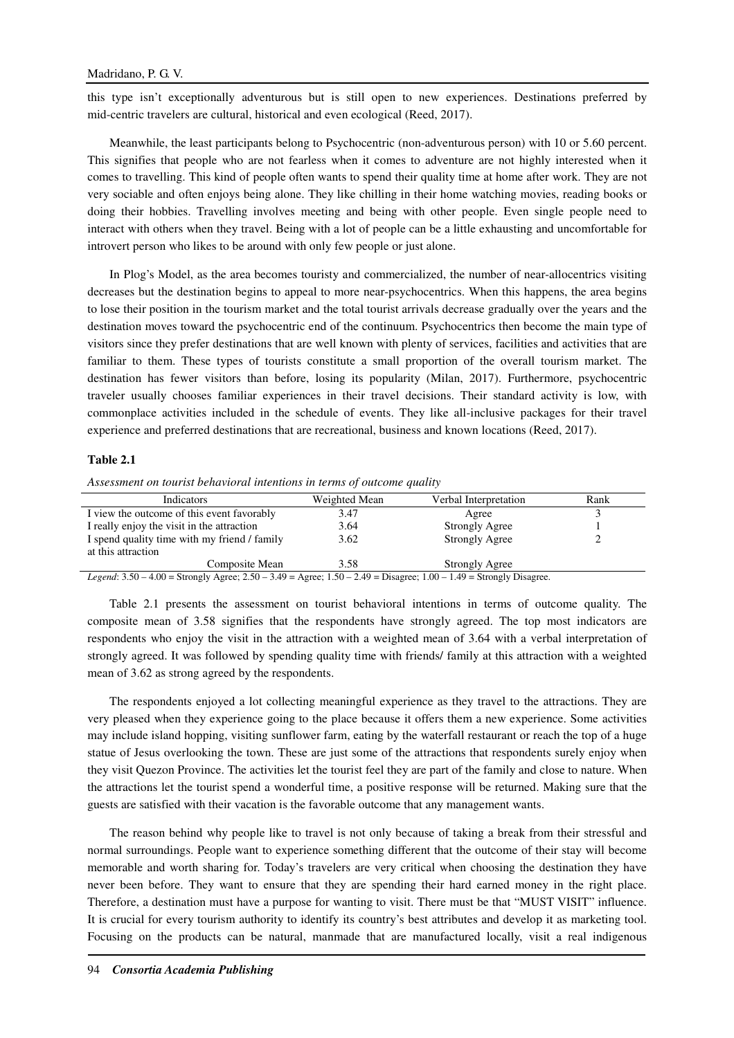this type isn't exceptionally adventurous but is still open to new experiences. Destinations preferred by mid-centric travelers are cultural, historical and even ecological (Reed, 2017).

Meanwhile, the least participants belong to Psychocentric (non-adventurous person) with 10 or 5.60 percent. This signifies that people who are not fearless when it comes to adventure are not highly interested when it comes to travelling. This kind of people often wants to spend their quality time at home after work. They are not very sociable and often enjoys being alone. They like chilling in their home watching movies, reading books or doing their hobbies. Travelling involves meeting and being with other people. Even single people need to interact with others when they travel. Being with a lot of people can be a little exhausting and uncomfortable for introvert person who likes to be around with only few people or just alone.

In Plog's Model, as the area becomes touristy and commercialized, the number of near-allocentrics visiting decreases but the destination begins to appeal to more near-psychocentrics. When this happens, the area begins to lose their position in the tourism market and the total tourist arrivals decrease gradually over the years and the destination moves toward the psychocentric end of the continuum. Psychocentrics then become the main type of visitors since they prefer destinations that are well known with plenty of services, facilities and activities that are familiar to them. These types of tourists constitute a small proportion of the overall tourism market. The destination has fewer visitors than before, losing its popularity (Milan, 2017). Furthermore, psychocentric traveler usually chooses familiar experiences in their travel decisions. Their standard activity is low, with commonplace activities included in the schedule of events. They like all-inclusive packages for their travel experience and preferred destinations that are recreational, business and known locations (Reed, 2017).

**Table 2.1**

*Assessment on tourist behavioral intentions in terms of outcome quality*

| Indicators | Weighted Mean | Verbal Interpretation | Rank |
|---|---|---|---|
| I view the outcome of this event favorably | 3.47 | Agree | 3 |
| I really enjoy the visit in the attraction | 3.64 | Strongly Agree | 1 |
| I spend quality time with my friend / family at this attraction | 3.62 | Strongly Agree | 2 |
| Composite Mean | 3.58 | Strongly Agree | |

*Legend*: 3.50 – 4.00 = Strongly Agree; 2.50 – 3.49 = Agree; 1.50 – 2.49 = Disagree; 1.00 – 1.49 = Strongly Disagree.

Table 2.1 presents the assessment on tourist behavioral intentions in terms of outcome quality. The composite mean of 3.58 signifies that the respondents have strongly agreed. The top most indicators are respondents who enjoy the visit in the attraction with a weighted mean of 3.64 with a verbal interpretation of strongly agreed. It was followed by spending quality time with friends/ family at this attraction with a weighted mean of 3.62 as strong agreed by the respondents.

The respondents enjoyed a lot collecting meaningful experience as they travel to the attractions. They are very pleased when they experience going to the place because it offers them a new experience. Some activities may include island hopping, visiting sunflower farm, eating by the waterfall restaurant or reach the top of a huge statue of Jesus overlooking the town. These are just some of the attractions that respondents surely enjoy when they visit Quezon Province. The activities let the tourist feel they are part of the family and close to nature. When the attractions let the tourist spend a wonderful time, a positive response will be returned. Making sure that the guests are satisfied with their vacation is the favorable outcome that any management wants.

The reason behind why people like to travel is not only because of taking a break from their stressful and normal surroundings. People want to experience something different that the outcome of their stay will become memorable and worth sharing for. Today's travelers are very critical when choosing the destination they have never been before. They want to ensure that they are spending their hard earned money in the right place. Therefore, a destination must have a purpose for wanting to visit. There must be that "MUST VISIT" influence. It is crucial for every tourism authority to identify its country's best attributes and develop it as marketing tool. Focusing on the products can be natural, manmade that are manufactured locally, visit a real indigenous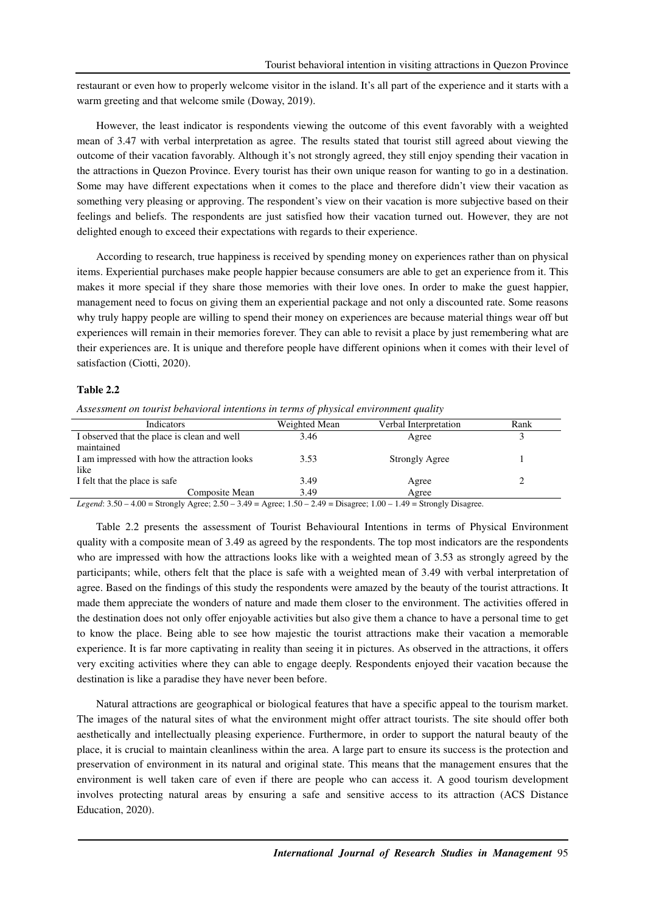restaurant or even how to properly welcome visitor in the island. It's all part of the experience and it starts with a warm greeting and that welcome smile (Doway, 2019).

However, the least indicator is respondents viewing the outcome of this event favorably with a weighted mean of 3.47 with verbal interpretation as agree. The results stated that tourist still agreed about viewing the outcome of their vacation favorably. Although it's not strongly agreed, they still enjoy spending their vacation in the attractions in Quezon Province. Every tourist has their own unique reason for wanting to go in a destination. Some may have different expectations when it comes to the place and therefore didn't view their vacation as something very pleasing or approving. The respondent's view on their vacation is more subjective based on their feelings and beliefs. The respondents are just satisfied how their vacation turned out. However, they are not delighted enough to exceed their expectations with regards to their experience.

According to research, true happiness is received by spending money on experiences rather than on physical items. Experiential purchases make people happier because consumers are able to get an experience from it. This makes it more special if they share those memories with their love ones. In order to make the guest happier, management need to focus on giving them an experiential package and not only a discounted rate. Some reasons why truly happy people are willing to spend their money on experiences are because material things wear off but experiences will remain in their memories forever. They can able to revisit a place by just remembering what are their experiences are. It is unique and therefore people have different opinions when it comes with their level of satisfaction (Ciotti, 2020).

**Table 2.2**

*Assessment on tourist behavioral intentions in terms of physical environment quality*

| Indicators | Weighted Mean | Verbal Interpretation | Rank |
|---|---|---|---|
| I observed that the place is clean and well maintained | 3.46 | Agree | 3 |
| I am impressed with how the attraction looks like | 3.53 | Strongly Agree | 1 |
| I felt that the place is safe | 3.49 | Agree | 2 |
| Composite Mean | 3.49 | Agree | |

*Legend*: 3.50 – 4.00 = Strongly Agree; 2.50 – 3.49 = Agree; 1.50 – 2.49 = Disagree; 1.00 – 1.49 = Strongly Disagree.

Table 2.2 presents the assessment of Tourist Behavioural Intentions in terms of Physical Environment quality with a composite mean of 3.49 as agreed by the respondents. The top most indicators are the respondents who are impressed with how the attractions looks like with a weighted mean of 3.53 as strongly agreed by the participants; while, others felt that the place is safe with a weighted mean of 3.49 with verbal interpretation of agree. Based on the findings of this study the respondents were amazed by the beauty of the tourist attractions. It made them appreciate the wonders of nature and made them closer to the environment. The activities offered in the destination does not only offer enjoyable activities but also give them a chance to have a personal time to get to know the place. Being able to see how majestic the tourist attractions make their vacation a memorable experience. It is far more captivating in reality than seeing it in pictures. As observed in the attractions, it offers very exciting activities where they can able to engage deeply. Respondents enjoyed their vacation because the destination is like a paradise they have never been before.

Natural attractions are geographical or biological features that have a specific appeal to the tourism market. The images of the natural sites of what the environment might offer attract tourists. The site should offer both aesthetically and intellectually pleasing experience. Furthermore, in order to support the natural beauty of the place, it is crucial to maintain cleanliness within the area. A large part to ensure its success is the protection and preservation of environment in its natural and original state. This means that the management ensures that the environment is well taken care of even if there are people who can access it. A good tourism development involves protecting natural areas by ensuring a safe and sensitive access to its attraction (ACS Distance Education, 2020).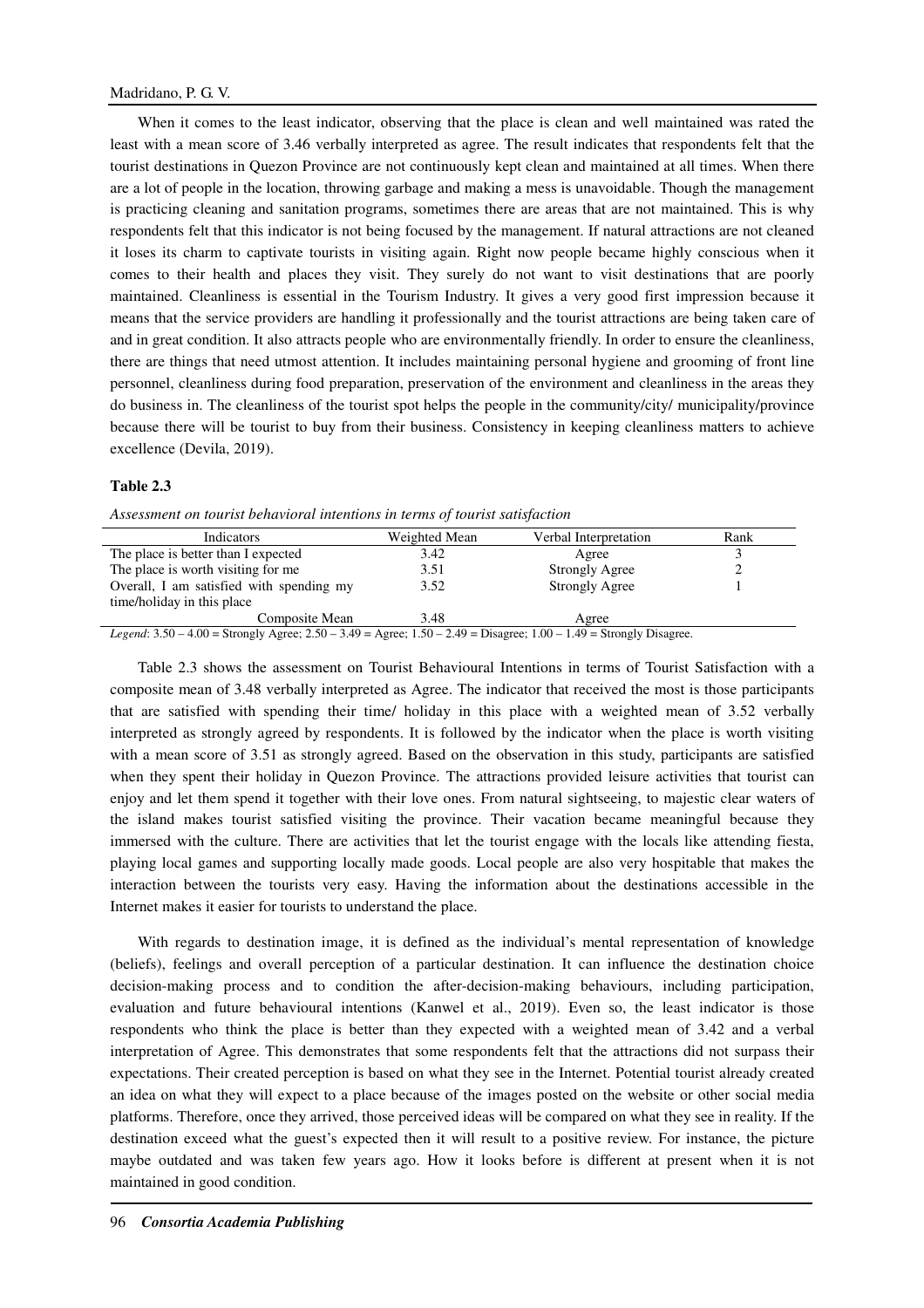When it comes to the least indicator, observing that the place is clean and well maintained was rated the least with a mean score of 3.46 verbally interpreted as agree. The result indicates that respondents felt that the tourist destinations in Quezon Province are not continuously kept clean and maintained at all times. When there are a lot of people in the location, throwing garbage and making a mess is unavoidable. Though the management is practicing cleaning and sanitation programs, sometimes there are areas that are not maintained. This is why respondents felt that this indicator is not being focused by the management. If natural attractions are not cleaned it loses its charm to captivate tourists in visiting again. Right now people became highly conscious when it comes to their health and places they visit. They surely do not want to visit destinations that are poorly maintained. Cleanliness is essential in the Tourism Industry. It gives a very good first impression because it means that the service providers are handling it professionally and the tourist attractions are being taken care of and in great condition. It also attracts people who are environmentally friendly. In order to ensure the cleanliness, there are things that need utmost attention. It includes maintaining personal hygiene and grooming of front line personnel, cleanliness during food preparation, preservation of the environment and cleanliness in the areas they do business in. The cleanliness of the tourist spot helps the people in the community/city/ municipality/province because there will be tourist to buy from their business. Consistency in keeping cleanliness matters to achieve excellence (Devila, 2019).

**Table 2.3**

*Assessment on tourist behavioral intentions in terms of tourist satisfaction*

| Indicators | Weighted Mean | Verbal Interpretation | Rank |
|---|---|---|---|
| The place is better than I expected | 3.42 | Agree | 3 |
| The place is worth visiting for me | 3.51 | Strongly Agree | 2 |
| Overall, I am satisfied with spending my time/holiday in this place | 3.52 | Strongly Agree | 1 |
| Composite Mean | 3.48 | Agree | |

*Legend*: 3.50 – 4.00 = Strongly Agree; 2.50 – 3.49 = Agree; 1.50 – 2.49 = Disagree; 1.00 – 1.49 = Strongly Disagree.

Table 2.3 shows the assessment on Tourist Behavioural Intentions in terms of Tourist Satisfaction with a composite mean of 3.48 verbally interpreted as Agree. The indicator that received the most is those participants that are satisfied with spending their time/ holiday in this place with a weighted mean of 3.52 verbally interpreted as strongly agreed by respondents. It is followed by the indicator when the place is worth visiting with a mean score of 3.51 as strongly agreed. Based on the observation in this study, participants are satisfied when they spent their holiday in Quezon Province. The attractions provided leisure activities that tourist can enjoy and let them spend it together with their love ones. From natural sightseeing, to majestic clear waters of the island makes tourist satisfied visiting the province. Their vacation became meaningful because they immersed with the culture. There are activities that let the tourist engage with the locals like attending fiesta, playing local games and supporting locally made goods. Local people are also very hospitable that makes the interaction between the tourists very easy. Having the information about the destinations accessible in the Internet makes it easier for tourists to understand the place.

With regards to destination image, it is defined as the individual's mental representation of knowledge (beliefs), feelings and overall perception of a particular destination. It can influence the destination choice decision-making process and to condition the after-decision-making behaviours, including participation, evaluation and future behavioural intentions (Kanwel et al., 2019). Even so, the least indicator is those respondents who think the place is better than they expected with a weighted mean of 3.42 and a verbal interpretation of Agree. This demonstrates that some respondents felt that the attractions did not surpass their expectations. Their created perception is based on what they see in the Internet. Potential tourist already created an idea on what they will expect to a place because of the images posted on the website or other social media platforms. Therefore, once they arrived, those perceived ideas will be compared on what they see in reality. If the destination exceed what the guest's expected then it will result to a positive review. For instance, the picture maybe outdated and was taken few years ago. How it looks before is different at present when it is not maintained in good condition.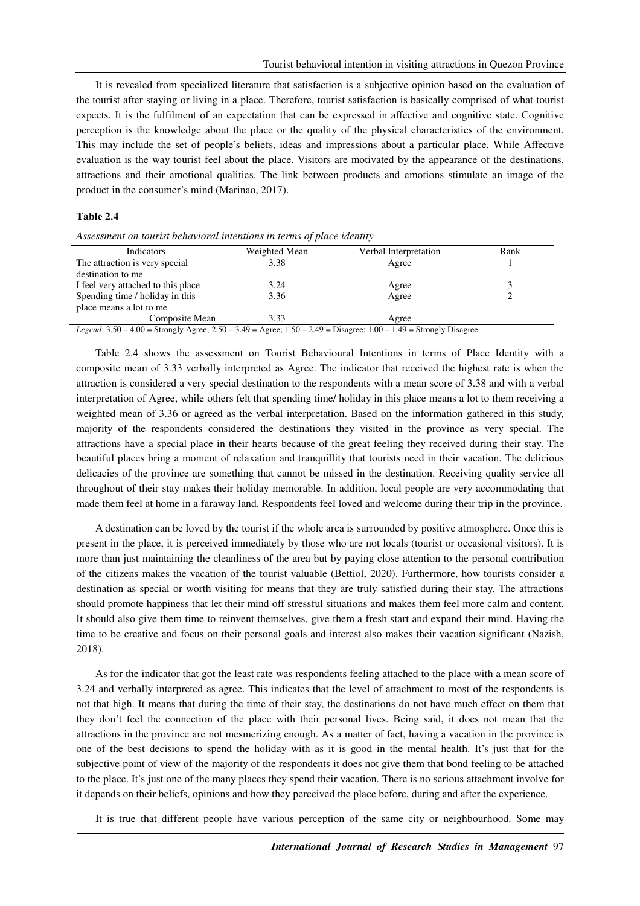It is revealed from specialized literature that satisfaction is a subjective opinion based on the evaluation of the tourist after staying or living in a place. Therefore, tourist satisfaction is basically comprised of what tourist expects. It is the fulfilment of an expectation that can be expressed in affective and cognitive state. Cognitive perception is the knowledge about the place or the quality of the physical characteristics of the environment. This may include the set of people's beliefs, ideas and impressions about a particular place. While Affective evaluation is the way tourist feel about the place. Visitors are motivated by the appearance of the destinations, attractions and their emotional qualities. The link between products and emotions stimulate an image of the product in the consumer's mind (Marinao, 2017).

**Table 2.4**

*Assessment on tourist behavioral intentions in terms of place identity*

| Indicators | Weighted Mean | Verbal Interpretation | Rank |
|---|---|---|---|
| The attraction is very special destination to me | 3.38 | Agree | 1 |
| I feel very attached to this place | 3.24 | Agree | 3 |
| Spending time / holiday in this place means a lot to me | 3.36 | Agree | 2 |
| Composite Mean | 3.33 | Agree | |

*Legend*: 3.50 – 4.00 = Strongly Agree; 2.50 – 3.49 = Agree; 1.50 – 2.49 = Disagree; 1.00 – 1.49 = Strongly Disagree.

Table 2.4 shows the assessment on Tourist Behavioural Intentions in terms of Place Identity with a composite mean of 3.33 verbally interpreted as Agree. The indicator that received the highest rate is when the attraction is considered a very special destination to the respondents with a mean score of 3.38 and with a verbal interpretation of Agree, while others felt that spending time/ holiday in this place means a lot to them receiving a weighted mean of 3.36 or agreed as the verbal interpretation. Based on the information gathered in this study, majority of the respondents considered the destinations they visited in the province as very special. The attractions have a special place in their hearts because of the great feeling they received during their stay. The beautiful places bring a moment of relaxation and tranquillity that tourists need in their vacation. The delicious delicacies of the province are something that cannot be missed in the destination. Receiving quality service all throughout of their stay makes their holiday memorable. In addition, local people are very accommodating that made them feel at home in a faraway land. Respondents feel loved and welcome during their trip in the province.

A destination can be loved by the tourist if the whole area is surrounded by positive atmosphere. Once this is present in the place, it is perceived immediately by those who are not locals (tourist or occasional visitors). It is more than just maintaining the cleanliness of the area but by paying close attention to the personal contribution of the citizens makes the vacation of the tourist valuable (Bettiol, 2020). Furthermore, how tourists consider a destination as special or worth visiting for means that they are truly satisfied during their stay. The attractions should promote happiness that let their mind off stressful situations and makes them feel more calm and content. It should also give them time to reinvent themselves, give them a fresh start and expand their mind. Having the time to be creative and focus on their personal goals and interest also makes their vacation significant (Nazish, 2018).

As for the indicator that got the least rate was respondents feeling attached to the place with a mean score of 3.24 and verbally interpreted as agree. This indicates that the level of attachment to most of the respondents is not that high. It means that during the time of their stay, the destinations do not have much effect on them that they don't feel the connection of the place with their personal lives. Being said, it does not mean that the attractions in the province are not mesmerizing enough. As a matter of fact, having a vacation in the province is one of the best decisions to spend the holiday with as it is good in the mental health. It's just that for the subjective point of view of the majority of the respondents it does not give them that bond feeling to be attached to the place. It's just one of the many places they spend their vacation. There is no serious attachment involve for it depends on their beliefs, opinions and how they perceived the place before, during and after the experience.

It is true that different people have various perception of the same city or neighbourhood. Some may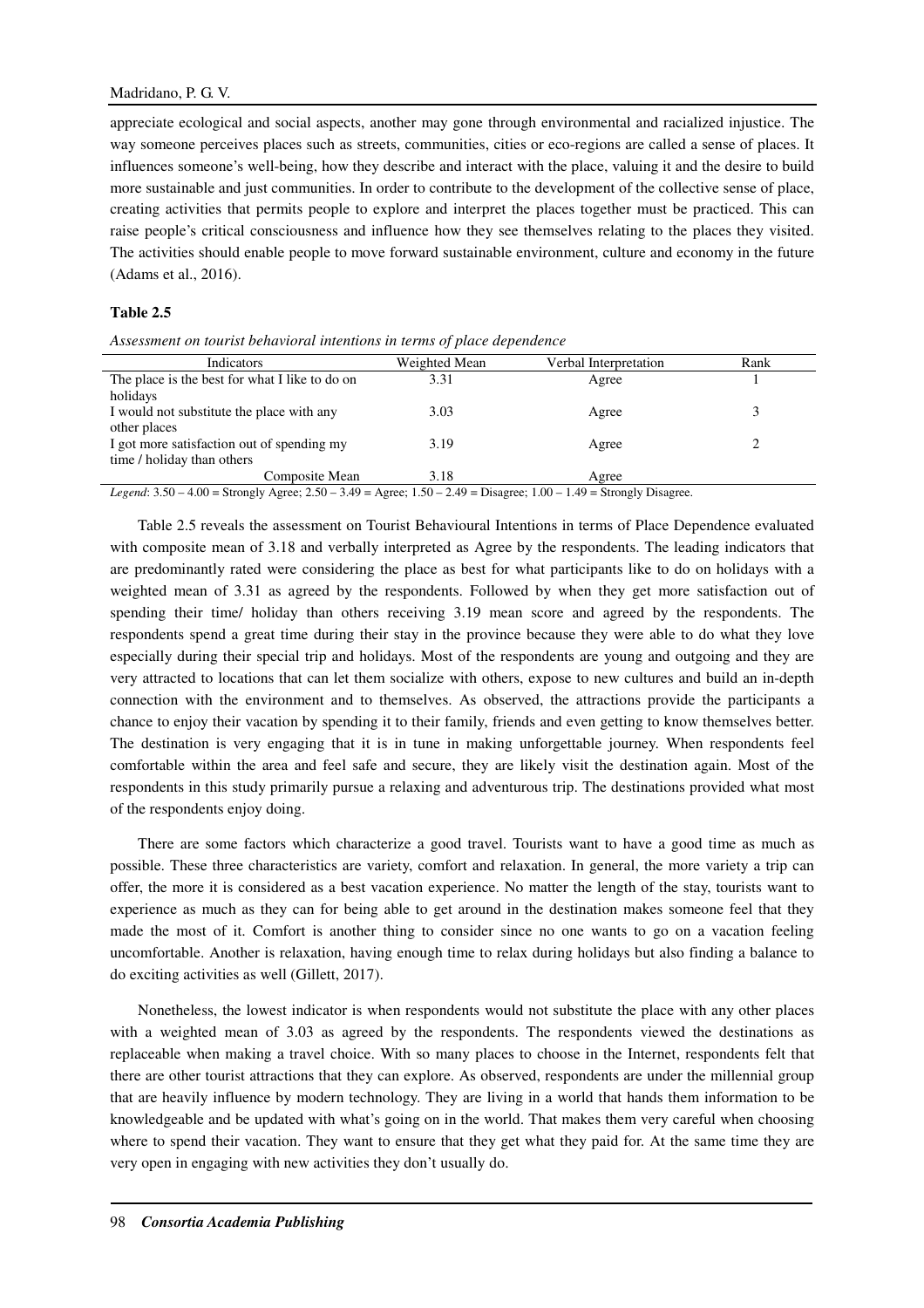appreciate ecological and social aspects, another may gone through environmental and racialized injustice. The way someone perceives places such as streets, communities, cities or eco-regions are called a sense of places. It influences someone's well-being, how they describe and interact with the place, valuing it and the desire to build more sustainable and just communities. In order to contribute to the development of the collective sense of place, creating activities that permits people to explore and interpret the places together must be practiced. This can raise people's critical consciousness and influence how they see themselves relating to the places they visited. The activities should enable people to move forward sustainable environment, culture and economy in the future (Adams et al., 2016).

**Table 2.5**

*Assessment on tourist behavioral intentions in terms of place dependence*

| Indicators | Weighted Mean | Verbal Interpretation | Rank |
|---|---|---|---|
| The place is the best for what I like to do on holidays | 3.31 | Agree | 1 |
| I would not substitute the place with any other places | 3.03 | Agree | 3 |
| I got more satisfaction out of spending my time / holiday than others | 3.19 | Agree | 2 |
| Composite Mean | 3.18 | Agree | |

*Legend*: 3.50 – 4.00 = Strongly Agree; 2.50 – 3.49 = Agree; 1.50 – 2.49 = Disagree; 1.00 – 1.49 = Strongly Disagree.

Table 2.5 reveals the assessment on Tourist Behavioural Intentions in terms of Place Dependence evaluated with composite mean of 3.18 and verbally interpreted as Agree by the respondents. The leading indicators that are predominantly rated were considering the place as best for what participants like to do on holidays with a weighted mean of 3.31 as agreed by the respondents. Followed by when they get more satisfaction out of spending their time/ holiday than others receiving 3.19 mean score and agreed by the respondents. The respondents spend a great time during their stay in the province because they were able to do what they love especially during their special trip and holidays. Most of the respondents are young and outgoing and they are very attracted to locations that can let them socialize with others, expose to new cultures and build an in-depth connection with the environment and to themselves. As observed, the attractions provide the participants a chance to enjoy their vacation by spending it to their family, friends and even getting to know themselves better. The destination is very engaging that it is in tune in making unforgettable journey. When respondents feel comfortable within the area and feel safe and secure, they are likely visit the destination again. Most of the respondents in this study primarily pursue a relaxing and adventurous trip. The destinations provided what most of the respondents enjoy doing.

There are some factors which characterize a good travel. Tourists want to have a good time as much as possible. These three characteristics are variety, comfort and relaxation. In general, the more variety a trip can offer, the more it is considered as a best vacation experience. No matter the length of the stay, tourists want to experience as much as they can for being able to get around in the destination makes someone feel that they made the most of it. Comfort is another thing to consider since no one wants to go on a vacation feeling uncomfortable. Another is relaxation, having enough time to relax during holidays but also finding a balance to do exciting activities as well (Gillett, 2017).

Nonetheless, the lowest indicator is when respondents would not substitute the place with any other places with a weighted mean of 3.03 as agreed by the respondents. The respondents viewed the destinations as replaceable when making a travel choice. With so many places to choose in the Internet, respondents felt that there are other tourist attractions that they can explore. As observed, respondents are under the millennial group that are heavily influence by modern technology. They are living in a world that hands them information to be knowledgeable and be updated with what's going on in the world. That makes them very careful when choosing where to spend their vacation. They want to ensure that they get what they paid for. At the same time they are very open in engaging with new activities they don't usually do.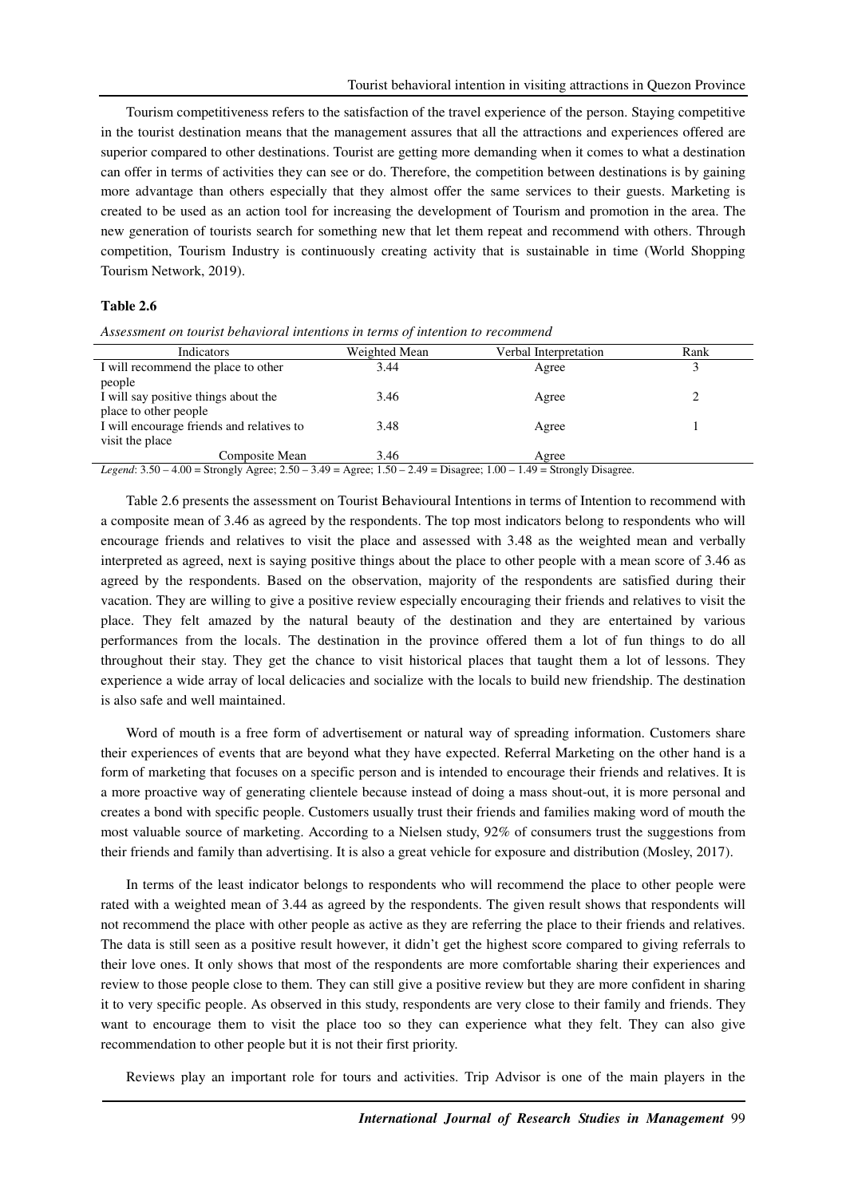Tourism competitiveness refers to the satisfaction of the travel experience of the person. Staying competitive in the tourist destination means that the management assures that all the attractions and experiences offered are superior compared to other destinations. Tourist are getting more demanding when it comes to what a destination can offer in terms of activities they can see or do. Therefore, the competition between destinations is by gaining more advantage than others especially that they almost offer the same services to their guests. Marketing is created to be used as an action tool for increasing the development of Tourism and promotion in the area. The new generation of tourists search for something new that let them repeat and recommend with others. Through competition, Tourism Industry is continuously creating activity that is sustainable in time (World Shopping Tourism Network, 2019).

**Table 2.6**

*Assessment on tourist behavioral intentions in terms of intention to recommend*

| Indicators | Weighted Mean | Verbal Interpretation | Rank |
|---|---|---|---|
| I will recommend the place to other people | 3.44 | Agree | 3 |
| I will say positive things about the place to other people | 3.46 | Agree | 2 |
| I will encourage friends and relatives to visit the place | 3.48 | Agree | 1 |
| Composite Mean | 3.46 | Agree | |

*Legend*: 3.50 – 4.00 = Strongly Agree; 2.50 – 3.49 = Agree; 1.50 – 2.49 = Disagree; 1.00 – 1.49 = Strongly Disagree.

Table 2.6 presents the assessment on Tourist Behavioural Intentions in terms of Intention to recommend with a composite mean of 3.46 as agreed by the respondents. The top most indicators belong to respondents who will encourage friends and relatives to visit the place and assessed with 3.48 as the weighted mean and verbally interpreted as agreed, next is saying positive things about the place to other people with a mean score of 3.46 as agreed by the respondents. Based on the observation, majority of the respondents are satisfied during their vacation. They are willing to give a positive review especially encouraging their friends and relatives to visit the place. They felt amazed by the natural beauty of the destination and they are entertained by various performances from the locals. The destination in the province offered them a lot of fun things to do all throughout their stay. They get the chance to visit historical places that taught them a lot of lessons. They experience a wide array of local delicacies and socialize with the locals to build new friendship. The destination is also safe and well maintained.

Word of mouth is a free form of advertisement or natural way of spreading information. Customers share their experiences of events that are beyond what they have expected. Referral Marketing on the other hand is a form of marketing that focuses on a specific person and is intended to encourage their friends and relatives. It is a more proactive way of generating clientele because instead of doing a mass shout-out, it is more personal and creates a bond with specific people. Customers usually trust their friends and families making word of mouth the most valuable source of marketing. According to a Nielsen study, 92% of consumers trust the suggestions from their friends and family than advertising. It is also a great vehicle for exposure and distribution (Mosley, 2017).

In terms of the least indicator belongs to respondents who will recommend the place to other people were rated with a weighted mean of 3.44 as agreed by the respondents. The given result shows that respondents will not recommend the place with other people as active as they are referring the place to their friends and relatives. The data is still seen as a positive result however, it didn't get the highest score compared to giving referrals to their love ones. It only shows that most of the respondents are more comfortable sharing their experiences and review to those people close to them. They can still give a positive review but they are more confident in sharing it to very specific people. As observed in this study, respondents are very close to their family and friends. They want to encourage them to visit the place too so they can experience what they felt. They can also give recommendation to other people but it is not their first priority.

Reviews play an important role for tours and activities. Trip Advisor is one of the main players in the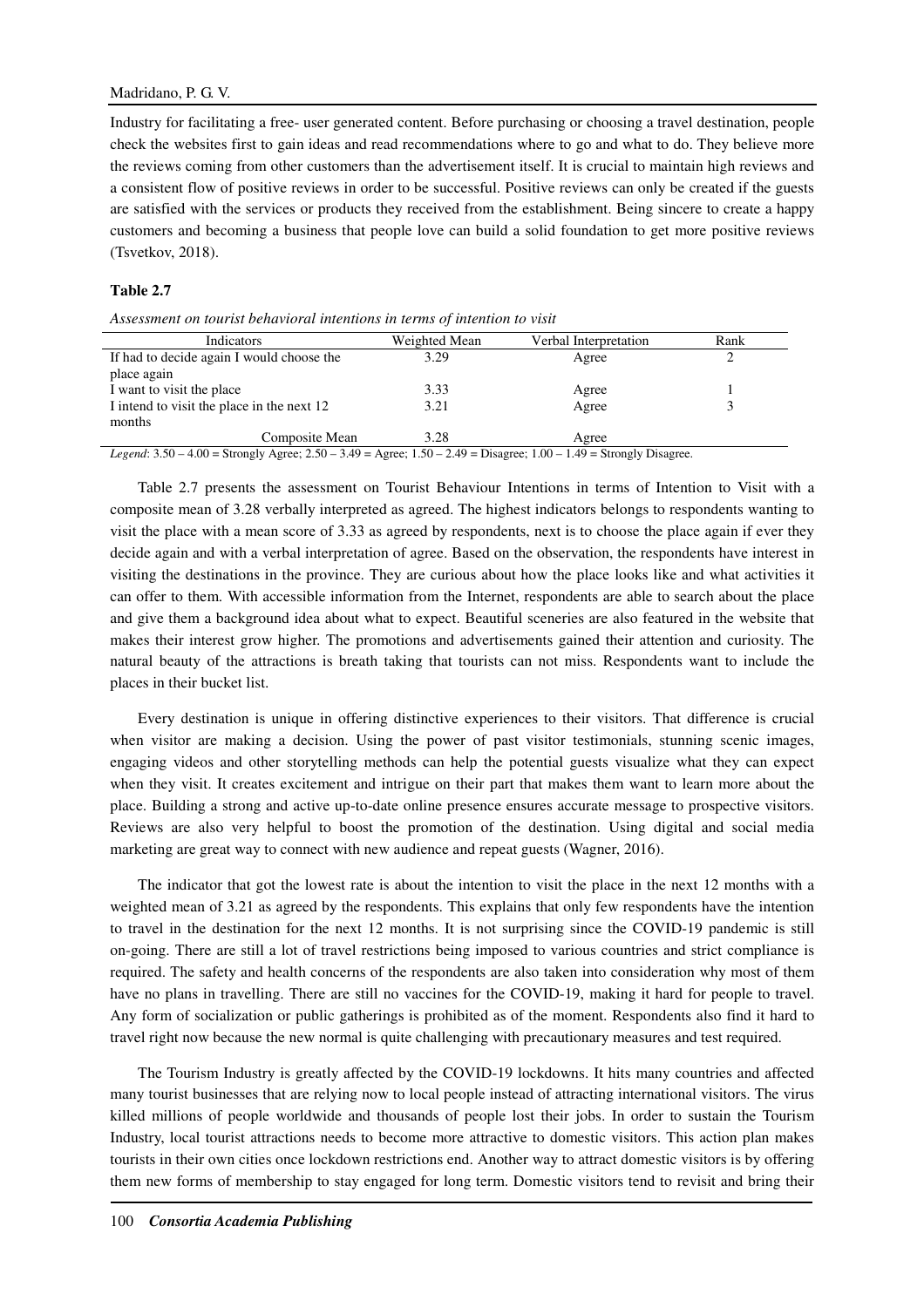Industry for facilitating a free- user generated content. Before purchasing or choosing a travel destination, people check the websites first to gain ideas and read recommendations where to go and what to do. They believe more the reviews coming from other customers than the advertisement itself. It is crucial to maintain high reviews and a consistent flow of positive reviews in order to be successful. Positive reviews can only be created if the guests are satisfied with the services or products they received from the establishment. Being sincere to create a happy customers and becoming a business that people love can build a solid foundation to get more positive reviews (Tsvetkov, 2018).

**Table 2.7**

*Assessment on tourist behavioral intentions in terms of intention to visit*

| Indicators | Weighted Mean | Verbal Interpretation | Rank |
|---|---|---|---|
| If had to decide again I would choose the place again | 3.29 | Agree | 2 |
| I want to visit the place | 3.33 | Agree | 1 |
| I intend to visit the place in the next 12 months | 3.21 | Agree | 3 |
| Composite Mean | 3.28 | Agree | |

*Legend*: 3.50 – 4.00 = Strongly Agree; 2.50 – 3.49 = Agree; 1.50 – 2.49 = Disagree; 1.00 – 1.49 = Strongly Disagree.

Table 2.7 presents the assessment on Tourist Behaviour Intentions in terms of Intention to Visit with a composite mean of 3.28 verbally interpreted as agreed. The highest indicators belongs to respondents wanting to visit the place with a mean score of 3.33 as agreed by respondents, next is to choose the place again if ever they decide again and with a verbal interpretation of agree. Based on the observation, the respondents have interest in visiting the destinations in the province. They are curious about how the place looks like and what activities it can offer to them. With accessible information from the Internet, respondents are able to search about the place and give them a background idea about what to expect. Beautiful sceneries are also featured in the website that makes their interest grow higher. The promotions and advertisements gained their attention and curiosity. The natural beauty of the attractions is breath taking that tourists can not miss. Respondents want to include the places in their bucket list.

Every destination is unique in offering distinctive experiences to their visitors. That difference is crucial when visitor are making a decision. Using the power of past visitor testimonials, stunning scenic images, engaging videos and other storytelling methods can help the potential guests visualize what they can expect when they visit. It creates excitement and intrigue on their part that makes them want to learn more about the place. Building a strong and active up-to-date online presence ensures accurate message to prospective visitors. Reviews are also very helpful to boost the promotion of the destination. Using digital and social media marketing are great way to connect with new audience and repeat guests (Wagner, 2016).

The indicator that got the lowest rate is about the intention to visit the place in the next 12 months with a weighted mean of 3.21 as agreed by the respondents. This explains that only few respondents have the intention to travel in the destination for the next 12 months. It is not surprising since the COVID-19 pandemic is still on-going. There are still a lot of travel restrictions being imposed to various countries and strict compliance is required. The safety and health concerns of the respondents are also taken into consideration why most of them have no plans in travelling. There are still no vaccines for the COVID-19, making it hard for people to travel. Any form of socialization or public gatherings is prohibited as of the moment. Respondents also find it hard to travel right now because the new normal is quite challenging with precautionary measures and test required.

The Tourism Industry is greatly affected by the COVID-19 lockdowns. It hits many countries and affected many tourist businesses that are relying now to local people instead of attracting international visitors. The virus killed millions of people worldwide and thousands of people lost their jobs. In order to sustain the Tourism Industry, local tourist attractions needs to become more attractive to domestic visitors. This action plan makes tourists in their own cities once lockdown restrictions end. Another way to attract domestic visitors is by offering them new forms of membership to stay engaged for long term. Domestic visitors tend to revisit and bring their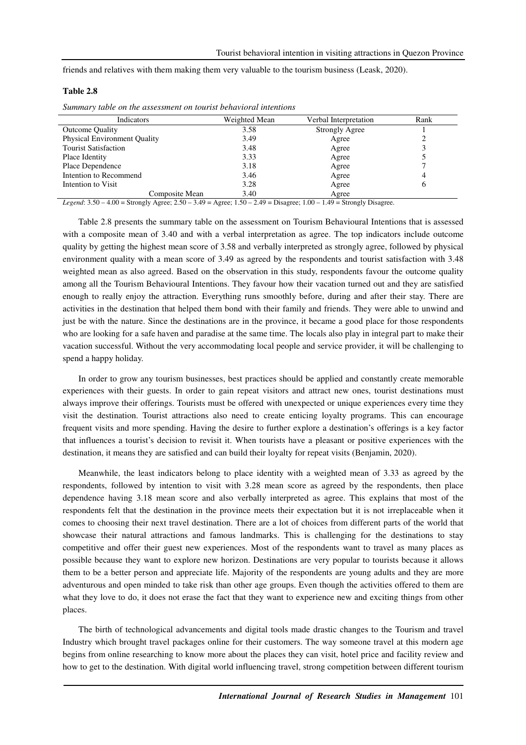friends and relatives with them making them very valuable to the tourism business (Leask, 2020).

**Table 2.8**

*Summary table on the assessment on tourist behavioral intentions*

| Indicators | Weighted Mean | Verbal Interpretation | Rank |
|---|---|---|---|
| Outcome Quality | 3.58 | Strongly Agree | 1 |
| Physical Environment Quality | 3.49 | Agree | 2 |
| Tourist Satisfaction | 3.48 | Agree | 3 |
| Place Identity | 3.33 | Agree | 5 |
| Place Dependence | 3.18 | Agree | 7 |
| Intention to Recommend | 3.46 | Agree | 4 |
| Intention to Visit | 3.28 | Agree | 6 |
| Composite Mean | 3.40 | Agree | |

*Legend*: 3.50 – 4.00 = Strongly Agree; 2.50 – 3.49 = Agree; 1.50 – 2.49 = Disagree; 1.00 – 1.49 = Strongly Disagree.

Table 2.8 presents the summary table on the assessment on Tourism Behavioural Intentions that is assessed with a composite mean of 3.40 and with a verbal interpretation as agree. The top indicators include outcome quality by getting the highest mean score of 3.58 and verbally interpreted as strongly agree, followed by physical environment quality with a mean score of 3.49 as agreed by the respondents and tourist satisfaction with 3.48 weighted mean as also agreed. Based on the observation in this study, respondents favour the outcome quality among all the Tourism Behavioural Intentions. They favour how their vacation turned out and they are satisfied enough to really enjoy the attraction. Everything runs smoothly before, during and after their stay. There are activities in the destination that helped them bond with their family and friends. They were able to unwind and just be with the nature. Since the destinations are in the province, it became a good place for those respondents who are looking for a safe haven and paradise at the same time. The locals also play in integral part to make their vacation successful. Without the very accommodating local people and service provider, it will be challenging to spend a happy holiday.

In order to grow any tourism businesses, best practices should be applied and constantly create memorable experiences with their guests. In order to gain repeat visitors and attract new ones, tourist destinations must always improve their offerings. Tourists must be offered with unexpected or unique experiences every time they visit the destination. Tourist attractions also need to create enticing loyalty programs. This can encourage frequent visits and more spending. Having the desire to further explore a destination's offerings is a key factor that influences a tourist's decision to revisit it. When tourists have a pleasant or positive experiences with the destination, it means they are satisfied and can build their loyalty for repeat visits (Benjamin, 2020).

Meanwhile, the least indicators belong to place identity with a weighted mean of 3.33 as agreed by the respondents, followed by intention to visit with 3.28 mean score as agreed by the respondents, then place dependence having 3.18 mean score and also verbally interpreted as agree. This explains that most of the respondents felt that the destination in the province meets their expectation but it is not irreplaceable when it comes to choosing their next travel destination. There are a lot of choices from different parts of the world that showcase their natural attractions and famous landmarks. This is challenging for the destinations to stay competitive and offer their guest new experiences. Most of the respondents want to travel as many places as possible because they want to explore new horizon. Destinations are very popular to tourists because it allows them to be a better person and appreciate life. Majority of the respondents are young adults and they are more adventurous and open minded to take risk than other age groups. Even though the activities offered to them are what they love to do, it does not erase the fact that they want to experience new and exciting things from other places.

The birth of technological advancements and digital tools made drastic changes to the Tourism and travel Industry which brought travel packages online for their customers. The way someone travel at this modern age begins from online researching to know more about the places they can visit, hotel price and facility review and how to get to the destination. With digital world influencing travel, strong competition between different tourism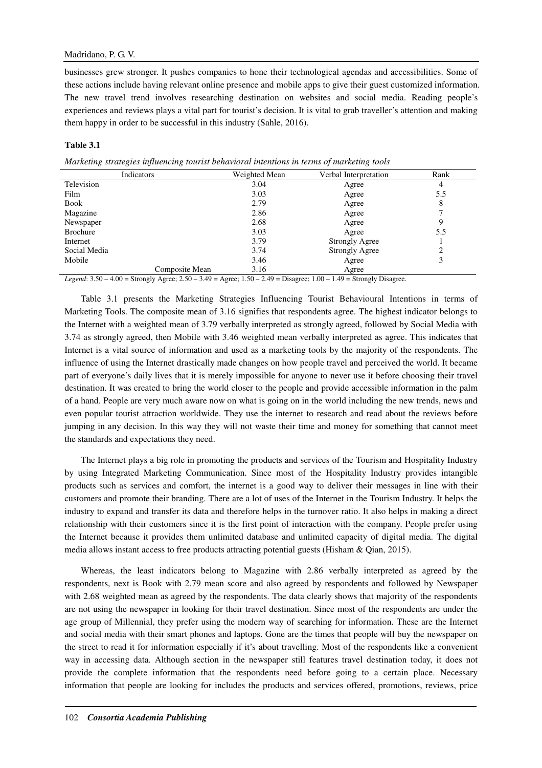businesses grew stronger. It pushes companies to hone their technological agendas and accessibilities. Some of these actions include having relevant online presence and mobile apps to give their guest customized information. The new travel trend involves researching destination on websites and social media. Reading people's experiences and reviews plays a vital part for tourist's decision. It is vital to grab traveller's attention and making them happy in order to be successful in this industry (Sahle, 2016).

**Table 3.1**

*Marketing strategies influencing tourist behavioral intentions in terms of marketing tools*

| Indicators | Weighted Mean | Verbal Interpretation | Rank |
|---|---|---|---|
| Television | 3.04 | Agree | 4 |
| Film | 3.03 | Agree | 5.5 |
| Book | 2.79 | Agree | 8 |
| Magazine | 2.86 | Agree | 7 |
| Newspaper | 2.68 | Agree | 9 |
| Brochure | 3.03 | Agree | 5.5 |
| Internet | 3.79 | Strongly Agree | 1 |
| Social Media | 3.74 | Strongly Agree | 2 |
| Mobile | 3.46 | Agree | 3 |
| Composite Mean | 3.16 | Agree | |

*Legend*: 3.50 – 4.00 = Strongly Agree; 2.50 – 3.49 = Agree; 1.50 – 2.49 = Disagree; 1.00 – 1.49 = Strongly Disagree.

Table 3.1 presents the Marketing Strategies Influencing Tourist Behavioural Intentions in terms of Marketing Tools. The composite mean of 3.16 signifies that respondents agree. The highest indicator belongs to the Internet with a weighted mean of 3.79 verbally interpreted as strongly agreed, followed by Social Media with 3.74 as strongly agreed, then Mobile with 3.46 weighted mean verbally interpreted as agree. This indicates that Internet is a vital source of information and used as a marketing tools by the majority of the respondents. The influence of using the Internet drastically made changes on how people travel and perceived the world. It became part of everyone's daily lives that it is merely impossible for anyone to never use it before choosing their travel destination. It was created to bring the world closer to the people and provide accessible information in the palm of a hand. People are very much aware now on what is going on in the world including the new trends, news and even popular tourist attraction worldwide. They use the internet to research and read about the reviews before jumping in any decision. In this way they will not waste their time and money for something that cannot meet the standards and expectations they need.

The Internet plays a big role in promoting the products and services of the Tourism and Hospitality Industry by using Integrated Marketing Communication. Since most of the Hospitality Industry provides intangible products such as services and comfort, the internet is a good way to deliver their messages in line with their customers and promote their branding. There are a lot of uses of the Internet in the Tourism Industry. It helps the industry to expand and transfer its data and therefore helps in the turnover ratio. It also helps in making a direct relationship with their customers since it is the first point of interaction with the company. People prefer using the Internet because it provides them unlimited database and unlimited capacity of digital media. The digital media allows instant access to free products attracting potential guests (Hisham & Qian, 2015).

Whereas, the least indicators belong to Magazine with 2.86 verbally interpreted as agreed by the respondents, next is Book with 2.79 mean score and also agreed by respondents and followed by Newspaper with 2.68 weighted mean as agreed by the respondents. The data clearly shows that majority of the respondents are not using the newspaper in looking for their travel destination. Since most of the respondents are under the age group of Millennial, they prefer using the modern way of searching for information. These are the Internet and social media with their smart phones and laptops. Gone are the times that people will buy the newspaper on the street to read it for information especially if it's about travelling. Most of the respondents like a convenient way in accessing data. Although section in the newspaper still features travel destination today, it does not provide the complete information that the respondents need before going to a certain place. Necessary information that people are looking for includes the products and services offered, promotions, reviews, price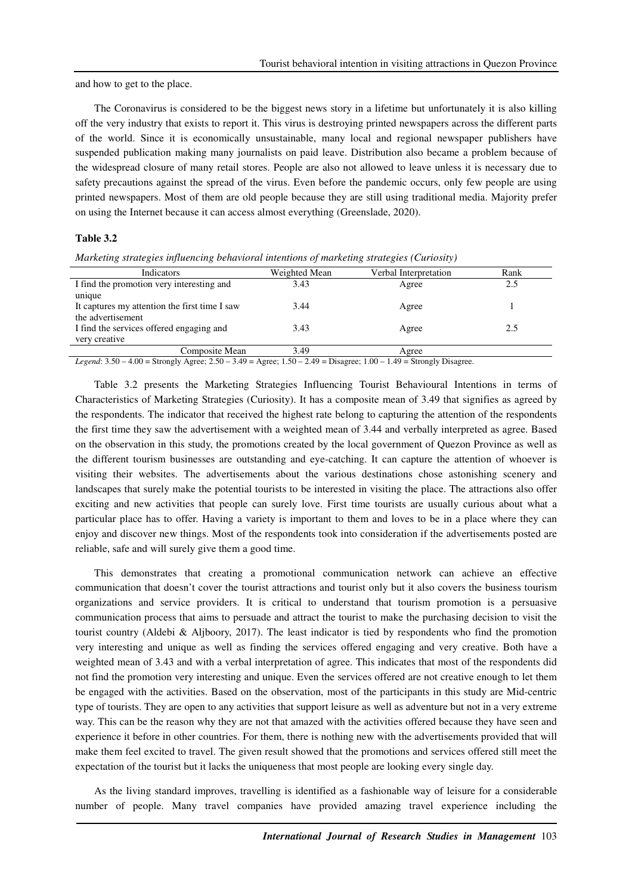and how to get to the place.

The Coronavirus is considered to be the biggest news story in a lifetime but unfortunately it is also killing off the very industry that exists to report it. This virus is destroying printed newspapers across the different parts of the world. Since it is economically unsustainable, many local and regional newspaper publishers have suspended publication making many journalists on paid leave. Distribution also became a problem because of the widespread closure of many retail stores. People are also not allowed to leave unless it is necessary due to safety precautions against the spread of the virus. Even before the pandemic occurs, only few people are using printed newspapers. Most of them are old people because they are still using traditional media. Majority prefer on using the Internet because it can access almost everything (Greenslade, 2020).

**Table 3.2**

*Marketing strategies influencing behavioral intentions of marketing strategies (Curiosity)*

| Indicators | Weighted Mean | Verbal Interpretation | Rank |
|---|---|---|---|
| I find the promotion very interesting and unique | 3.43 | Agree | 2.5 |
| It captures my attention the first time I saw the advertisement | 3.44 | Agree | 1 |
| I find the services offered engaging and very creative | 3.43 | Agree | 2.5 |
| Composite Mean | 3.49 | Agree | |

*Legend*: 3.50 – 4.00 = Strongly Agree; 2.50 – 3.49 = Agree; 1.50 – 2.49 = Disagree; 1.00 – 1.49 = Strongly Disagree.

Table 3.2 presents the Marketing Strategies Influencing Tourist Behavioural Intentions in terms of Characteristics of Marketing Strategies (Curiosity). It has a composite mean of 3.49 that signifies as agreed by the respondents. The indicator that received the highest rate belong to capturing the attention of the respondents the first time they saw the advertisement with a weighted mean of 3.44 and verbally interpreted as agree. Based on the observation in this study, the promotions created by the local government of Quezon Province as well as the different tourism businesses are outstanding and eye-catching. It can capture the attention of whoever is visiting their websites. The advertisements about the various destinations chose astonishing scenery and landscapes that surely make the potential tourists to be interested in visiting the place. The attractions also offer exciting and new activities that people can surely love. First time tourists are usually curious about what a particular place has to offer. Having a variety is important to them and loves to be in a place where they can enjoy and discover new things. Most of the respondents took into consideration if the advertisements posted are reliable, safe and will surely give them a good time.

This demonstrates that creating a promotional communication network can achieve an effective communication that doesn't cover the tourist attractions and tourist only but it also covers the business tourism organizations and service providers. It is critical to understand that tourism promotion is a persuasive communication process that aims to persuade and attract the tourist to make the purchasing decision to visit the tourist country (Aldebi & Aljboory, 2017). The least indicator is tied by respondents who find the promotion very interesting and unique as well as finding the services offered engaging and very creative. Both have a weighted mean of 3.43 and with a verbal interpretation of agree. This indicates that most of the respondents did not find the promotion very interesting and unique. Even the services offered are not creative enough to let them be engaged with the activities. Based on the observation, most of the participants in this study are Mid-centric type of tourists. They are open to any activities that support leisure as well as adventure but not in a very extreme way. This can be the reason why they are not that amazed with the activities offered because they have seen and experience it before in other countries. For them, there is nothing new with the advertisements provided that will make them feel excited to travel. The given result showed that the promotions and services offered still meet the expectation of the tourist but it lacks the uniqueness that most people are looking every single day.

As the living standard improves, travelling is identified as a fashionable way of leisure for a considerable number of people. Many travel companies have provided amazing travel experience including the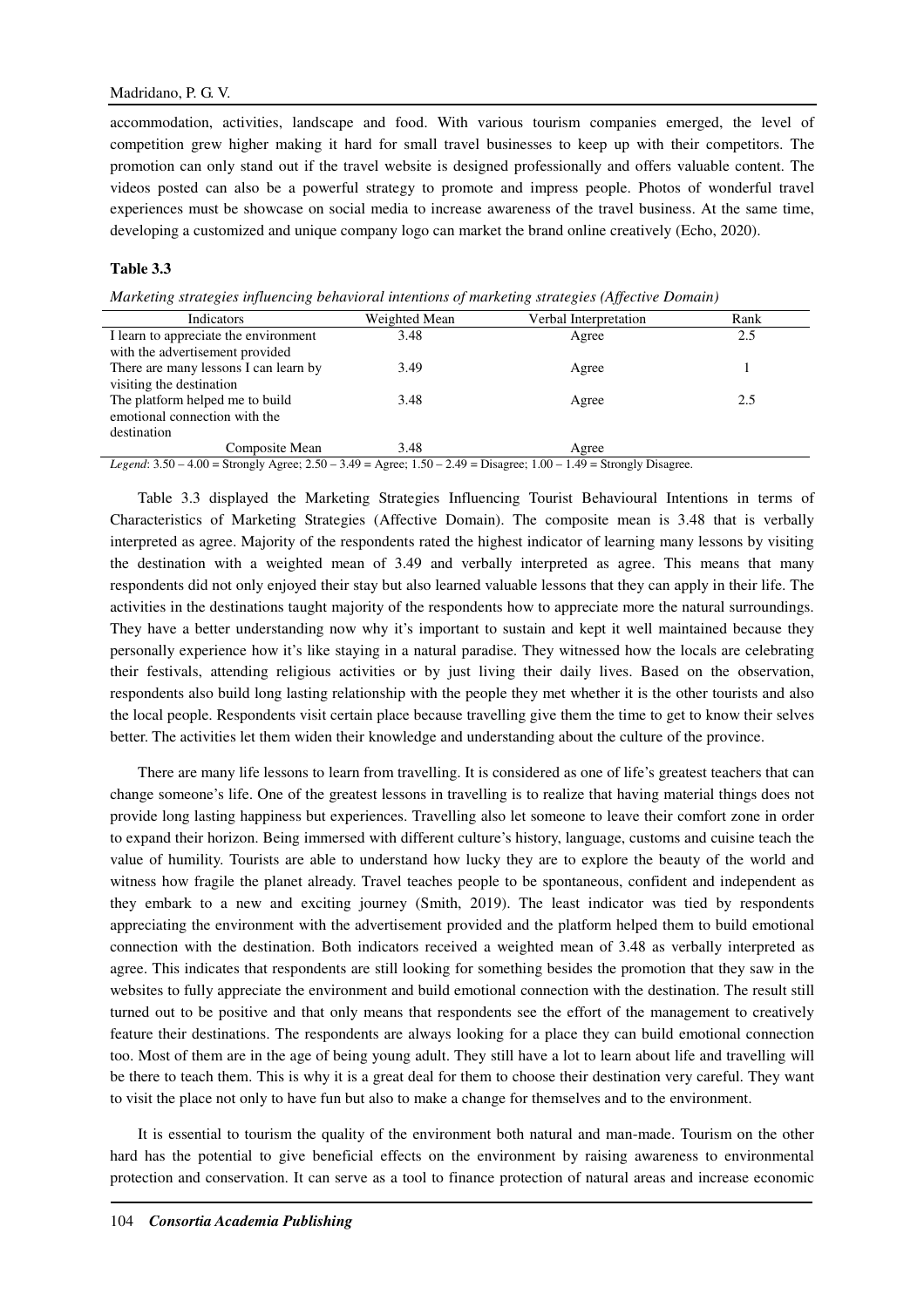accommodation, activities, landscape and food. With various tourism companies emerged, the level of competition grew higher making it hard for small travel businesses to keep up with their competitors. The promotion can only stand out if the travel website is designed professionally and offers valuable content. The videos posted can also be a powerful strategy to promote and impress people. Photos of wonderful travel experiences must be showcase on social media to increase awareness of the travel business. At the same time, developing a customized and unique company logo can market the brand online creatively (Echo, 2020).

**Table 3.3**

*Marketing strategies influencing behavioral intentions of marketing strategies (Affective Domain)*

| Indicators | Weighted Mean | Verbal Interpretation | Rank |
|---|---|---|---|
| I learn to appreciate the environment with the advertisement provided | 3.48 | Agree | 2.5 |
| There are many lessons I can learn by visiting the destination | 3.49 | Agree | 1 |
| The platform helped me to build emotional connection with the destination | 3.48 | Agree | 2.5 |
| Composite Mean | 3.48 | Agree | |

*Legend*: 3.50 – 4.00 = Strongly Agree; 2.50 – 3.49 = Agree; 1.50 – 2.49 = Disagree; 1.00 – 1.49 = Strongly Disagree.

Table 3.3 displayed the Marketing Strategies Influencing Tourist Behavioural Intentions in terms of Characteristics of Marketing Strategies (Affective Domain). The composite mean is 3.48 that is verbally interpreted as agree. Majority of the respondents rated the highest indicator of learning many lessons by visiting the destination with a weighted mean of 3.49 and verbally interpreted as agree. This means that many respondents did not only enjoyed their stay but also learned valuable lessons that they can apply in their life. The activities in the destinations taught majority of the respondents how to appreciate more the natural surroundings. They have a better understanding now why it's important to sustain and kept it well maintained because they personally experience how it's like staying in a natural paradise. They witnessed how the locals are celebrating their festivals, attending religious activities or by just living their daily lives. Based on the observation, respondents also build long lasting relationship with the people they met whether it is the other tourists and also the local people. Respondents visit certain place because travelling give them the time to get to know their selves better. The activities let them widen their knowledge and understanding about the culture of the province.

There are many life lessons to learn from travelling. It is considered as one of life's greatest teachers that can change someone's life. One of the greatest lessons in travelling is to realize that having material things does not provide long lasting happiness but experiences. Travelling also let someone to leave their comfort zone in order to expand their horizon. Being immersed with different culture's history, language, customs and cuisine teach the value of humility. Tourists are able to understand how lucky they are to explore the beauty of the world and witness how fragile the planet already. Travel teaches people to be spontaneous, confident and independent as they embark to a new and exciting journey (Smith, 2019). The least indicator was tied by respondents appreciating the environment with the advertisement provided and the platform helped them to build emotional connection with the destination. Both indicators received a weighted mean of 3.48 as verbally interpreted as agree. This indicates that respondents are still looking for something besides the promotion that they saw in the websites to fully appreciate the environment and build emotional connection with the destination. The result still turned out to be positive and that only means that respondents see the effort of the management to creatively feature their destinations. The respondents are always looking for a place they can build emotional connection too. Most of them are in the age of being young adult. They still have a lot to learn about life and travelling will be there to teach them. This is why it is a great deal for them to choose their destination very careful. They want to visit the place not only to have fun but also to make a change for themselves and to the environment.

It is essential to tourism the quality of the environment both natural and man-made. Tourism on the other hard has the potential to give beneficial effects on the environment by raising awareness to environmental protection and conservation. It can serve as a tool to finance protection of natural areas and increase economic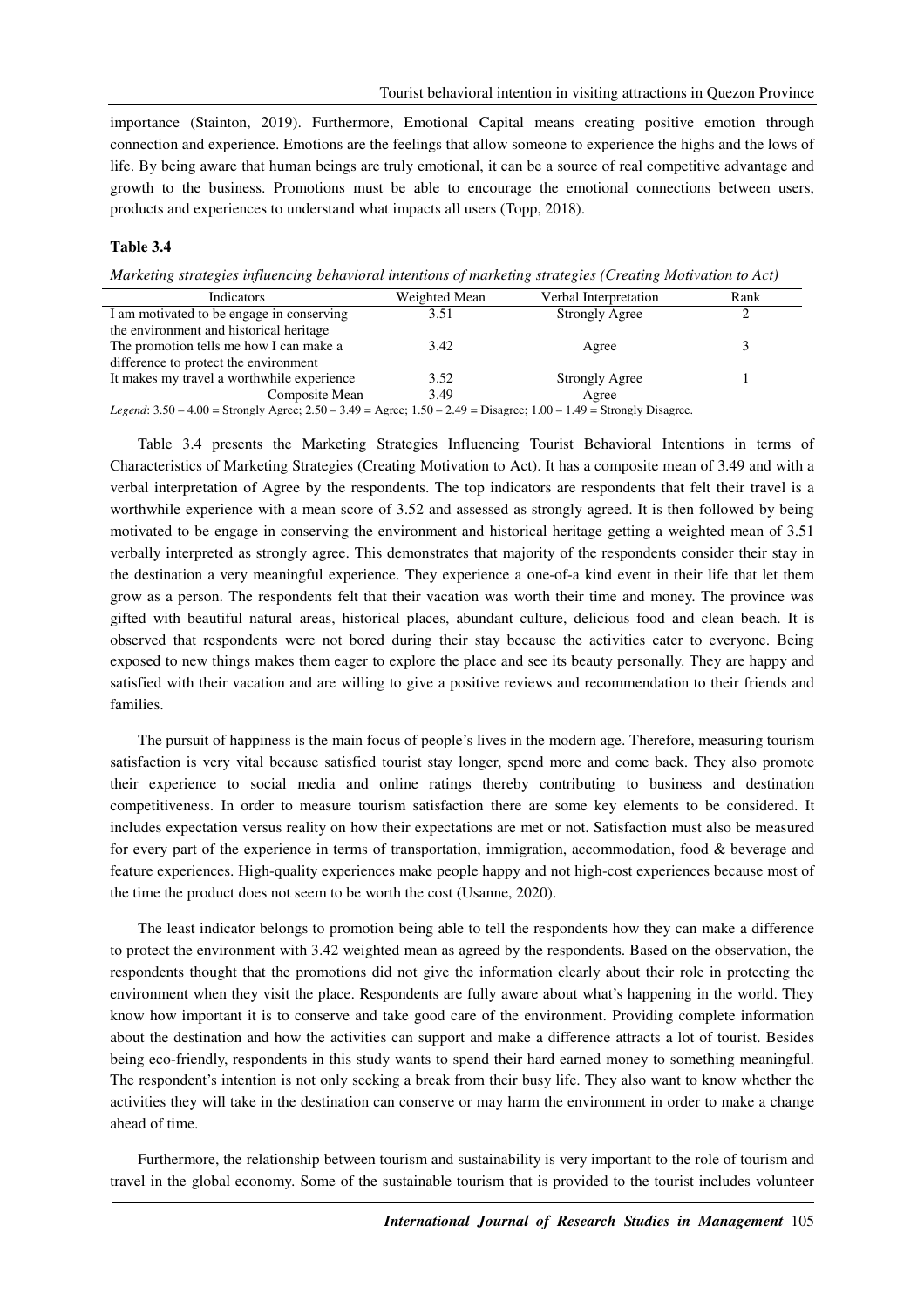importance (Stainton, 2019). Furthermore, Emotional Capital means creating positive emotion through connection and experience. Emotions are the feelings that allow someone to experience the highs and the lows of life. By being aware that human beings are truly emotional, it can be a source of real competitive advantage and growth to the business. Promotions must be able to encourage the emotional connections between users, products and experiences to understand what impacts all users (Topp, 2018).

**Table 3.4**

*Marketing strategies influencing behavioral intentions of marketing strategies (Creating Motivation to Act)*

| Indicators | Weighted Mean | Verbal Interpretation | Rank |
|---|---|---|---|
| I am motivated to be engage in conserving the environment and historical heritage | 3.51 | Strongly Agree | 2 |
| The promotion tells me how I can make a difference to protect the environment | 3.42 | Agree | 3 |
| It makes my travel a worthwhile experience | 3.52 | Strongly Agree | 1 |
| Composite Mean | 3.49 | Agree | |

*Legend*: 3.50 – 4.00 = Strongly Agree; 2.50 – 3.49 = Agree; 1.50 – 2.49 = Disagree; 1.00 – 1.49 = Strongly Disagree.

Table 3.4 presents the Marketing Strategies Influencing Tourist Behavioral Intentions in terms of Characteristics of Marketing Strategies (Creating Motivation to Act). It has a composite mean of 3.49 and with a verbal interpretation of Agree by the respondents. The top indicators are respondents that felt their travel is a worthwhile experience with a mean score of 3.52 and assessed as strongly agreed. It is then followed by being motivated to be engage in conserving the environment and historical heritage getting a weighted mean of 3.51 verbally interpreted as strongly agree. This demonstrates that majority of the respondents consider their stay in the destination a very meaningful experience. They experience a one-of-a kind event in their life that let them grow as a person. The respondents felt that their vacation was worth their time and money. The province was gifted with beautiful natural areas, historical places, abundant culture, delicious food and clean beach. It is observed that respondents were not bored during their stay because the activities cater to everyone. Being exposed to new things makes them eager to explore the place and see its beauty personally. They are happy and satisfied with their vacation and are willing to give a positive reviews and recommendation to their friends and families.

The pursuit of happiness is the main focus of people's lives in the modern age. Therefore, measuring tourism satisfaction is very vital because satisfied tourist stay longer, spend more and come back. They also promote their experience to social media and online ratings thereby contributing to business and destination competitiveness. In order to measure tourism satisfaction there are some key elements to be considered. It includes expectation versus reality on how their expectations are met or not. Satisfaction must also be measured for every part of the experience in terms of transportation, immigration, accommodation, food & beverage and feature experiences. High-quality experiences make people happy and not high-cost experiences because most of the time the product does not seem to be worth the cost (Usanne, 2020).

The least indicator belongs to promotion being able to tell the respondents how they can make a difference to protect the environment with 3.42 weighted mean as agreed by the respondents. Based on the observation, the respondents thought that the promotions did not give the information clearly about their role in protecting the environment when they visit the place. Respondents are fully aware about what's happening in the world. They know how important it is to conserve and take good care of the environment. Providing complete information about the destination and how the activities can support and make a difference attracts a lot of tourist. Besides being eco-friendly, respondents in this study wants to spend their hard earned money to something meaningful. The respondent's intention is not only seeking a break from their busy life. They also want to know whether the activities they will take in the destination can conserve or may harm the environment in order to make a change ahead of time.

Furthermore, the relationship between tourism and sustainability is very important to the role of tourism and travel in the global economy. Some of the sustainable tourism that is provided to the tourist includes volunteer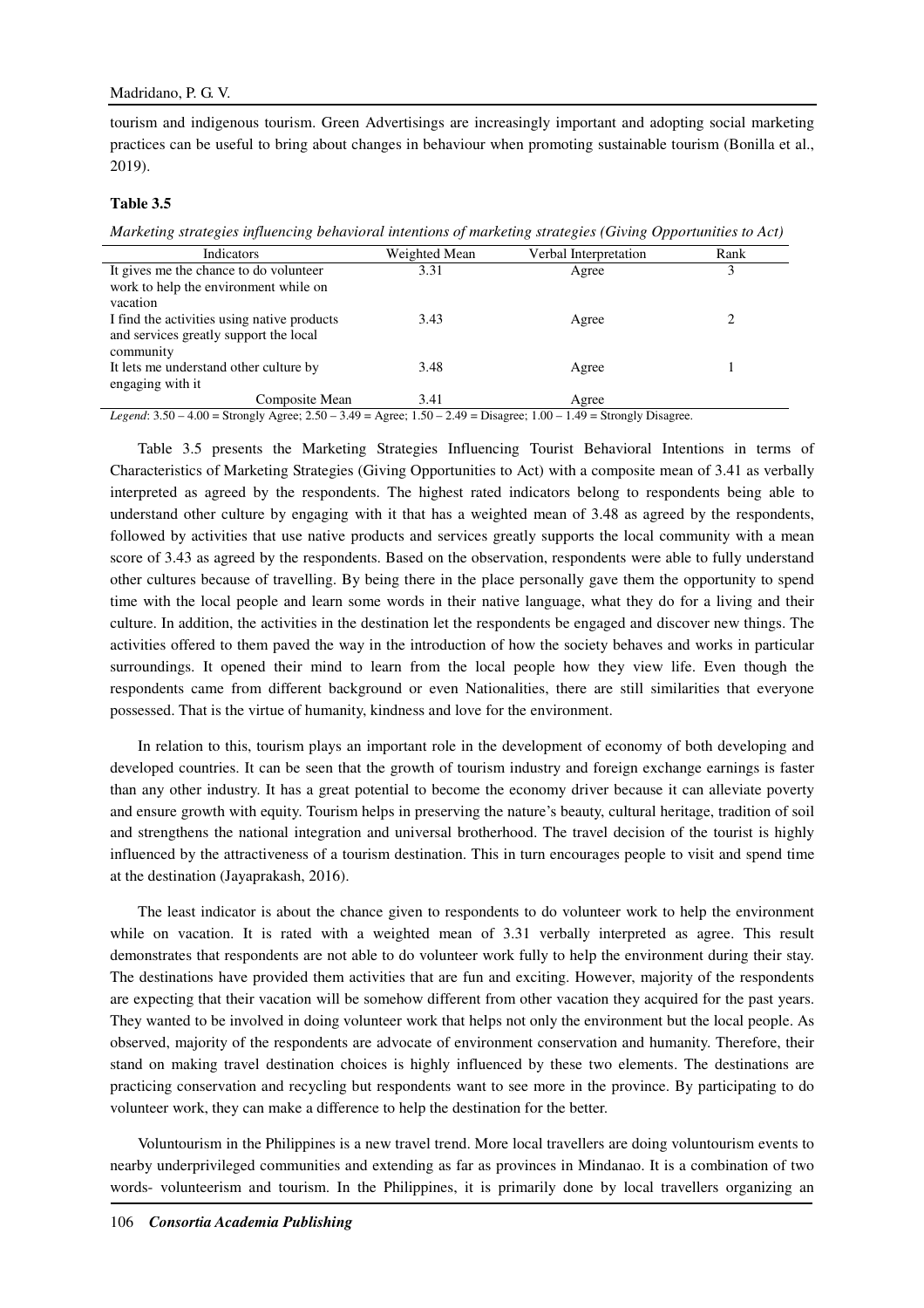tourism and indigenous tourism. Green Advertisings are increasingly important and adopting social marketing practices can be useful to bring about changes in behaviour when promoting sustainable tourism (Bonilla et al., 2019).

**Table 3.5**

*Marketing strategies influencing behavioral intentions of marketing strategies (Giving Opportunities to Act)*

| Indicators | Weighted Mean | Verbal Interpretation | Rank |
|---|---|---|---|
| It gives me the chance to do volunteer work to help the environment while on vacation | 3.31 | Agree | 3 |
| I find the activities using native products and services greatly support the local community | 3.43 | Agree | 2 |
| It lets me understand other culture by engaging with it | 3.48 | Agree | 1 |
| Composite Mean | 3.41 | Agree | |

*Legend*: 3.50 – 4.00 = Strongly Agree; 2.50 – 3.49 = Agree; 1.50 – 2.49 = Disagree; 1.00 – 1.49 = Strongly Disagree.

Table 3.5 presents the Marketing Strategies Influencing Tourist Behavioral Intentions in terms of Characteristics of Marketing Strategies (Giving Opportunities to Act) with a composite mean of 3.41 as verbally interpreted as agreed by the respondents. The highest rated indicators belong to respondents being able to understand other culture by engaging with it that has a weighted mean of 3.48 as agreed by the respondents, followed by activities that use native products and services greatly supports the local community with a mean score of 3.43 as agreed by the respondents. Based on the observation, respondents were able to fully understand other cultures because of travelling. By being there in the place personally gave them the opportunity to spend time with the local people and learn some words in their native language, what they do for a living and their culture. In addition, the activities in the destination let the respondents be engaged and discover new things. The activities offered to them paved the way in the introduction of how the society behaves and works in particular surroundings. It opened their mind to learn from the local people how they view life. Even though the respondents came from different background or even Nationalities, there are still similarities that everyone possessed. That is the virtue of humanity, kindness and love for the environment.

In relation to this, tourism plays an important role in the development of economy of both developing and developed countries. It can be seen that the growth of tourism industry and foreign exchange earnings is faster than any other industry. It has a great potential to become the economy driver because it can alleviate poverty and ensure growth with equity. Tourism helps in preserving the nature's beauty, cultural heritage, tradition of soil and strengthens the national integration and universal brotherhood. The travel decision of the tourist is highly influenced by the attractiveness of a tourism destination. This in turn encourages people to visit and spend time at the destination (Jayaprakash, 2016).

The least indicator is about the chance given to respondents to do volunteer work to help the environment while on vacation. It is rated with a weighted mean of 3.31 verbally interpreted as agree. This result demonstrates that respondents are not able to do volunteer work fully to help the environment during their stay. The destinations have provided them activities that are fun and exciting. However, majority of the respondents are expecting that their vacation will be somehow different from other vacation they acquired for the past years. They wanted to be involved in doing volunteer work that helps not only the environment but the local people. As observed, majority of the respondents are advocate of environment conservation and humanity. Therefore, their stand on making travel destination choices is highly influenced by these two elements. The destinations are practicing conservation and recycling but respondents want to see more in the province. By participating to do volunteer work, they can make a difference to help the destination for the better.

Voluntourism in the Philippines is a new travel trend. More local travellers are doing voluntourism events to nearby underprivileged communities and extending as far as provinces in Mindanao. It is a combination of two words- volunteerism and tourism. In the Philippines, it is primarily done by local travellers organizing an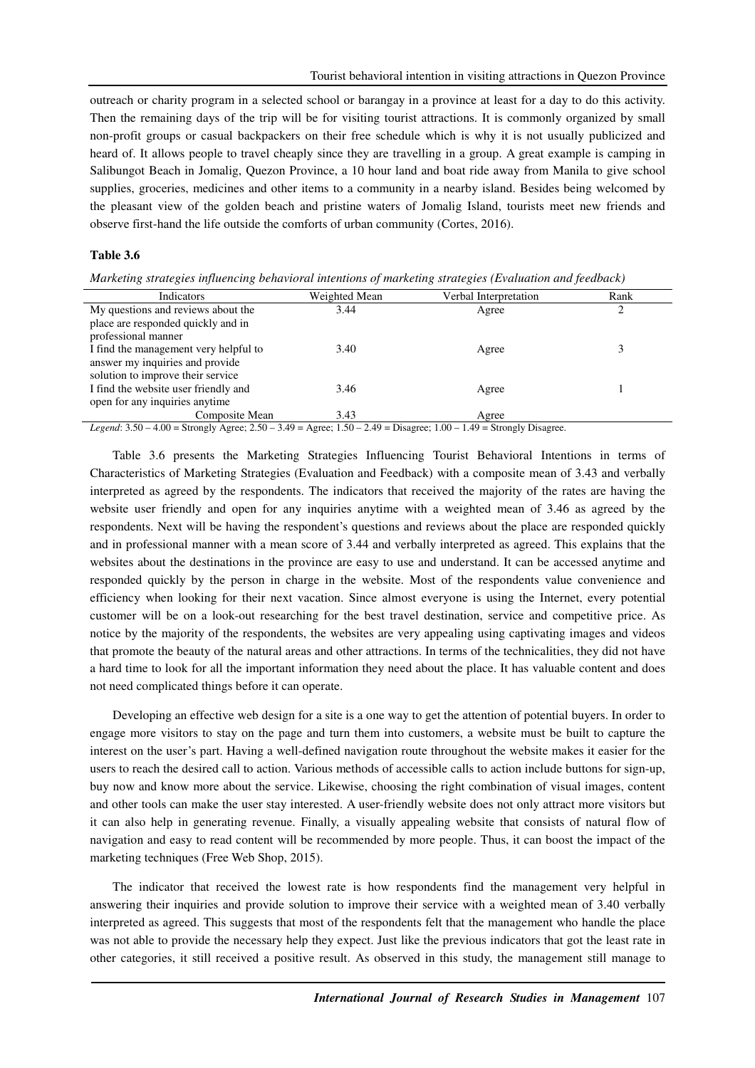outreach or charity program in a selected school or barangay in a province at least for a day to do this activity. Then the remaining days of the trip will be for visiting tourist attractions. It is commonly organized by small non-profit groups or casual backpackers on their free schedule which is why it is not usually publicized and heard of. It allows people to travel cheaply since they are travelling in a group. A great example is camping in Salibungot Beach in Jomalig, Quezon Province, a 10 hour land and boat ride away from Manila to give school supplies, groceries, medicines and other items to a community in a nearby island. Besides being welcomed by the pleasant view of the golden beach and pristine waters of Jomalig Island, tourists meet new friends and observe first-hand the life outside the comforts of urban community (Cortes, 2016).

**Table 3.6**

*Marketing strategies influencing behavioral intentions of marketing strategies (Evaluation and feedback)*

| Indicators | Weighted Mean | Verbal Interpretation | Rank |
|---|---|---|---|
| My questions and reviews about the place are responded quickly and in professional manner | 3.44 | Agree | 2 |
| I find the management very helpful to answer my inquiries and provide solution to improve their service | 3.40 | Agree | 3 |
| I find the website user friendly and open for any inquiries anytime | 3.46 | Agree | 1 |
| Composite Mean | 3.43 | Agree | |

*Legend*: 3.50 – 4.00 = Strongly Agree; 2.50 – 3.49 = Agree; 1.50 – 2.49 = Disagree; 1.00 – 1.49 = Strongly Disagree.

Table 3.6 presents the Marketing Strategies Influencing Tourist Behavioral Intentions in terms of Characteristics of Marketing Strategies (Evaluation and Feedback) with a composite mean of 3.43 and verbally interpreted as agreed by the respondents. The indicators that received the majority of the rates are having the website user friendly and open for any inquiries anytime with a weighted mean of 3.46 as agreed by the respondents. Next will be having the respondent's questions and reviews about the place are responded quickly and in professional manner with a mean score of 3.44 and verbally interpreted as agreed. This explains that the websites about the destinations in the province are easy to use and understand. It can be accessed anytime and responded quickly by the person in charge in the website. Most of the respondents value convenience and efficiency when looking for their next vacation. Since almost everyone is using the Internet, every potential customer will be on a look-out researching for the best travel destination, service and competitive price. As notice by the majority of the respondents, the websites are very appealing using captivating images and videos that promote the beauty of the natural areas and other attractions. In terms of the technicalities, they did not have a hard time to look for all the important information they need about the place. It has valuable content and does not need complicated things before it can operate.

Developing an effective web design for a site is a one way to get the attention of potential buyers. In order to engage more visitors to stay on the page and turn them into customers, a website must be built to capture the interest on the user's part. Having a well-defined navigation route throughout the website makes it easier for the users to reach the desired call to action. Various methods of accessible calls to action include buttons for sign-up, buy now and know more about the service. Likewise, choosing the right combination of visual images, content and other tools can make the user stay interested. A user-friendly website does not only attract more visitors but it can also help in generating revenue. Finally, a visually appealing website that consists of natural flow of navigation and easy to read content will be recommended by more people. Thus, it can boost the impact of the marketing techniques (Free Web Shop, 2015).

The indicator that received the lowest rate is how respondents find the management very helpful in answering their inquiries and provide solution to improve their service with a weighted mean of 3.40 verbally interpreted as agreed. This suggests that most of the respondents felt that the management who handle the place was not able to provide the necessary help they expect. Just like the previous indicators that got the least rate in other categories, it still received a positive result. As observed in this study, the management still manage to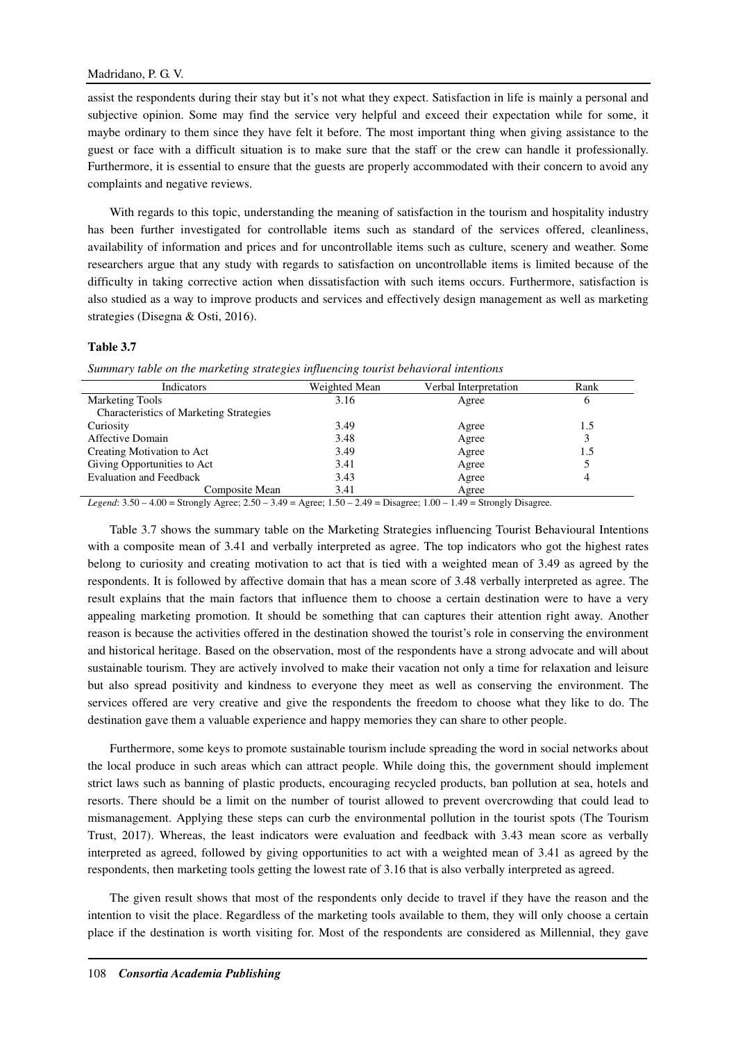assist the respondents during their stay but it's not what they expect. Satisfaction in life is mainly a personal and subjective opinion. Some may find the service very helpful and exceed their expectation while for some, it maybe ordinary to them since they have felt it before. The most important thing when giving assistance to the guest or face with a difficult situation is to make sure that the staff or the crew can handle it professionally. Furthermore, it is essential to ensure that the guests are properly accommodated with their concern to avoid any complaints and negative reviews.

With regards to this topic, understanding the meaning of satisfaction in the tourism and hospitality industry has been further investigated for controllable items such as standard of the services offered, cleanliness, availability of information and prices and for uncontrollable items such as culture, scenery and weather. Some researchers argue that any study with regards to satisfaction on uncontrollable items is limited because of the difficulty in taking corrective action when dissatisfaction with such items occurs. Furthermore, satisfaction is also studied as a way to improve products and services and effectively design management as well as marketing strategies (Disegna & Osti, 2016).

**Table 3.7**

*Summary table on the marketing strategies influencing tourist behavioral intentions*

| Indicators | Weighted Mean | Verbal Interpretation | Rank |
|---|---|---|---|
| Marketing Tools | 3.16 | Agree | 6 |
| Characteristics of Marketing Strategies | | | |
| Curiosity | 3.49 | Agree | 1.5 |
| Affective Domain | 3.48 | Agree | 3 |
| Creating Motivation to Act | 3.49 | Agree | 1.5 |
| Giving Opportunities to Act | 3.41 | Agree | 5 |
| Evaluation and Feedback | 3.43 | Agree | 4 |
| Composite Mean | 3.41 | Agree | |

*Legend*: 3.50 – 4.00 = Strongly Agree; 2.50 – 3.49 = Agree; 1.50 – 2.49 = Disagree; 1.00 – 1.49 = Strongly Disagree.

Table 3.7 shows the summary table on the Marketing Strategies influencing Tourist Behavioural Intentions with a composite mean of 3.41 and verbally interpreted as agree. The top indicators who got the highest rates belong to curiosity and creating motivation to act that is tied with a weighted mean of 3.49 as agreed by the respondents. It is followed by affective domain that has a mean score of 3.48 verbally interpreted as agree. The result explains that the main factors that influence them to choose a certain destination were to have a very appealing marketing promotion. It should be something that can captures their attention right away. Another reason is because the activities offered in the destination showed the tourist's role in conserving the environment and historical heritage. Based on the observation, most of the respondents have a strong advocate and will about sustainable tourism. They are actively involved to make their vacation not only a time for relaxation and leisure but also spread positivity and kindness to everyone they meet as well as conserving the environment. The services offered are very creative and give the respondents the freedom to choose what they like to do. The destination gave them a valuable experience and happy memories they can share to other people.

Furthermore, some keys to promote sustainable tourism include spreading the word in social networks about the local produce in such areas which can attract people. While doing this, the government should implement strict laws such as banning of plastic products, encouraging recycled products, ban pollution at sea, hotels and resorts. There should be a limit on the number of tourist allowed to prevent overcrowding that could lead to mismanagement. Applying these steps can curb the environmental pollution in the tourist spots (The Tourism Trust, 2017). Whereas, the least indicators were evaluation and feedback with 3.43 mean score as verbally interpreted as agreed, followed by giving opportunities to act with a weighted mean of 3.41 as agreed by the respondents, then marketing tools getting the lowest rate of 3.16 that is also verbally interpreted as agreed.

The given result shows that most of the respondents only decide to travel if they have the reason and the intention to visit the place. Regardless of the marketing tools available to them, they will only choose a certain place if the destination is worth visiting for. Most of the respondents are considered as Millennial, they gave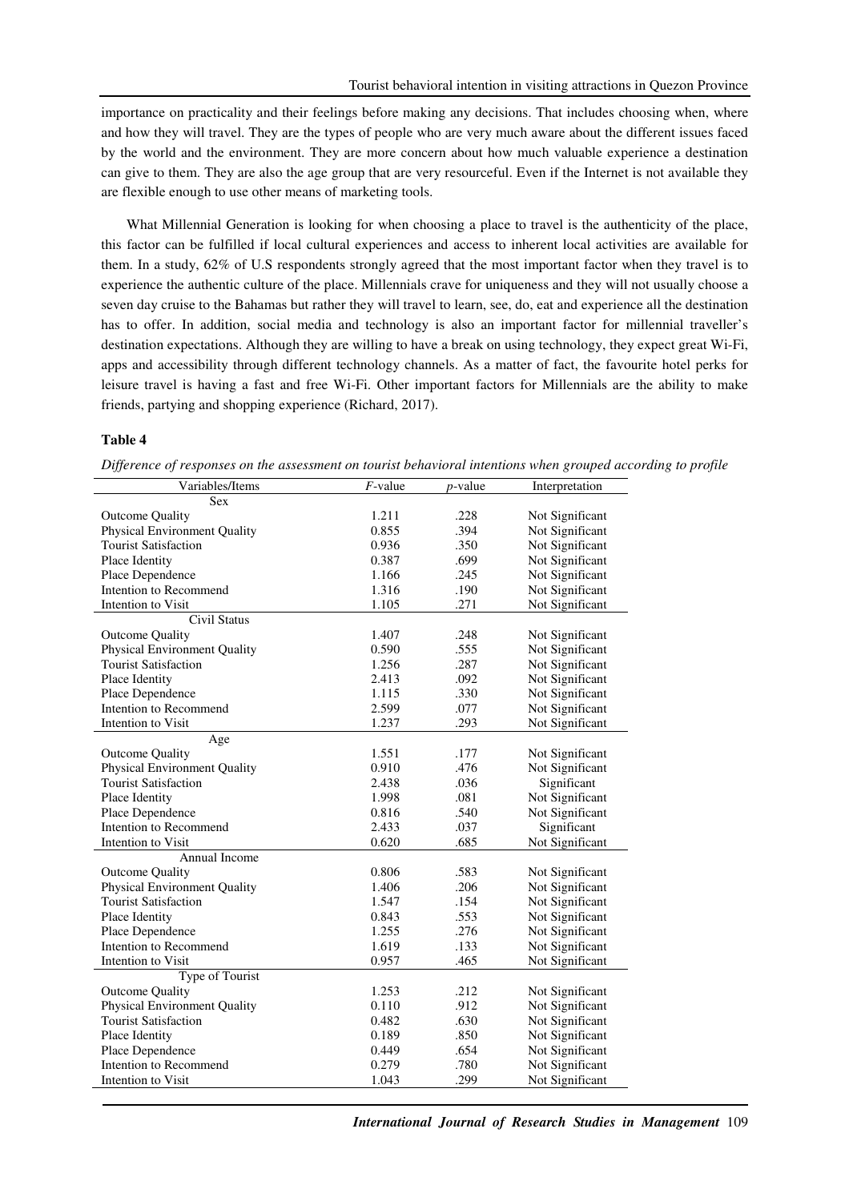importance on practicality and their feelings before making any decisions. That includes choosing when, where and how they will travel. They are the types of people who are very much aware about the different issues faced by the world and the environment. They are more concern about how much valuable experience a destination can give to them. They are also the age group that are very resourceful. Even if the Internet is not available they are flexible enough to use other means of marketing tools.

What Millennial Generation is looking for when choosing a place to travel is the authenticity of the place, this factor can be fulfilled if local cultural experiences and access to inherent local activities are available for them. In a study, 62% of U.S respondents strongly agreed that the most important factor when they travel is to experience the authentic culture of the place. Millennials crave for uniqueness and they will not usually choose a seven day cruise to the Bahamas but rather they will travel to learn, see, do, eat and experience all the destination has to offer. In addition, social media and technology is also an important factor for millennial traveller's destination expectations. Although they are willing to have a break on using technology, they expect great Wi-Fi, apps and accessibility through different technology channels. As a matter of fact, the favourite hotel perks for leisure travel is having a fast and free Wi-Fi. Other important factors for Millennials are the ability to make friends, partying and shopping experience (Richard, 2017).

**Table 4**

*Difference of responses on the assessment on tourist behavioral intentions when grouped according to profile*

| Variables/Items | *F*-value | *p*-value | Interpretation |
|---|---|---|---|
| Sex | | | |
| Outcome Quality | 1.211 | .228 | Not Significant |
| Physical Environment Quality | 0.855 | .394 | Not Significant |
| Tourist Satisfaction | 0.936 | .350 | Not Significant |
| Place Identity | 0.387 | .699 | Not Significant |
| Place Dependence | 1.166 | .245 | Not Significant |
| Intention to Recommend | 1.316 | .190 | Not Significant |
| Intention to Visit | 1.105 | .271 | Not Significant |
| Civil Status | | | |
| Outcome Quality | 1.407 | .248 | Not Significant |
| Physical Environment Quality | 0.590 | .555 | Not Significant |
| Tourist Satisfaction | 1.256 | .287 | Not Significant |
| Place Identity | 2.413 | .092 | Not Significant |
| Place Dependence | 1.115 | .330 | Not Significant |
| Intention to Recommend | 2.599 | .077 | Not Significant |
| Intention to Visit | 1.237 | .293 | Not Significant |
| Age | | | |
| Outcome Quality | 1.551 | .177 | Not Significant |
| Physical Environment Quality | 0.910 | .476 | Not Significant |
| Tourist Satisfaction | 2.438 | .036 | Significant |
| Place Identity | 1.998 | .081 | Not Significant |
| Place Dependence | 0.816 | .540 | Not Significant |
| Intention to Recommend | 2.433 | .037 | Significant |
| Intention to Visit | 0.620 | .685 | Not Significant |
| Annual Income | | | |
| Outcome Quality | 0.806 | .583 | Not Significant |
| Physical Environment Quality | 1.406 | .206 | Not Significant |
| Tourist Satisfaction | 1.547 | .154 | Not Significant |
| Place Identity | 0.843 | .553 | Not Significant |
| Place Dependence | 1.255 | .276 | Not Significant |
| Intention to Recommend | 1.619 | .133 | Not Significant |
| Intention to Visit | 0.957 | .465 | Not Significant |
| Type of Tourist | | | |
| Outcome Quality | 1.253 | .212 | Not Significant |
| Physical Environment Quality | 0.110 | .912 | Not Significant |
| Tourist Satisfaction | 0.482 | .630 | Not Significant |
| Place Identity | 0.189 | .850 | Not Significant |
| Place Dependence | 0.449 | .654 | Not Significant |
| Intention to Recommend | 0.279 | .780 | Not Significant |
| Intention to Visit | 1.043 | .299 | Not Significant |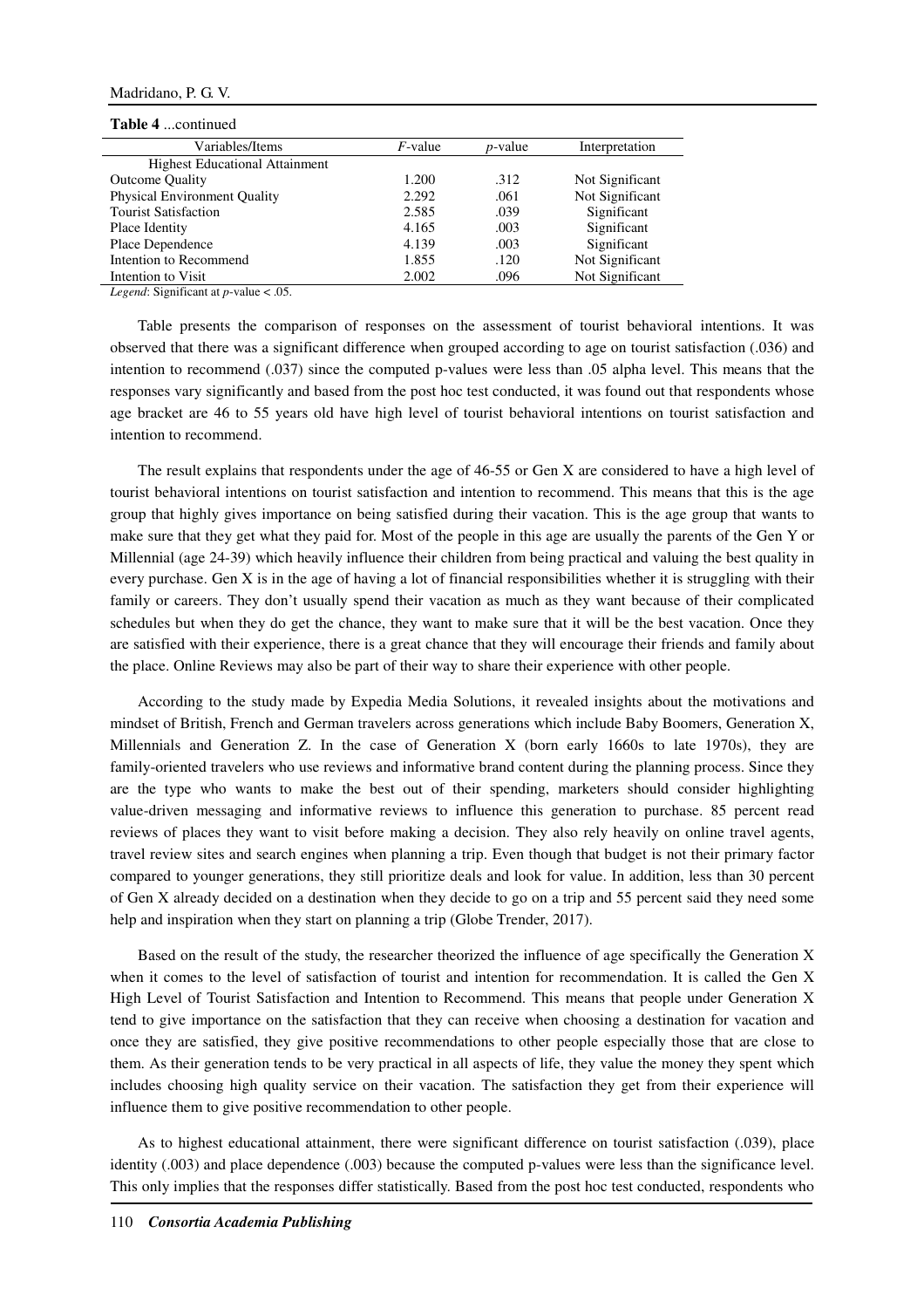**Table 4** ...continued

| Variables/Items | $F$-value | $p$-value | Interpretation |
|---|---|---|---|
| Highest Educational Attainment | | | |
| Outcome Quality | 1.200 | .312 | Not Significant |
| Physical Environment Quality | 2.292 | .061 | Not Significant |
| Tourist Satisfaction | 2.585 | .039 | Significant |
| Place Identity | 4.165 | .003 | Significant |
| Place Dependence | 4.139 | .003 | Significant |
| Intention to Recommend | 1.855 | .120 | Not Significant |
| Intention to Visit | 2.002 | .096 | Not Significant |

*Legend*: Significant at $p$-value < .05.

Table presents the comparison of responses on the assessment of tourist behavioral intentions. It was observed that there was a significant difference when grouped according to age on tourist satisfaction (.036) and intention to recommend (.037) since the computed p-values were less than .05 alpha level. This means that the responses vary significantly and based from the post hoc test conducted, it was found out that respondents whose age bracket are 46 to 55 years old have high level of tourist behavioral intentions on tourist satisfaction and intention to recommend.

The result explains that respondents under the age of 46-55 or Gen X are considered to have a high level of tourist behavioral intentions on tourist satisfaction and intention to recommend. This means that this is the age group that highly gives importance on being satisfied during their vacation. This is the age group that wants to make sure that they get what they paid for. Most of the people in this age are usually the parents of the Gen Y or Millennial (age 24-39) which heavily influence their children from being practical and valuing the best quality in every purchase. Gen X is in the age of having a lot of financial responsibilities whether it is struggling with their family or careers. They don't usually spend their vacation as much as they want because of their complicated schedules but when they do get the chance, they want to make sure that it will be the best vacation. Once they are satisfied with their experience, there is a great chance that they will encourage their friends and family about the place. Online Reviews may also be part of their way to share their experience with other people.

According to the study made by Expedia Media Solutions, it revealed insights about the motivations and mindset of British, French and German travelers across generations which include Baby Boomers, Generation X, Millennials and Generation Z. In the case of Generation X (born early 1660s to late 1970s), they are family-oriented travelers who use reviews and informative brand content during the planning process. Since they are the type who wants to make the best out of their spending, marketers should consider highlighting value-driven messaging and informative reviews to influence this generation to purchase. 85 percent read reviews of places they want to visit before making a decision. They also rely heavily on online travel agents, travel review sites and search engines when planning a trip. Even though that budget is not their primary factor compared to younger generations, they still prioritize deals and look for value. In addition, less than 30 percent of Gen X already decided on a destination when they decide to go on a trip and 55 percent said they need some help and inspiration when they start on planning a trip (Globe Trender, 2017).

Based on the result of the study, the researcher theorized the influence of age specifically the Generation X when it comes to the level of satisfaction of tourist and intention for recommendation. It is called the Gen X High Level of Tourist Satisfaction and Intention to Recommend. This means that people under Generation X tend to give importance on the satisfaction that they can receive when choosing a destination for vacation and once they are satisfied, they give positive recommendations to other people especially those that are close to them. As their generation tends to be very practical in all aspects of life, they value the money they spent which includes choosing high quality service on their vacation. The satisfaction they get from their experience will influence them to give positive recommendation to other people.

As to highest educational attainment, there were significant difference on tourist satisfaction (.039), place identity (.003) and place dependence (.003) because the computed p-values were less than the significance level. This only implies that the responses differ statistically. Based from the post hoc test conducted, respondents who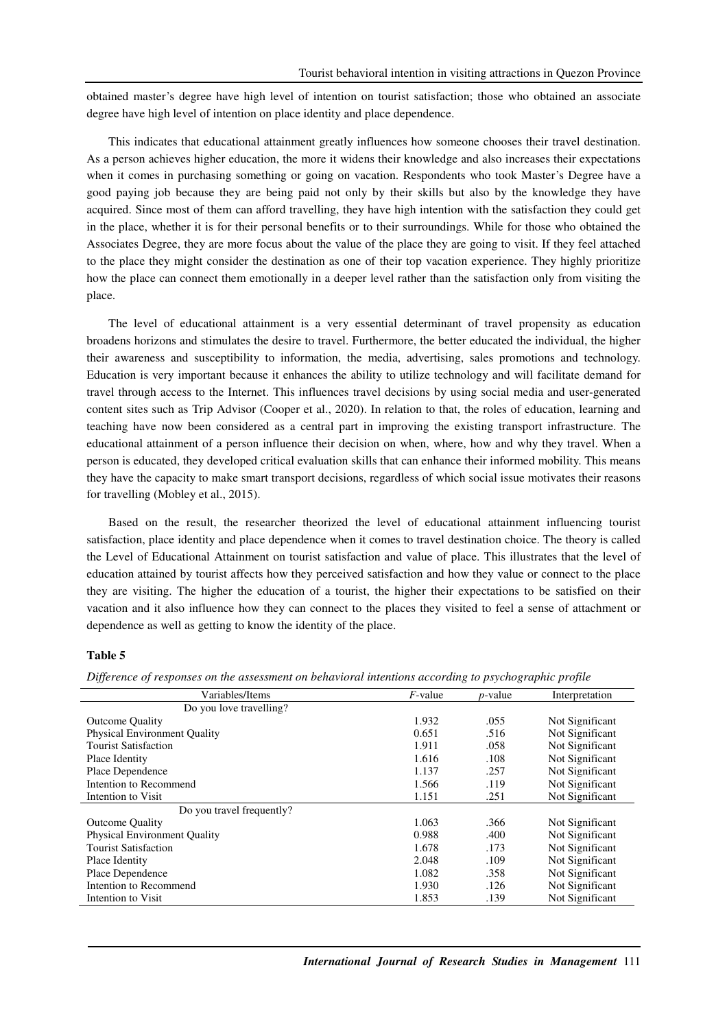obtained master's degree have high level of intention on tourist satisfaction; those who obtained an associate degree have high level of intention on place identity and place dependence.

This indicates that educational attainment greatly influences how someone chooses their travel destination. As a person achieves higher education, the more it widens their knowledge and also increases their expectations when it comes in purchasing something or going on vacation. Respondents who took Master's Degree have a good paying job because they are being paid not only by their skills but also by the knowledge they have acquired. Since most of them can afford travelling, they have high intention with the satisfaction they could get in the place, whether it is for their personal benefits or to their surroundings. While for those who obtained the Associates Degree, they are more focus about the value of the place they are going to visit. If they feel attached to the place they might consider the destination as one of their top vacation experience. They highly prioritize how the place can connect them emotionally in a deeper level rather than the satisfaction only from visiting the place.

The level of educational attainment is a very essential determinant of travel propensity as education broadens horizons and stimulates the desire to travel. Furthermore, the better educated the individual, the higher their awareness and susceptibility to information, the media, advertising, sales promotions and technology. Education is very important because it enhances the ability to utilize technology and will facilitate demand for travel through access to the Internet. This influences travel decisions by using social media and user-generated content sites such as Trip Advisor (Cooper et al., 2020). In relation to that, the roles of education, learning and teaching have now been considered as a central part in improving the existing transport infrastructure. The educational attainment of a person influence their decision on when, where, how and why they travel. When a person is educated, they developed critical evaluation skills that can enhance their informed mobility. This means they have the capacity to make smart transport decisions, regardless of which social issue motivates their reasons for travelling (Mobley et al., 2015).

Based on the result, the researcher theorized the level of educational attainment influencing tourist satisfaction, place identity and place dependence when it comes to travel destination choice. The theory is called the Level of Educational Attainment on tourist satisfaction and value of place. This illustrates that the level of education attained by tourist affects how they perceived satisfaction and how they value or connect to the place they are visiting. The higher the education of a tourist, the higher their expectations to be satisfied on their vacation and it also influence how they can connect to the places they visited to feel a sense of attachment or dependence as well as getting to know the identity of the place.

**Table 5**

*Difference of responses on the assessment on behavioral intentions according to psychographic profile*

| Variables/Items | *F*-value | *p*-value | Interpretation |
|---|---|---|---|
| Do you love travelling? | | | |
| Outcome Quality | 1.932 | .055 | Not Significant |
| Physical Environment Quality | 0.651 | .516 | Not Significant |
| Tourist Satisfaction | 1.911 | .058 | Not Significant |
| Place Identity | 1.616 | .108 | Not Significant |
| Place Dependence | 1.137 | .257 | Not Significant |
| Intention to Recommend | 1.566 | .119 | Not Significant |
| Intention to Visit | 1.151 | .251 | Not Significant |
| Do you travel frequently? | | | |
| Outcome Quality | 1.063 | .366 | Not Significant |
| Physical Environment Quality | 0.988 | .400 | Not Significant |
| Tourist Satisfaction | 1.678 | .173 | Not Significant |
| Place Identity | 2.048 | .109 | Not Significant |
| Place Dependence | 1.082 | .358 | Not Significant |
| Intention to Recommend | 1.930 | .126 | Not Significant |
| Intention to Visit | 1.853 | .139 | Not Significant |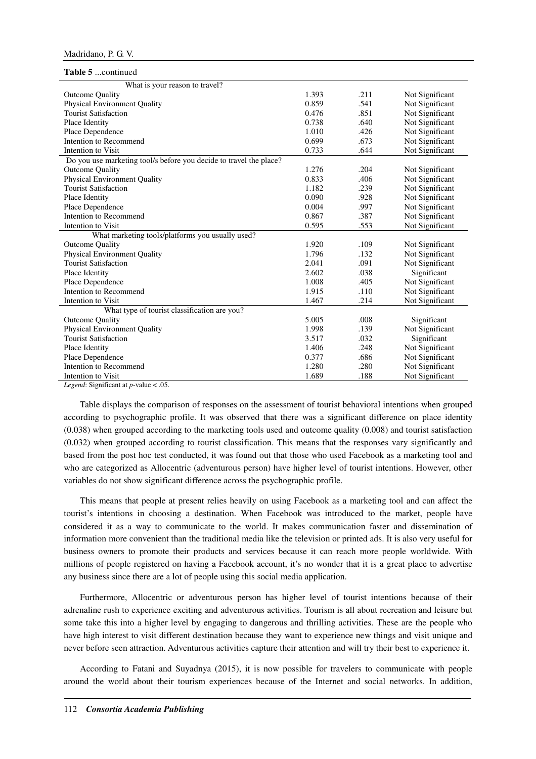**Table 5** ...continued

| | | | |
|---|---|---|---|
| What is your reason to travel? | | | |
| Outcome Quality | 1.393 | .211 | Not Significant |
| Physical Environment Quality | 0.859 | .541 | Not Significant |
| Tourist Satisfaction | 0.476 | .851 | Not Significant |
| Place Identity | 0.738 | .640 | Not Significant |
| Place Dependence | 1.010 | .426 | Not Significant |
| Intention to Recommend | 0.699 | .673 | Not Significant |
| Intention to Visit | 0.733 | .644 | Not Significant |
| Do you use marketing tool/s before you decide to travel the place? | | | |
| Outcome Quality | 1.276 | .204 | Not Significant |
| Physical Environment Quality | 0.833 | .406 | Not Significant |
| Tourist Satisfaction | 1.182 | .239 | Not Significant |
| Place Identity | 0.090 | .928 | Not Significant |
| Place Dependence | 0.004 | .997 | Not Significant |
| Intention to Recommend | 0.867 | .387 | Not Significant |
| Intention to Visit | 0.595 | .553 | Not Significant |
| What marketing tools/platforms you usually used? | | | |
| Outcome Quality | 1.920 | .109 | Not Significant |
| Physical Environment Quality | 1.796 | .132 | Not Significant |
| Tourist Satisfaction | 2.041 | .091 | Not Significant |
| Place Identity | 2.602 | .038 | Significant |
| Place Dependence | 1.008 | .405 | Not Significant |
| Intention to Recommend | 1.915 | .110 | Not Significant |
| Intention to Visit | 1.467 | .214 | Not Significant |
| What type of tourist classification are you? | | | |
| Outcome Quality | 5.005 | .008 | Significant |
| Physical Environment Quality | 1.998 | .139 | Not Significant |
| Tourist Satisfaction | 3.517 | .032 | Significant |
| Place Identity | 1.406 | .248 | Not Significant |
| Place Dependence | 0.377 | .686 | Not Significant |
| Intention to Recommend | 1.280 | .280 | Not Significant |
| Intention to Visit | 1.689 | .188 | Not Significant |

*Legend*: Significant at *p*-value $< .05$.

Table displays the comparison of responses on the assessment of tourist behavioral intentions when grouped according to psychographic profile. It was observed that there was a significant difference on place identity (0.038) when grouped according to the marketing tools used and outcome quality (0.008) and tourist satisfaction (0.032) when grouped according to tourist classification. This means that the responses vary significantly and based from the post hoc test conducted, it was found out that those who used Facebook as a marketing tool and who are categorized as Allocentric (adventurous person) have higher level of tourist intentions. However, other variables do not show significant difference across the psychographic profile.

This means that people at present relies heavily on using Facebook as a marketing tool and can affect the tourist's intentions in choosing a destination. When Facebook was introduced to the market, people have considered it as a way to communicate to the world. It makes communication faster and dissemination of information more convenient than the traditional media like the television or printed ads. It is also very useful for business owners to promote their products and services because it can reach more people worldwide. With millions of people registered on having a Facebook account, it's no wonder that it is a great place to advertise any business since there are a lot of people using this social media application.

Furthermore, Allocentric or adventurous person has higher level of tourist intentions because of their adrenaline rush to experience exciting and adventurous activities. Tourism is all about recreation and leisure but some take this into a higher level by engaging to dangerous and thrilling activities. These are the people who have high interest to visit different destination because they want to experience new things and visit unique and never before seen attraction. Adventurous activities capture their attention and will try their best to experience it.

According to Fatani and Suyadnya (2015), it is now possible for travelers to communicate with people around the world about their tourism experiences because of the Internet and social networks. In addition,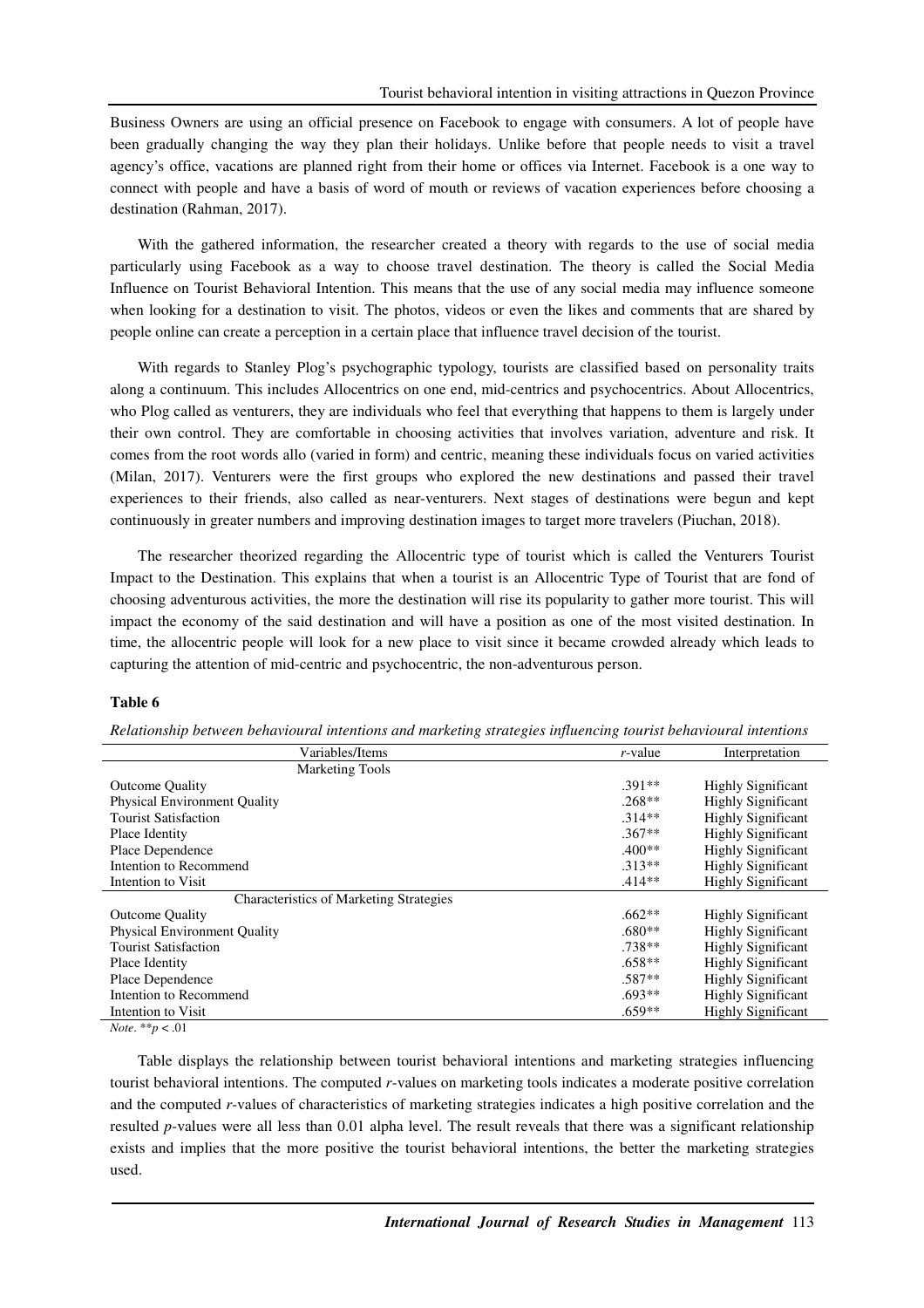Business Owners are using an official presence on Facebook to engage with consumers. A lot of people have been gradually changing the way they plan their holidays. Unlike before that people needs to visit a travel agency's office, vacations are planned right from their home or offices via Internet. Facebook is a one way to connect with people and have a basis of word of mouth or reviews of vacation experiences before choosing a destination (Rahman, 2017).

With the gathered information, the researcher created a theory with regards to the use of social media particularly using Facebook as a way to choose travel destination. The theory is called the Social Media Influence on Tourist Behavioral Intention. This means that the use of any social media may influence someone when looking for a destination to visit. The photos, videos or even the likes and comments that are shared by people online can create a perception in a certain place that influence travel decision of the tourist.

With regards to Stanley Plog's psychographic typology, tourists are classified based on personality traits along a continuum. This includes Allocentrics on one end, mid-centrics and psychocentrics. About Allocentrics, who Plog called as venturers, they are individuals who feel that everything that happens to them is largely under their own control. They are comfortable in choosing activities that involves variation, adventure and risk. It comes from the root words allo (varied in form) and centric, meaning these individuals focus on varied activities (Milan, 2017). Venturers were the first groups who explored the new destinations and passed their travel experiences to their friends, also called as near-venturers. Next stages of destinations were begun and kept continuously in greater numbers and improving destination images to target more travelers (Piuchan, 2018).

The researcher theorized regarding the Allocentric type of tourist which is called the Venturers Tourist Impact to the Destination. This explains that when a tourist is an Allocentric Type of Tourist that are fond of choosing adventurous activities, the more the destination will rise its popularity to gather more tourist. This will impact the economy of the said destination and will have a position as one of the most visited destination. In time, the allocentric people will look for a new place to visit since it became crowded already which leads to capturing the attention of mid-centric and psychocentric, the non-adventurous person.

**Table 6**

*Relationship between behavioural intentions and marketing strategies influencing tourist behavioural intentions*

| Variables/Items | *r*-value | Interpretation |
|---|---|---|
| Marketing Tools | | |
| Outcome Quality | .391** | Highly Significant |
| Physical Environment Quality | .268** | Highly Significant |
| Tourist Satisfaction | .314** | Highly Significant |
| Place Identity | .367** | Highly Significant |
| Place Dependence | .400** | Highly Significant |
| Intention to Recommend | .313** | Highly Significant |
| Intention to Visit | .414** | Highly Significant |
| Characteristics of Marketing Strategies | | |
| Outcome Quality | .662** | Highly Significant |
| Physical Environment Quality | .680** | Highly Significant |
| Tourist Satisfaction | .738** | Highly Significant |
| Place Identity | .658** | Highly Significant |
| Place Dependence | .587** | Highly Significant |
| Intention to Recommend | .693** | Highly Significant |
| Intention to Visit | .659** | Highly Significant |

*Note*. ** $p < .01$

Table displays the relationship between tourist behavioral intentions and marketing strategies influencing tourist behavioral intentions. The computed *r*-values on marketing tools indicates a moderate positive correlation and the computed *r*-values of characteristics of marketing strategies indicates a high positive correlation and the resulted *p*-values were all less than 0.01 alpha level. The result reveals that there was a significant relationship exists and implies that the more positive the tourist behavioral intentions, the better the marketing strategies used.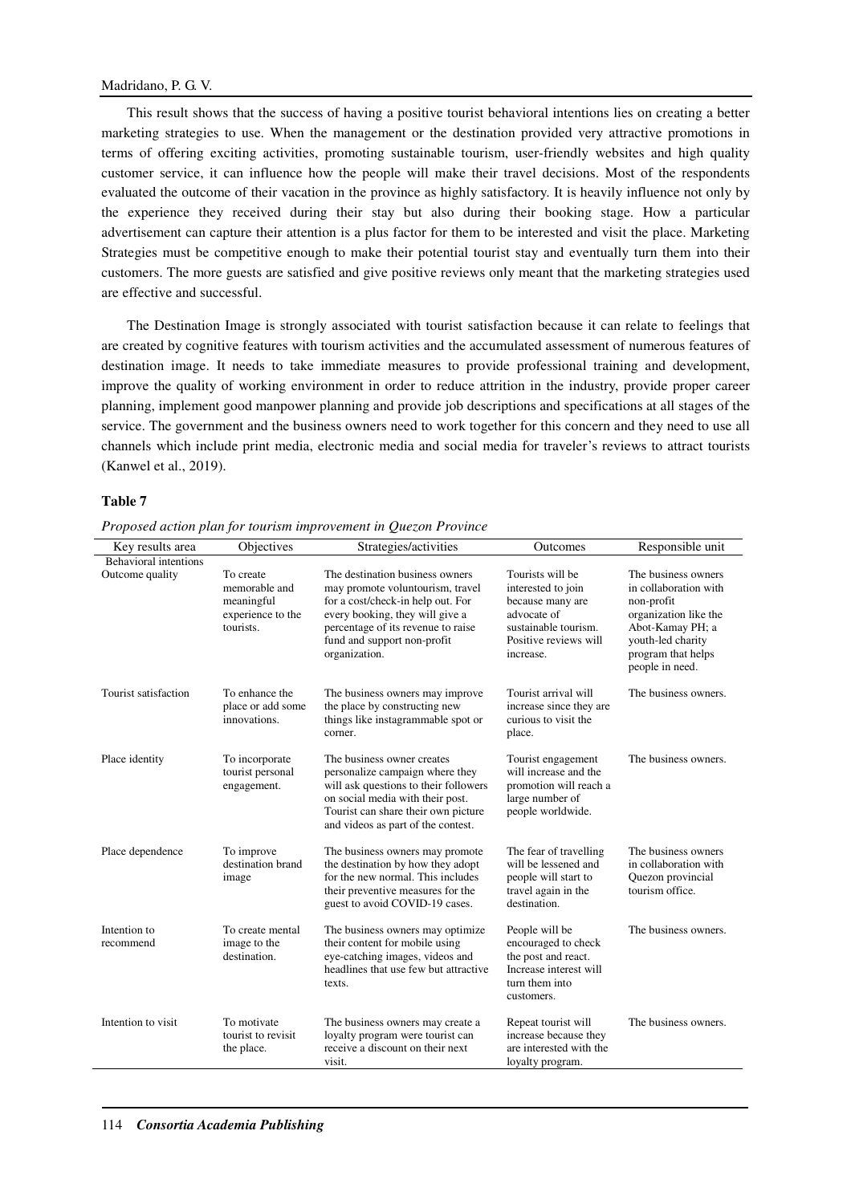This result shows that the success of having a positive tourist behavioral intentions lies on creating a better marketing strategies to use. When the management or the destination provided very attractive promotions in terms of offering exciting activities, promoting sustainable tourism, user-friendly websites and high quality customer service, it can influence how the people will make their travel decisions. Most of the respondents evaluated the outcome of their vacation in the province as highly satisfactory. It is heavily influence not only by the experience they received during their stay but also during their booking stage. How a particular advertisement can capture their attention is a plus factor for them to be interested and visit the place. Marketing Strategies must be competitive enough to make their potential tourist stay and eventually turn them into their customers. The more guests are satisfied and give positive reviews only meant that the marketing strategies used are effective and successful.

The Destination Image is strongly associated with tourist satisfaction because it can relate to feelings that are created by cognitive features with tourism activities and the accumulated assessment of numerous features of destination image. It needs to take immediate measures to provide professional training and development, improve the quality of working environment in order to reduce attrition in the industry, provide proper career planning, implement good manpower planning and provide job descriptions and specifications at all stages of the service. The government and the business owners need to work together for this concern and they need to use all channels which include print media, electronic media and social media for traveler's reviews to attract tourists (Kanwel et al., 2019).

**Table 7**

*Proposed action plan for tourism improvement in Quezon Province*

| Key results area | Objectives | Strategies/activities | Outcomes | Responsible unit |
|---|---|---|---|---|
| Behavioral intentions | | | | |
| Outcome quality | To create memorable and meaningful experience to the tourists. | The destination business owners may promote voluntourism, travel for a cost/check-in help out. For every booking, they will give a percentage of its revenue to raise fund and support non-profit organization. | Tourists will be interested to join because many are advocate of sustainable tourism. Positive reviews will increase. | The business owners in collaboration with non-profit organization like the Abot-Kamay PH; a youth-led charity program that helps people in need. |
| Tourist satisfaction | To enhance the place or add some innovations. | The business owners may improve the place by constructing new things like instagrammable spot or corner. | Tourist arrival will increase since they are curious to visit the place. | The business owners. |
| Place identity | To incorporate tourist personal engagement. | The business owner creates personalize campaign where they will ask questions to their followers on social media with their post. Tourist can share their own picture and videos as part of the contest. | Tourist engagement will increase and the promotion will reach a large number of people worldwide. | The business owners. |
| Place dependence | To improve destination brand image | The business owners may promote the destination by how they adopt for the new normal. This includes their preventive measures for the guest to avoid COVID-19 cases. | The fear of travelling will be lessened and people will start to travel again in the destination. | The business owners in collaboration with Quezon provincial tourism office. |
| Intention to recommend | To create mental image to the destination. | The business owners may optimize their content for mobile using eye-catching images, videos and headlines that use few but attractive texts. | People will be encouraged to check the post and react. Increase interest will turn them into customers. | The business owners. |
| Intention to visit | To motivate tourist to revisit the place. | The business owners may create a loyalty program were tourist can receive a discount on their next visit. | Repeat tourist will increase because they are interested with the loyalty program. | The business owners. |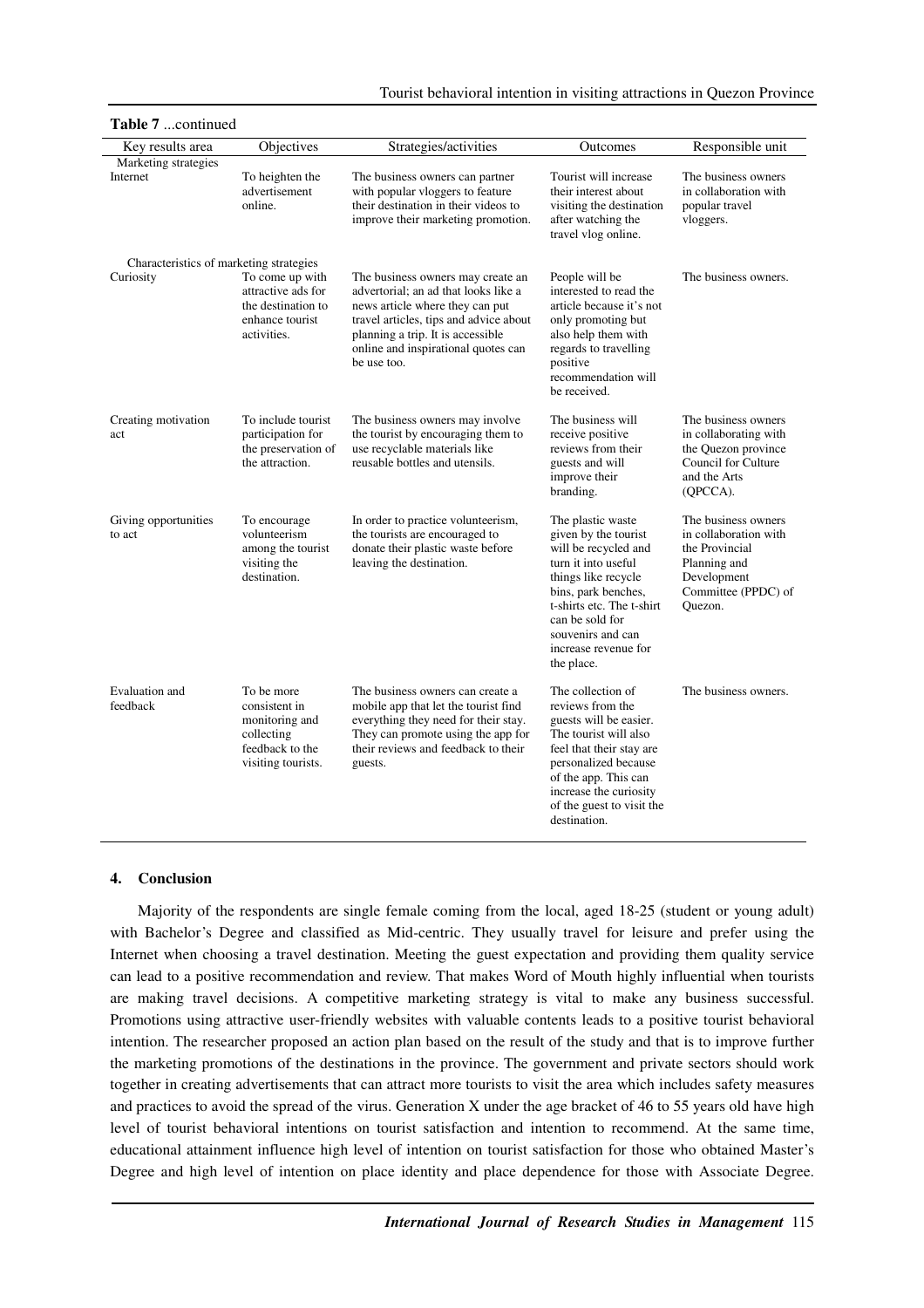**Table 7** ...continued

| Key results area | Objectives | Strategies/activities | Outcomes | Responsible unit |
|---|---|---|---|---|
| Marketing strategies | | | | |
| Internet | To heighten the advertisement online. | The business owners can partner with popular vloggers to feature their destination in their videos to improve their marketing promotion. | Tourist will increase their interest about visiting the destination after watching the travel vlog online. | The business owners in collaboration with popular travel vloggers. |
| Characteristics of marketing strategies | | | | |
| Curiosity | To come up with attractive ads for the destination to enhance tourist activities. | The business owners may create an advertorial; an ad that looks like a news article where they can put travel articles, tips and advice about planning a trip. It is accessible online and inspirational quotes can be use too. | People will be interested to read the article because it's not only promoting but also help them with regards to travelling positive recommendation will be received. | The business owners. |
| Creating motivation act | To include tourist participation for the preservation of the attraction. | The business owners may involve the tourist by encouraging them to use recyclable materials like reusable bottles and utensils. | The business will receive positive reviews from their guests and will improve their branding. | The business owners in collaborating with the Quezon province Council for Culture and the Arts (QPCCA). |
| Giving opportunities to act | To encourage volunteerism among the tourist visiting the destination. | In order to practice volunteerism, the tourists are encouraged to donate their plastic waste before leaving the destination. | The plastic waste given by the tourist will be recycled and turn it into useful things like recycle bins, park benches, t-shirts etc. The t-shirt can be sold for souvenirs and can increase revenue for the place. | The business owners in collaboration with the Provincial Planning and Development Committee (PPDC) of Quezon. |
| Evaluation and feedback | To be more consistent in monitoring and collecting feedback to the visiting tourists. | The business owners can create a mobile app that let the tourist find everything they need for their stay. They can promote using the app for their reviews and feedback to their guests. | The collection of reviews from the guests will be easier. The tourist will also feel that their stay are personalized because of the app. This can increase the curiosity of the guest to visit the destination. | The business owners. |

## 4. Conclusion

Majority of the respondents are single female coming from the local, aged 18-25 (student or young adult) with Bachelor's Degree and classified as Mid-centric. They usually travel for leisure and prefer using the Internet when choosing a travel destination. Meeting the guest expectation and providing them quality service can lead to a positive recommendation and review. That makes Word of Mouth highly influential when tourists are making travel decisions. A competitive marketing strategy is vital to make any business successful. Promotions using attractive user-friendly websites with valuable contents leads to a positive tourist behavioral intention. The researcher proposed an action plan based on the result of the study and that is to improve further the marketing promotions of the destinations in the province. The government and private sectors should work together in creating advertisements that can attract more tourists to visit the area which includes safety measures and practices to avoid the spread of the virus. Generation X under the age bracket of 46 to 55 years old have high level of tourist behavioral intentions on tourist satisfaction and intention to recommend. At the same time, educational attainment influence high level of intention on tourist satisfaction for those who obtained Master's Degree and high level of intention on place identity and place dependence for those with Associate Degree.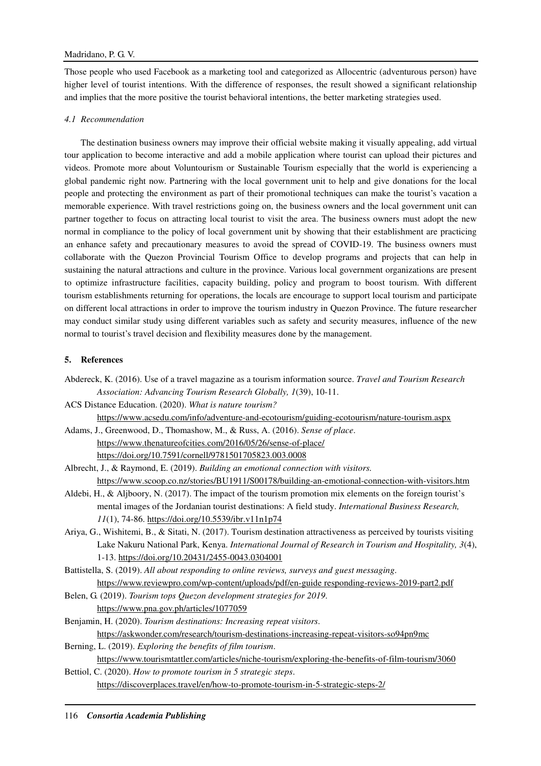Those people who used Facebook as a marketing tool and categorized as Allocentric (adventurous person) have higher level of tourist intentions. With the difference of responses, the result showed a significant relationship and implies that the more positive the tourist behavioral intentions, the better marketing strategies used.

### *4.1 Recommendation*

The destination business owners may improve their official website making it visually appealing, add virtual tour application to become interactive and add a mobile application where tourist can upload their pictures and videos. Promote more about Voluntourism or Sustainable Tourism especially that the world is experiencing a global pandemic right now. Partnering with the local government unit to help and give donations for the local people and protecting the environment as part of their promotional techniques can make the tourist's vacation a memorable experience. With travel restrictions going on, the business owners and the local government unit can partner together to focus on attracting local tourist to visit the area. The business owners must adopt the new normal in compliance to the policy of local government unit by showing that their establishment are practicing an enhance safety and precautionary measures to avoid the spread of COVID-19. The business owners must collaborate with the Quezon Provincial Tourism Office to develop programs and projects that can help in sustaining the natural attractions and culture in the province. Various local government organizations are present to optimize infrastructure facilities, capacity building, policy and program to boost tourism. With different tourism establishments returning for operations, the locals are encourage to support local tourism and participate on different local attractions in order to improve the tourism industry in Quezon Province. The future researcher may conduct similar study using different variables such as safety and security measures, influence of the new normal to tourist's travel decision and flexibility measures done by the management.

## 5. References

Abdereck, K. (2016). Use of a travel magazine as a tourism information source. *Travel and Tourism Research Association: Advancing Tourism Research Globally, 1*(39), 10-11.

ACS Distance Education. (2020). *What is nature tourism?* https://www.acsedu.com/info/adventure-and-ecotourism/guiding-ecotourism/nature-tourism.aspx

Adams, J., Greenwood, D., Thomashow, M., & Russ, A. (2016). *Sense of place*. https://www.thenatureofcities.com/2016/05/26/sense-of-place/ https://doi.org/10.7591/cornell/9781501705823.003.0008

Albrecht, J., & Raymond, E. (2019). *Building an emotional connection with visitors.* https://www.scoop.co.nz/stories/BU1911/S00178/building-an-emotional-connection-with-visitors.htm

Aldebi, H., & Aljboory, N. (2017). The impact of the tourism promotion mix elements on the foreign tourist's mental images of the Jordanian tourist destinations: A field study. *International Business Research, 11*(1), 74-86. https://doi.org/10.5539/ibr.v11n1p74

Ariya, G., Wishitemi, B., & Sitati, N. (2017). Tourism destination attractiveness as perceived by tourists visiting Lake Nakuru National Park, Kenya. *International Journal of Research in Tourism and Hospitality, 3*(4), 1-13. https://doi.org/10.20431/2455-0043.0304001

Battistella, S. (2019). *All about responding to online reviews, surveys and guest messaging*. https://www.reviewpro.com/wp-content/uploads/pdf/en-guide responding-reviews-2019-part2.pdf

Belen, G. (2019). *Tourism tops Quezon development strategies for 2019*. https://www.pna.gov.ph/articles/1077059

Benjamin, H. (2020). *Tourism destinations: Increasing repeat visitors*. https://askwonder.com/research/tourism-destinations-increasing-repeat-visitors-so94pn9mc

Berning, L. (2019). *Exploring the benefits of film tourism*. https://www.tourismtattler.com/articles/niche-tourism/exploring-the-benefits-of-film-tourism/3060

Bettiol, C. (2020). *How to promote tourism in 5 strategic steps*. https://discoverplaces.travel/en/how-to-promote-tourism-in-5-strategic-steps-2/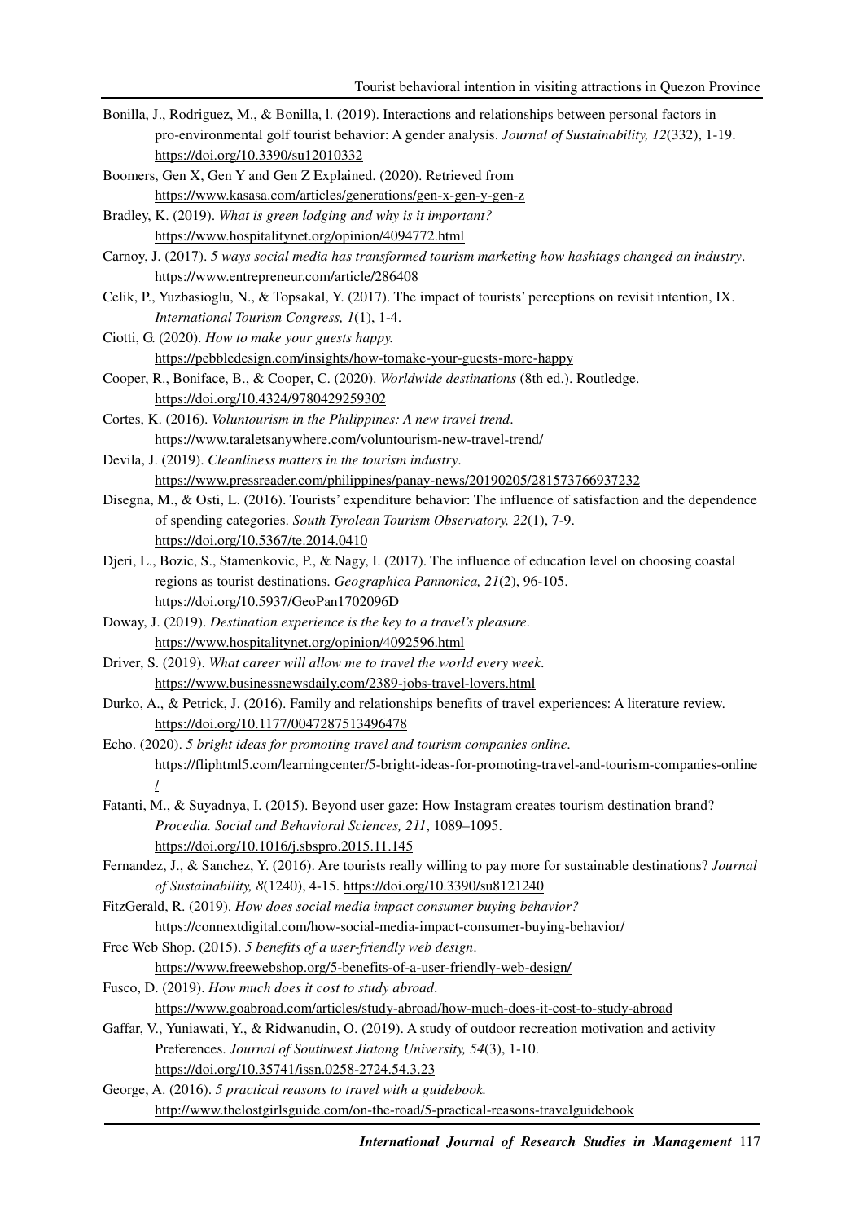Bonilla, J., Rodriguez, M., & Bonilla, l. (2019). Interactions and relationships between personal factors in pro-environmental golf tourist behavior: A gender analysis. *Journal of Sustainability, 12*(332), 1-19. https://doi.org/10.3390/su12010332

Boomers, Gen X, Gen Y and Gen Z Explained. (2020). Retrieved from https://www.kasasa.com/articles/generations/gen-x-gen-y-gen-z

Bradley, K. (2019). *What is green lodging and why is it important?* https://www.hospitalitynet.org/opinion/4094772.html

Carnoy, J. (2017). *5 ways social media has transformed tourism marketing how hashtags changed an industry*. https://www.entrepreneur.com/article/286408

Celik, P., Yuzbasioglu, N., & Topsakal, Y. (2017). The impact of tourists' perceptions on revisit intention, IX. *International Tourism Congress, 1*(1), 1-4.

Ciotti, G. (2020). *How to make your guests happy.* https://pebbledesign.com/insights/how-tomake-your-guests-more-happy

Cooper, R., Boniface, B., & Cooper, C. (2020). *Worldwide destinations* (8th ed.). Routledge. https://doi.org/10.4324/9780429259302

Cortes, K. (2016). *Voluntourism in the Philippines: A new travel trend*. https://www.taraletsanywhere.com/voluntourism-new-travel-trend/

Devila, J. (2019). *Cleanliness matters in the tourism industry*. https://www.pressreader.com/philippines/panay-news/20190205/281573766937232

Disegna, M., & Osti, L. (2016). Tourists' expenditure behavior: The influence of satisfaction and the dependence of spending categories. *South Tyrolean Tourism Observatory, 22*(1), 7-9. https://doi.org/10.5367/te.2014.0410

Djeri, L., Bozic, S., Stamenkovic, P., & Nagy, I. (2017). The influence of education level on choosing coastal regions as tourist destinations. *Geographica Pannonica, 21*(2), 96-105. https://doi.org/10.5937/GeoPan1702096D

Doway, J. (2019). *Destination experience is the key to a travel's pleasure*. https://www.hospitalitynet.org/opinion/4092596.html

Driver, S. (2019). *What career will allow me to travel the world every week*. https://www.businessnewsdaily.com/2389-jobs-travel-lovers.html

Durko, A., & Petrick, J. (2016). Family and relationships benefits of travel experiences: A literature review. https://doi.org/10.1177/0047287513496478

Echo. (2020). *5 bright ideas for promoting travel and tourism companies online*. https://fliphtml5.com/learningcenter/5-bright-ideas-for-promoting-travel-and-tourism-companies-online/

Fatanti, M., & Suyadnya, I. (2015). Beyond user gaze: How Instagram creates tourism destination brand? *Procedia. Social and Behavioral Sciences, 211*, 1089–1095. https://doi.org/10.1016/j.sbspro.2015.11.145

Fernandez, J., & Sanchez, Y. (2016). Are tourists really willing to pay more for sustainable destinations? *Journal of Sustainability, 8*(1240), 4-15. https://doi.org/10.3390/su8121240

FitzGerald, R. (2019). *How does social media impact consumer buying behavior?* https://connextdigital.com/how-social-media-impact-consumer-buying-behavior/

Free Web Shop. (2015). *5 benefits of a user-friendly web design*. https://www.freewebshop.org/5-benefits-of-a-user-friendly-web-design/

Fusco, D. (2019). *How much does it cost to study abroad*. https://www.goabroad.com/articles/study-abroad/how-much-does-it-cost-to-study-abroad

Gaffar, V., Yuniawati, Y., & Ridwanudin, O. (2019). A study of outdoor recreation motivation and activity Preferences. *Journal of Southwest Jiatong University, 54*(3), 1-10. https://doi.org/10.35741/issn.0258-2724.54.3.23

George, A. (2016). *5 practical reasons to travel with a guidebook.* http://www.thelostgirlsguide.com/on-the-road/5-practical-reasons-travelguidebook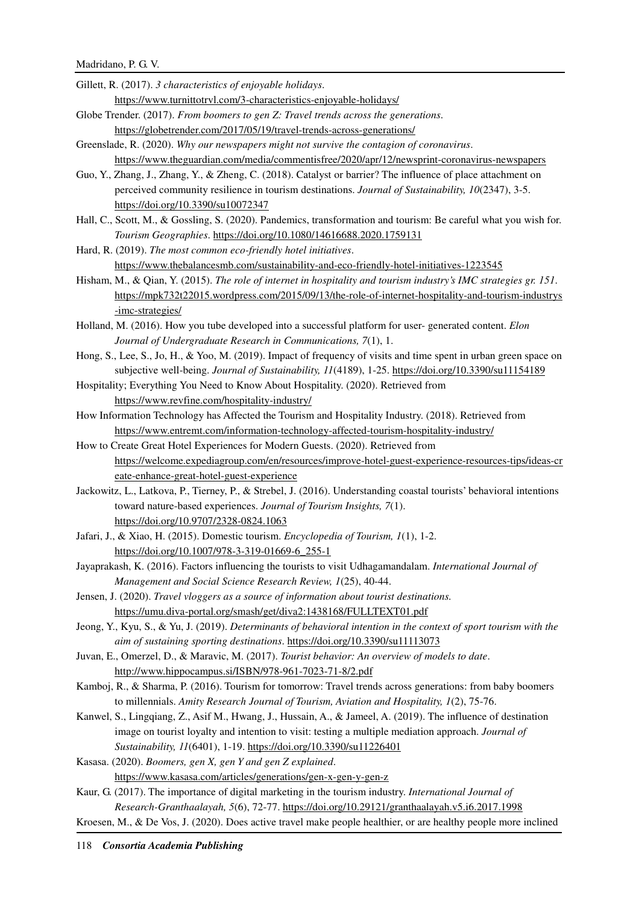Gillett, R. (2017). *3 characteristics of enjoyable holidays*. https://www.turnittotrvl.com/3-characteristics-enjoyable-holidays/

Globe Trender. (2017). *From boomers to gen Z: Travel trends across the generations*. https://globetrender.com/2017/05/19/travel-trends-across-generations/

Greenslade, R. (2020). *Why our newspapers might not survive the contagion of coronavirus*. https://www.theguardian.com/media/commentisfree/2020/apr/12/newsprint-coronavirus-newspapers

Guo, Y., Zhang, J., Zhang, Y., & Zheng, C. (2018). Catalyst or barrier? The influence of place attachment on perceived community resilience in tourism destinations. *Journal of Sustainability, 10*(2347), 3-5. https://doi.org/10.3390/su10072347

Hall, C., Scott, M., & Gossling, S. (2020). Pandemics, transformation and tourism: Be careful what you wish for. *Tourism Geographies*. https://doi.org/10.1080/14616688.2020.1759131

Hard, R. (2019). *The most common eco-friendly hotel initiatives*. https://www.thebalancesmb.com/sustainability-and-eco-friendly-hotel-initiatives-1223545

Hisham, M., & Qian, Y. (2015). *The role of internet in hospitality and tourism industry's IMC strategies gr. 151*. https://mpk732t22015.wordpress.com/2015/09/13/the-role-of-internet-hospitality-and-tourism-industrys-imc-strategies/

Holland, M. (2016). How you tube developed into a successful platform for user- generated content. *Elon Journal of Undergraduate Research in Communications, 7*(1), 1.

Hong, S., Lee, S., Jo, H., & Yoo, M. (2019). Impact of frequency of visits and time spent in urban green space on subjective well-being. *Journal of Sustainability, 11*(4189), 1-25. https://doi.org/10.3390/su11154189

Hospitality; Everything You Need to Know About Hospitality. (2020). Retrieved from https://www.revfine.com/hospitality-industry/

How Information Technology has Affected the Tourism and Hospitality Industry. (2018). Retrieved from https://www.entremt.com/information-technology-affected-tourism-hospitality-industry/

How to Create Great Hotel Experiences for Modern Guests. (2020). Retrieved from https://welcome.expediagroup.com/en/resources/improve-hotel-guest-experience-resources-tips/ideas-create-enhance-great-hotel-guest-experience

Jackowitz, L., Latkova, P., Tierney, P., & Strebel, J. (2016). Understanding coastal tourists' behavioral intentions toward nature-based experiences. *Journal of Tourism Insights, 7*(1). https://doi.org/10.9707/2328-0824.1063

Jafari, J., & Xiao, H. (2015). Domestic tourism. *Encyclopedia of Tourism, 1*(1), 1-2. https://doi.org/10.1007/978-3-319-01669-6_255-1

Jayaprakash, K. (2016). Factors influencing the tourists to visit Udhagamandalam. *International Journal of Management and Social Science Research Review, 1*(25), 40-44.

Jensen, J. (2020). *Travel vloggers as a source of information about tourist destinations*. https://umu.diva-portal.org/smash/get/diva2:1438168/FULLTEXT01.pdf

Jeong, Y., Kyu, S., & Yu, J. (2019). *Determinants of behavioral intention in the context of sport tourism with the aim of sustaining sporting destinations*. https://doi.org/10.3390/su11113073

Juvan, E., Omerzel, D., & Maravic, M. (2017). *Tourist behavior: An overview of models to date*. http://www.hippocampus.si/ISBN/978-961-7023-71-8/2.pdf

Kamboj, R., & Sharma, P. (2016). Tourism for tomorrow: Travel trends across generations: from baby boomers to millennials. *Amity Research Journal of Tourism, Aviation and Hospitality, 1*(2), 75-76.

Kanwel, S., Lingqiang, Z., Asif M., Hwang, J., Hussain, A., & Jameel, A. (2019). The influence of destination image on tourist loyalty and intention to visit: testing a multiple mediation approach. *Journal of Sustainability, 11*(6401), 1-19. https://doi.org/10.3390/su11226401

Kasasa. (2020). *Boomers, gen X, gen Y and gen Z explained*. https://www.kasasa.com/articles/generations/gen-x-gen-y-gen-z

Kaur, G. (2017). The importance of digital marketing in the tourism industry. *International Journal of Research-Granthaalayah, 5*(6), 72-77. https://doi.org/10.29121/granthaalayah.v5.i6.2017.1998

Kroesen, M., & De Vos, J. (2020). Does active travel make people healthier, or are healthy people more inclined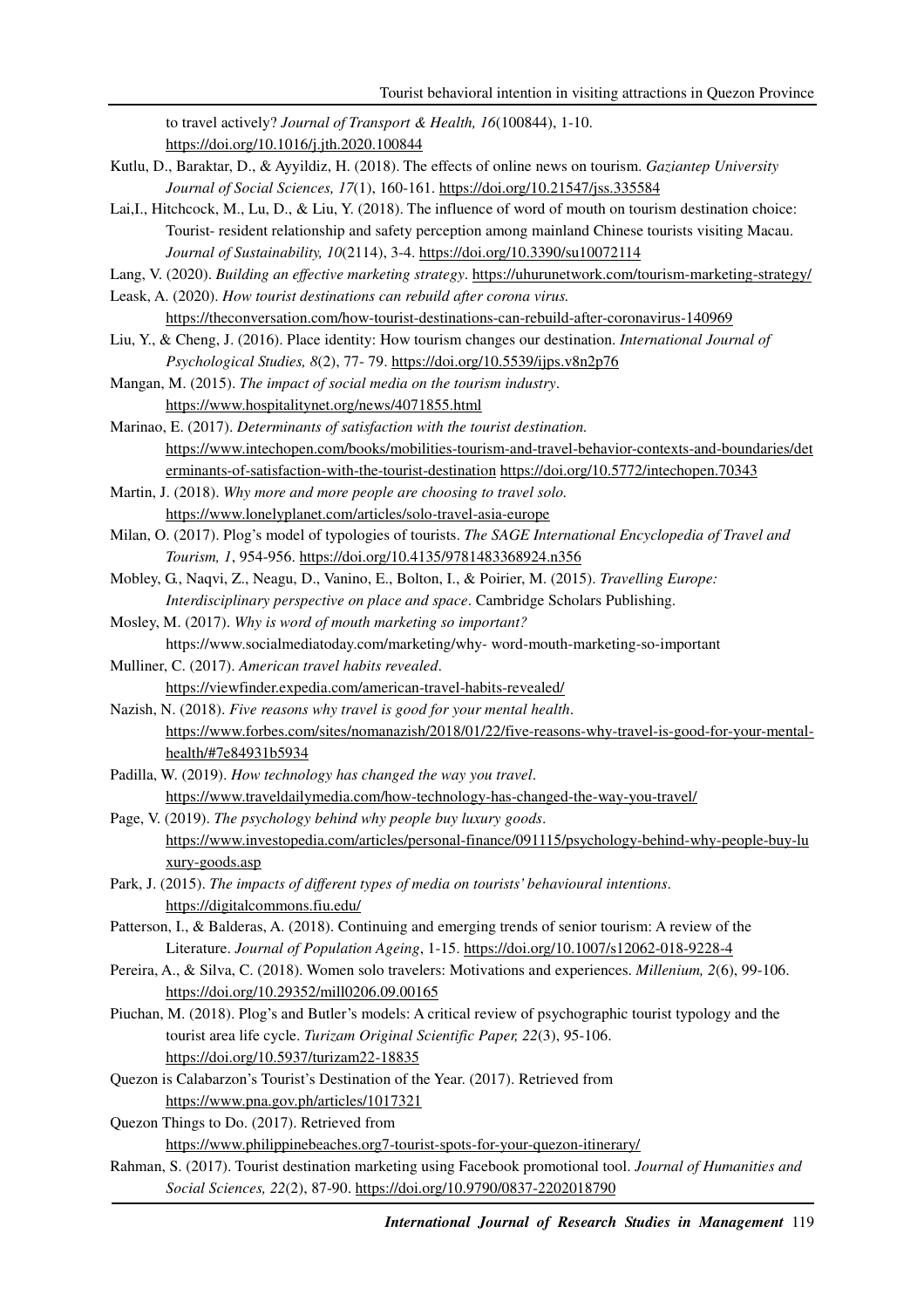to travel actively? *Journal of Transport & Health, 16*(100844), 1-10. https://doi.org/10.1016/j.jth.2020.100844

Kutlu, D., Baraktar, D., & Ayyildiz, H. (2018). The effects of online news on tourism. *Gaziantep University Journal of Social Sciences, 17*(1), 160-161. https://doi.org/10.21547/jss.335584

Lai,I., Hitchcock, M., Lu, D., & Liu, Y. (2018). The influence of word of mouth on tourism destination choice: Tourist- resident relationship and safety perception among mainland Chinese tourists visiting Macau. *Journal of Sustainability, 10*(2114), 3-4. https://doi.org/10.3390/su10072114

Lang, V. (2020). *Building an effective marketing strategy*. https://uhurunetwork.com/tourism-marketing-strategy/

Leask, A. (2020). *How tourist destinations can rebuild after corona virus.* https://theconversation.com/how-tourist-destinations-can-rebuild-after-coronavirus-140969

Liu, Y., & Cheng, J. (2016). Place identity: How tourism changes our destination. *International Journal of Psychological Studies, 8*(2), 77- 79. https://doi.org/10.5539/ijps.v8n2p76

Mangan, M. (2015). *The impact of social media on the tourism industry*. https://www.hospitalitynet.org/news/4071855.html

Marinao, E. (2017). *Determinants of satisfaction with the tourist destination.* https://www.intechopen.com/books/mobilities-tourism-and-travel-behavior-contexts-and-boundaries/determinants-of-satisfaction-with-the-tourist-destination https://doi.org/10.5772/intechopen.70343

Martin, J. (2018). *Why more and more people are choosing to travel solo.* https://www.lonelyplanet.com/articles/solo-travel-asia-europe

Milan, O. (2017). Plog's model of typologies of tourists. *The SAGE International Encyclopedia of Travel and Tourism, 1*, 954-956. https://doi.org/10.4135/9781483368924.n356

Mobley, G., Naqvi, Z., Neagu, D., Vanino, E., Bolton, I., & Poirier, M. (2015). *Travelling Europe: Interdisciplinary perspective on place and space*. Cambridge Scholars Publishing.

Mosley, M. (2017). *Why is word of mouth marketing so important?* https://www.socialmediatoday.com/marketing/why- word-mouth-marketing-so-important

Mulliner, C. (2017). *American travel habits revealed*. https://viewfinder.expedia.com/american-travel-habits-revealed/

Nazish, N. (2018). *Five reasons why travel is good for your mental health*. https://www.forbes.com/sites/nomanazish/2018/01/22/five-reasons-why-travel-is-good-for-your-mental-health/#7e84931b5934

Padilla, W. (2019). *How technology has changed the way you travel*. https://www.traveldailymedia.com/how-technology-has-changed-the-way-you-travel/

Page, V. (2019). *The psychology behind why people buy luxury goods*. https://www.investopedia.com/articles/personal-finance/091115/psychology-behind-why-people-buy-luxury-goods.asp

Park, J. (2015). *The impacts of different types of media on tourists' behavioural intentions*. https://digitalcommons.fiu.edu/

Patterson, I., & Balderas, A. (2018). Continuing and emerging trends of senior tourism: A review of the Literature. *Journal of Population Ageing*, 1-15. https://doi.org/10.1007/s12062-018-9228-4

Pereira, A., & Silva, C. (2018). Women solo travelers: Motivations and experiences. *Millenium, 2*(6), 99-106. https://doi.org/10.29352/mill0206.09.00165

Piuchan, M. (2018). Plog's and Butler's models: A critical review of psychographic tourist typology and the tourist area life cycle. *Turizam Original Scientific Paper, 22*(3), 95-106. https://doi.org/10.5937/turizam22-18835

Quezon is Calabarzon's Tourist's Destination of the Year. (2017). Retrieved from https://www.pna.gov.ph/articles/1017321

Quezon Things to Do. (2017). Retrieved from https://www.philippinebeaches.org7-tourist-spots-for-your-quezon-itinerary/

Rahman, S. (2017). Tourist destination marketing using Facebook promotional tool. *Journal of Humanities and Social Sciences, 22*(2), 87-90. https://doi.org/10.9790/0837-2202018790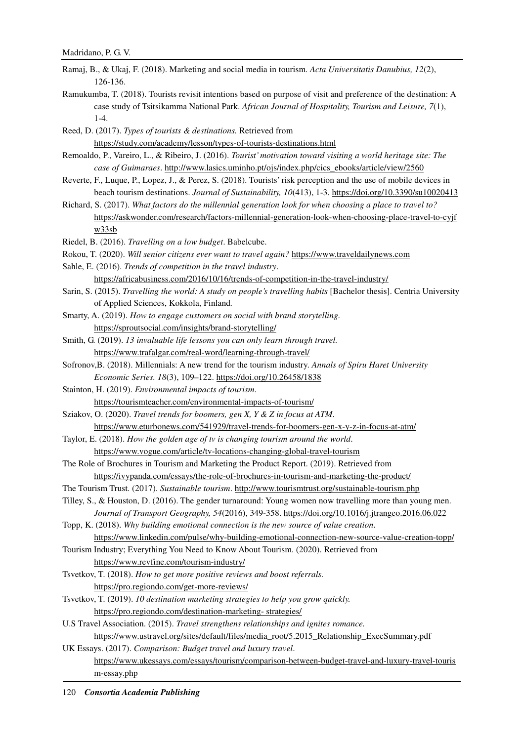Ramaj, B., & Ukaj, F. (2018). Marketing and social media in tourism. *Acta Universitatis Danubius, 12*(2), 126-136.

Ramukumba, T. (2018). Tourists revisit intentions based on purpose of visit and preference of the destination: A case study of Tsitsikamma National Park. *African Journal of Hospitality, Tourism and Leisure, 7*(1), 1-4.

Reed, D. (2017). *Types of tourists & destinations.* Retrieved from https://study.com/academy/lesson/types-of-tourists-destinations.html

Remoaldo, P., Vareiro, L., & Ribeiro, J. (2016). *Tourist' motivation toward visiting a world heritage site: The case of Guimaraes*. http://www.lasics.uminho.pt/ojs/index.php/cics_ebooks/article/view/2560

Reverte, F., Luque, P., Lopez, J., & Perez, S. (2018). Tourists' risk perception and the use of mobile devices in beach tourism destinations. *Journal of Sustainability, 10*(413), 1-3. https://doi.org/10.3390/su10020413

Richard, S. (2017). *What factors do the millennial generation look for when choosing a place to travel to?* https://askwonder.com/research/factors-millennial-generation-look-when-choosing-place-travel-to-cyjfw33sb

Riedel, B. (2016). *Travelling on a low budget*. Babelcube.

Rokou, T. (2020). *Will senior citizens ever want to travel again?* https://www.traveldailynews.com

Sahle, E. (2016). *Trends of competition in the travel industry*. https://africabusiness.com/2016/10/16/trends-of-competition-in-the-travel-industry/

Sarin, S. (2015). *Travelling the world: A study on people's travelling habits* [Bachelor thesis]. Centria University of Applied Sciences, Kokkola, Finland*.*

Smarty, A. (2019). *How to engage customers on social with brand storytelling.* https://sproutsocial.com/insights/brand-storytelling/

Smith, G. (2019). *13 invaluable life lessons you can only learn through travel.* https://www.trafalgar.com/real-word/learning-through-travel/

Sofronov,B. (2018). Millennials: A new trend for the tourism industry. *Annals of Spiru Haret University Economic Series. 18*(3), 109–122. https://doi.org/10.26458/1838

Stainton, H. (2019). *Environmental impacts of tourism*. https://tourismteacher.com/environmental-impacts-of-tourism/

Sziakov, O. (2020). *Travel trends for boomers, gen X, Y & Z in focus at ATM*. https://www.eturbonews.com/541929/travel-trends-for-boomers-gen-x-y-z-in-focus-at-atm/

Taylor, E. (2018). *How the golden age of tv is changing tourism around the world*. https://www.vogue.com/article/tv-locations-changing-global-travel-tourism

The Role of Brochures in Tourism and Marketing the Product Report. (2019). Retrieved from https://ivypanda.com/essays/the-role-of-brochures-in-tourism-and-marketing-the-product/

The Tourism Trust. (2017). *Sustainable tourism*. http://www.tourismtrust.org/sustainable-tourism.php

Tilley, S., & Houston, D. (2016). The gender turnaround: Young women now travelling more than young men. *Journal of Transport Geography, 54*(2016), 349-358. https://doi.org/10.1016/j.jtrangeo.2016.06.022

Topp, K. (2018). *Why building emotional connection is the new source of value creation*. https://www.linkedin.com/pulse/why-building-emotional-connection-new-source-value-creation-topp/

Tourism Industry; Everything You Need to Know About Tourism. (2020). Retrieved from https://www.revfine.com/tourism-industry/

Tsvetkov, T. (2018). *How to get more positive reviews and boost referrals.* https://pro.regiondo.com/get-more-reviews/

Tsvetkov, T. (2019). *10 destination marketing strategies to help you grow quickly.* https://pro.regiondo.com/destination-marketing- strategies/

U.S Travel Association. (2015). *Travel strengthens relationships and ignites romance.* https://www.ustravel.org/sites/default/files/media_root/5.2015_Relationship_ExecSummary.pdf

UK Essays. (2017). *Comparison: Budget travel and luxury travel*. https://www.ukessays.com/essays/tourism/comparison-between-budget-travel-and-luxury-travel-tourism-essay.php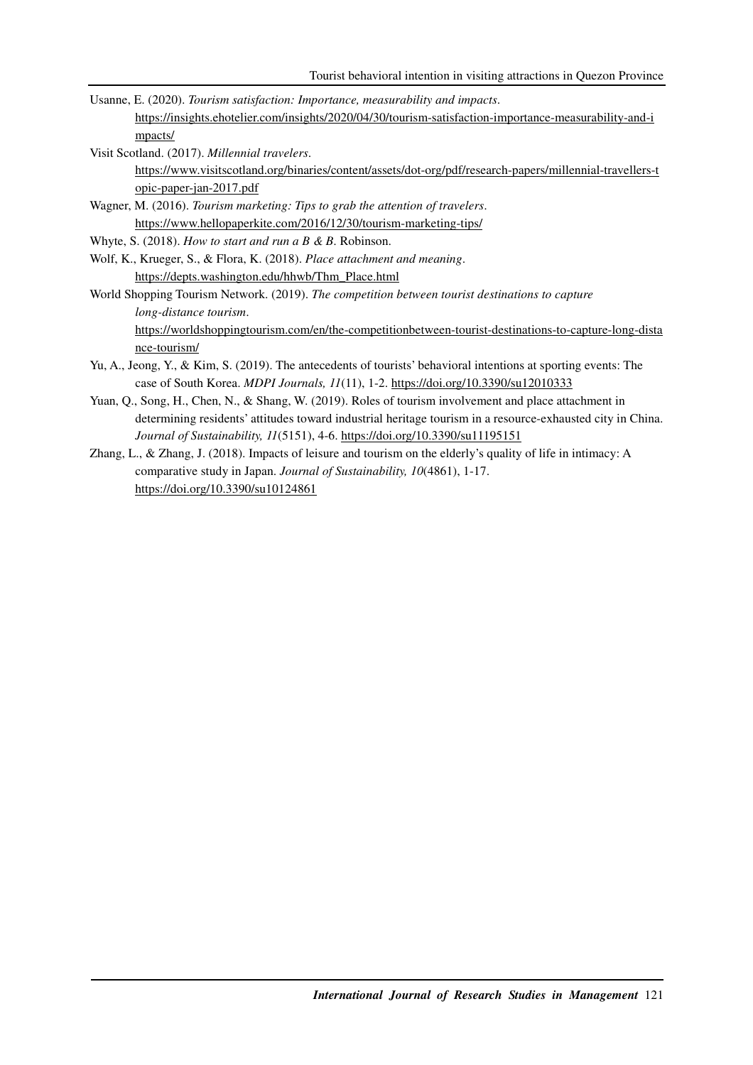Usanne, E. (2020). *Tourism satisfaction: Importance, measurability and impacts*. https://insights.ehotelier.com/insights/2020/04/30/tourism-satisfaction-importance-measurability-and-impacts/

Visit Scotland. (2017). *Millennial travelers*. https://www.visitscotland.org/binaries/content/assets/dot-org/pdf/research-papers/millennial-travellers-topic-paper-jan-2017.pdf

Wagner, M. (2016). *Tourism marketing: Tips to grab the attention of travelers*. https://www.hellopaperkite.com/2016/12/30/tourism-marketing-tips/

Whyte, S. (2018). *How to start and run a B & B*. Robinson.

Wolf, K., Krueger, S., & Flora, K. (2018). *Place attachment and meaning*. https://depts.washington.edu/hhwb/Thm_Place.html

World Shopping Tourism Network. (2019). *The competition between tourist destinations to capture long-distance tourism*. https://worldshoppingtourism.com/en/the-competitionbetween-tourist-destinations-to-capture-long-distance-tourism/

Yu, A., Jeong, Y., & Kim, S. (2019). The antecedents of tourists' behavioral intentions at sporting events: The case of South Korea. *MDPI Journals, 11*(11), 1-2. https://doi.org/10.3390/su12010333

Yuan, Q., Song, H., Chen, N., & Shang, W. (2019). Roles of tourism involvement and place attachment in determining residents' attitudes toward industrial heritage tourism in a resource-exhausted city in China. *Journal of Sustainability, 11*(5151), 4-6. https://doi.org/10.3390/su11195151

Zhang, L., & Zhang, J. (2018). Impacts of leisure and tourism on the elderly's quality of life in intimacy: A comparative study in Japan. *Journal of Sustainability, 10*(4861), 1-17. https://doi.org/10.3390/su10124861